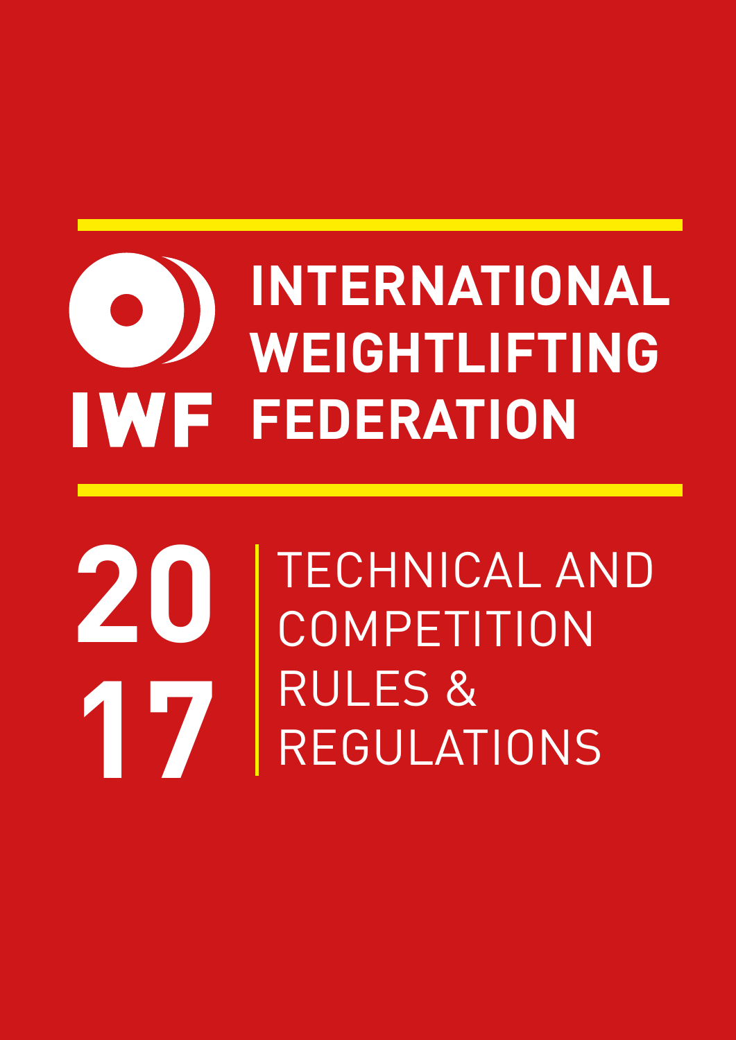IWF

# INTERNATIONAL WEIGHTLIFTING FEDERATION

2017

## TECHNICAL AND COMPETITION RULES & REGULATIONS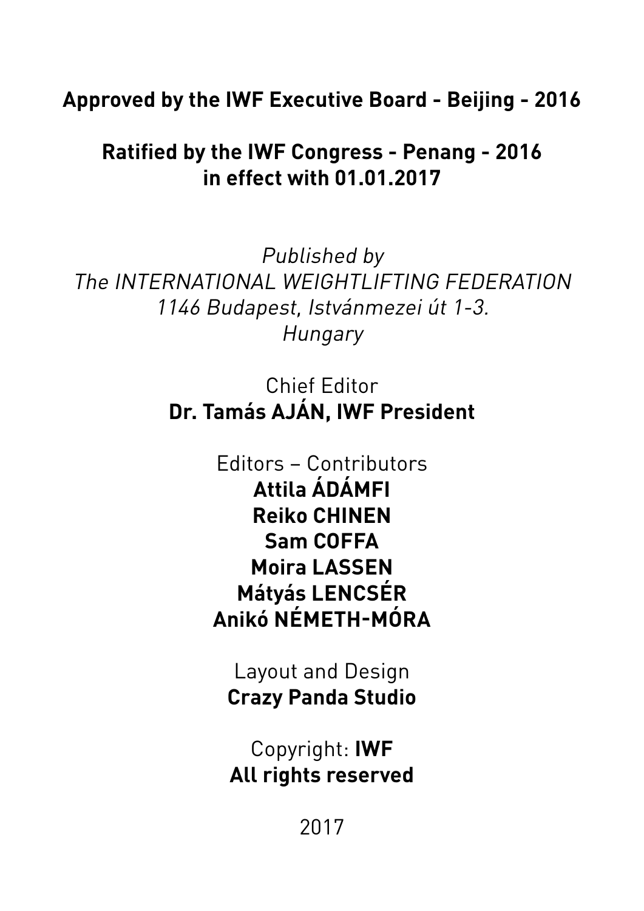**Approved by the IWF Executive Board - Beijing - 2016**

**Ratified by the IWF Congress - Penang - 2016**
**in effect with 01.01.2017**

*Published by*
*The INTERNATIONAL WEIGHTLIFTING FEDERATION*
*1146 Budapest, Istvánmezei út 1-3.*
*Hungary*

Chief Editor
**Dr. Tamás AJÁN, IWF President**

Editors – Contributors
**Attila ÁDÁMFI**
**Reiko CHINEN**
**Sam COFFA**
**Moira LASSEN**
**Mátyás LENCSÉR**
**Anikó NÉMETH-MÓRA**

Layout and Design
**Crazy Panda Studio**

Copyright: **IWF**
**All rights reserved**

2017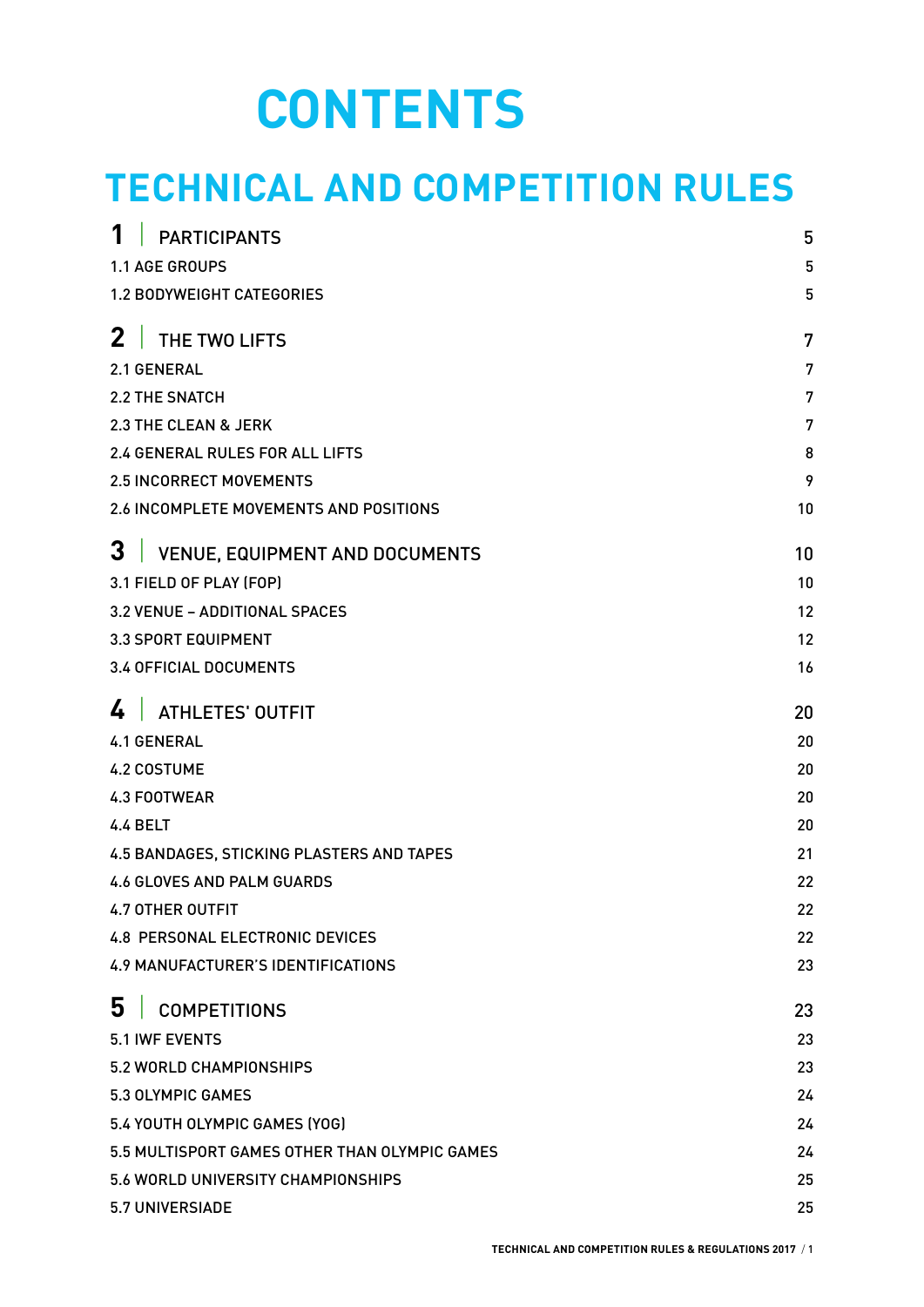# CONTENTS

## TECHNICAL AND COMPETITION RULES

| | |
|---|---|
| **1 PARTICIPANTS** | 5 |
| 1.1 AGE GROUPS | 5 |
| 1.2 BODYWEIGHT CATEGORIES | 5 |
| **2 THE TWO LIFTS** | 7 |
| 2.1 GENERAL | 7 |
| 2.2 THE SNATCH | 7 |
| 2.3 THE CLEAN & JERK | 7 |
| 2.4 GENERAL RULES FOR ALL LIFTS | 8 |
| 2.5 INCORRECT MOVEMENTS | 9 |
| 2.6 INCOMPLETE MOVEMENTS AND POSITIONS | 10 |
| **3 VENUE, EQUIPMENT AND DOCUMENTS** | 10 |
| 3.1 FIELD OF PLAY (FOP) | 10 |
| 3.2 VENUE – ADDITIONAL SPACES | 12 |
| 3.3 SPORT EQUIPMENT | 12 |
| 3.4 OFFICIAL DOCUMENTS | 16 |
| **4 ATHLETES' OUTFIT** | 20 |
| 4.1 GENERAL | 20 |
| 4.2 COSTUME | 20 |
| 4.3 FOOTWEAR | 20 |
| 4.4 BELT | 20 |
| 4.5 BANDAGES, STICKING PLASTERS AND TAPES | 21 |
| 4.6 GLOVES AND PALM GUARDS | 22 |
| 4.7 OTHER OUTFIT | 22 |
| 4.8 PERSONAL ELECTRONIC DEVICES | 22 |
| 4.9 MANUFACTURER'S IDENTIFICATIONS | 23 |
| **5 COMPETITIONS** | 23 |
| 5.1 IWF EVENTS | 23 |
| 5.2 WORLD CHAMPIONSHIPS | 23 |
| 5.3 OLYMPIC GAMES | 24 |
| 5.4 YOUTH OLYMPIC GAMES (YOG) | 24 |
| 5.5 MULTISPORT GAMES OTHER THAN OLYMPIC GAMES | 24 |
| 5.6 WORLD UNIVERSITY CHAMPIONSHIPS | 25 |
| 5.7 UNIVERSIADE | 25 |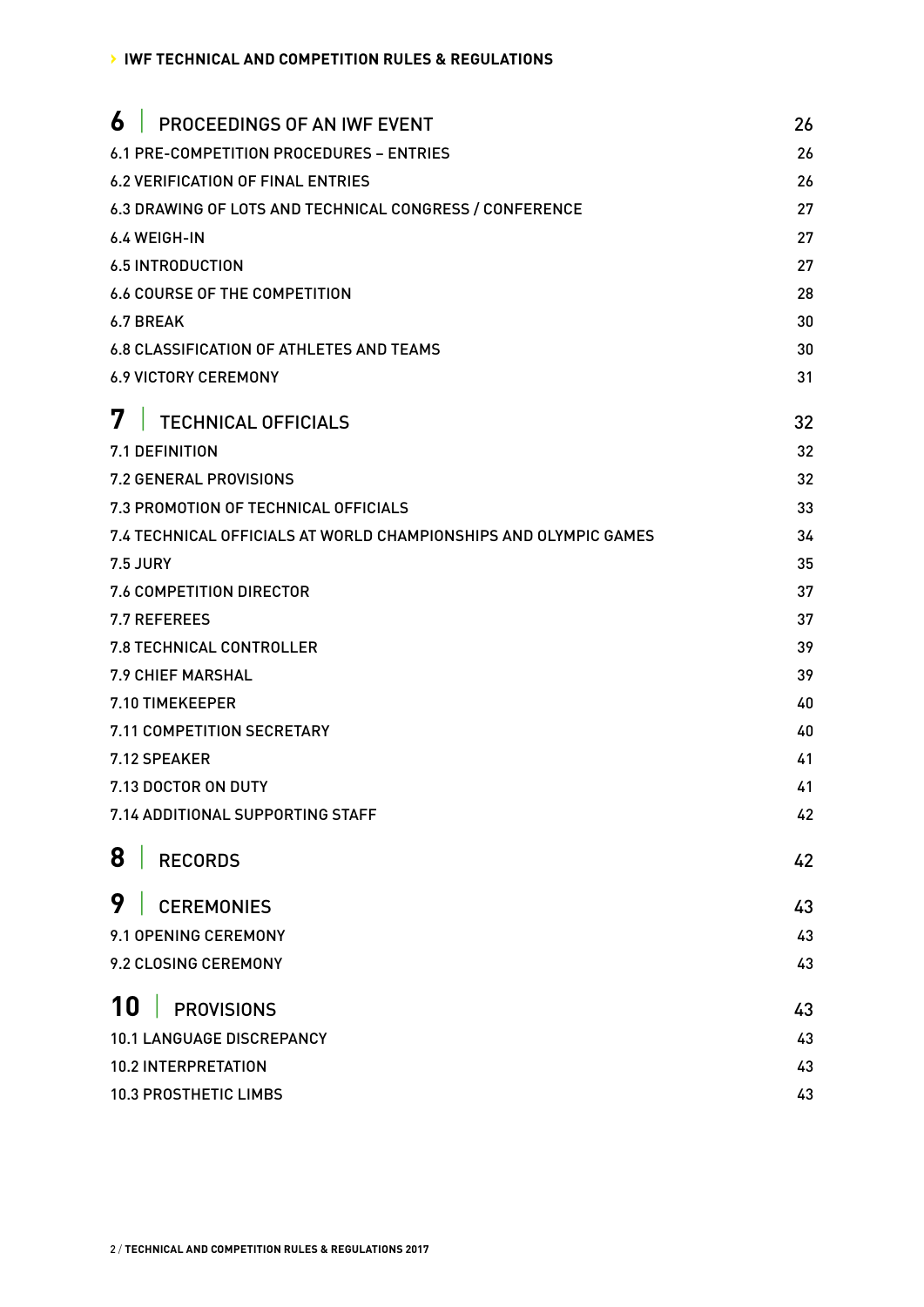| | |
|---|---|
| **6 \| PROCEEDINGS OF AN IWF EVENT** | 26 |
| 6.1 PRE-COMPETITION PROCEDURES – ENTRIES | 26 |
| 6.2 VERIFICATION OF FINAL ENTRIES | 26 |
| 6.3 DRAWING OF LOTS AND TECHNICAL CONGRESS / CONFERENCE | 27 |
| 6.4 WEIGH-IN | 27 |
| 6.5 INTRODUCTION | 27 |
| 6.6 COURSE OF THE COMPETITION | 28 |
| 6.7 BREAK | 30 |
| 6.8 CLASSIFICATION OF ATHLETES AND TEAMS | 30 |
| 6.9 VICTORY CEREMONY | 31 |
| **7 \| TECHNICAL OFFICIALS** | 32 |
| 7.1 DEFINITION | 32 |
| 7.2 GENERAL PROVISIONS | 32 |
| 7.3 PROMOTION OF TECHNICAL OFFICIALS | 33 |
| 7.4 TECHNICAL OFFICIALS AT WORLD CHAMPIONSHIPS AND OLYMPIC GAMES | 34 |
| 7.5 JURY | 35 |
| 7.6 COMPETITION DIRECTOR | 37 |
| 7.7 REFEREES | 37 |
| 7.8 TECHNICAL CONTROLLER | 39 |
| 7.9 CHIEF MARSHAL | 39 |
| 7.10 TIMEKEEPER | 40 |
| 7.11 COMPETITION SECRETARY | 40 |
| 7.12 SPEAKER | 41 |
| 7.13 DOCTOR ON DUTY | 41 |
| 7.14 ADDITIONAL SUPPORTING STAFF | 42 |
| **8 \| RECORDS** | 42 |
| **9 \| CEREMONIES** | 43 |
| 9.1 OPENING CEREMONY | 43 |
| 9.2 CLOSING CEREMONY | 43 |
| **10 \| PROVISIONS** | 43 |
| 10.1 LANGUAGE DISCREPANCY | 43 |
| 10.2 INTERPRETATION | 43 |
| 10.3 PROSTHETIC LIMBS | 43 |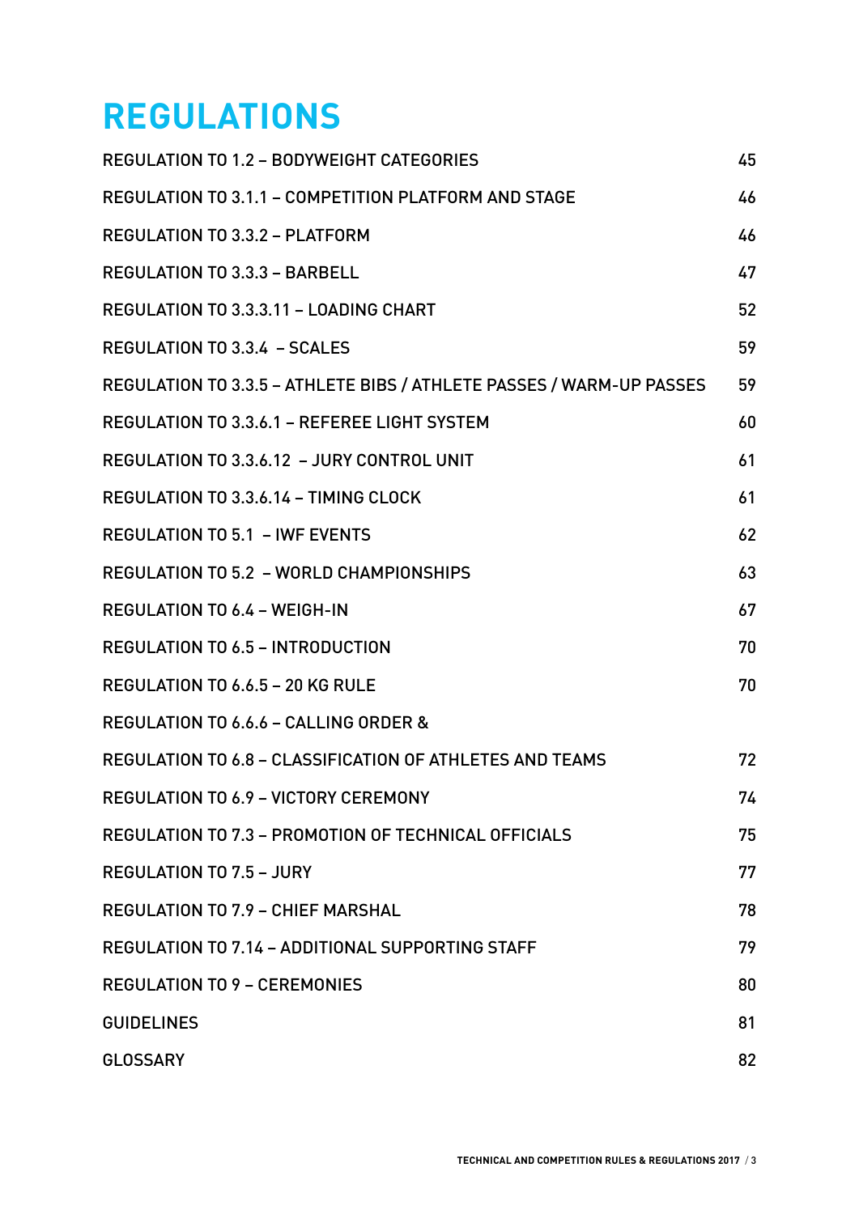# REGULATIONS

| | |
|---|---|
| REGULATION TO 1.2 – BODYWEIGHT CATEGORIES | 45 |
| REGULATION TO 3.1.1 – COMPETITION PLATFORM AND STAGE | 46 |
| REGULATION TO 3.3.2 – PLATFORM | 46 |
| REGULATION TO 3.3.3 – BARBELL | 47 |
| REGULATION TO 3.3.3.11 – LOADING CHART | 52 |
| REGULATION TO 3.3.4 – SCALES | 59 |
| REGULATION TO 3.3.5 – ATHLETE BIBS / ATHLETE PASSES / WARM-UP PASSES | 59 |
| REGULATION TO 3.3.6.1 – REFEREE LIGHT SYSTEM | 60 |
| REGULATION TO 3.3.6.12 – JURY CONTROL UNIT | 61 |
| REGULATION TO 3.3.6.14 – TIMING CLOCK | 61 |
| REGULATION TO 5.1 – IWF EVENTS | 62 |
| REGULATION TO 5.2 – WORLD CHAMPIONSHIPS | 63 |
| REGULATION TO 6.4 – WEIGH-IN | 67 |
| REGULATION TO 6.5 – INTRODUCTION | 70 |
| REGULATION TO 6.6.5 – 20 KG RULE | 70 |
| REGULATION TO 6.6.6 – CALLING ORDER & | |
| REGULATION TO 6.8 – CLASSIFICATION OF ATHLETES AND TEAMS | 72 |
| REGULATION TO 6.9 – VICTORY CEREMONY | 74 |
| REGULATION TO 7.3 – PROMOTION OF TECHNICAL OFFICIALS | 75 |
| REGULATION TO 7.5 – JURY | 77 |
| REGULATION TO 7.9 – CHIEF MARSHAL | 78 |
| REGULATION TO 7.14 – ADDITIONAL SUPPORTING STAFF | 79 |
| REGULATION TO 9 – CEREMONIES | 80 |
| GUIDELINES | 81 |
| GLOSSARY | 82 |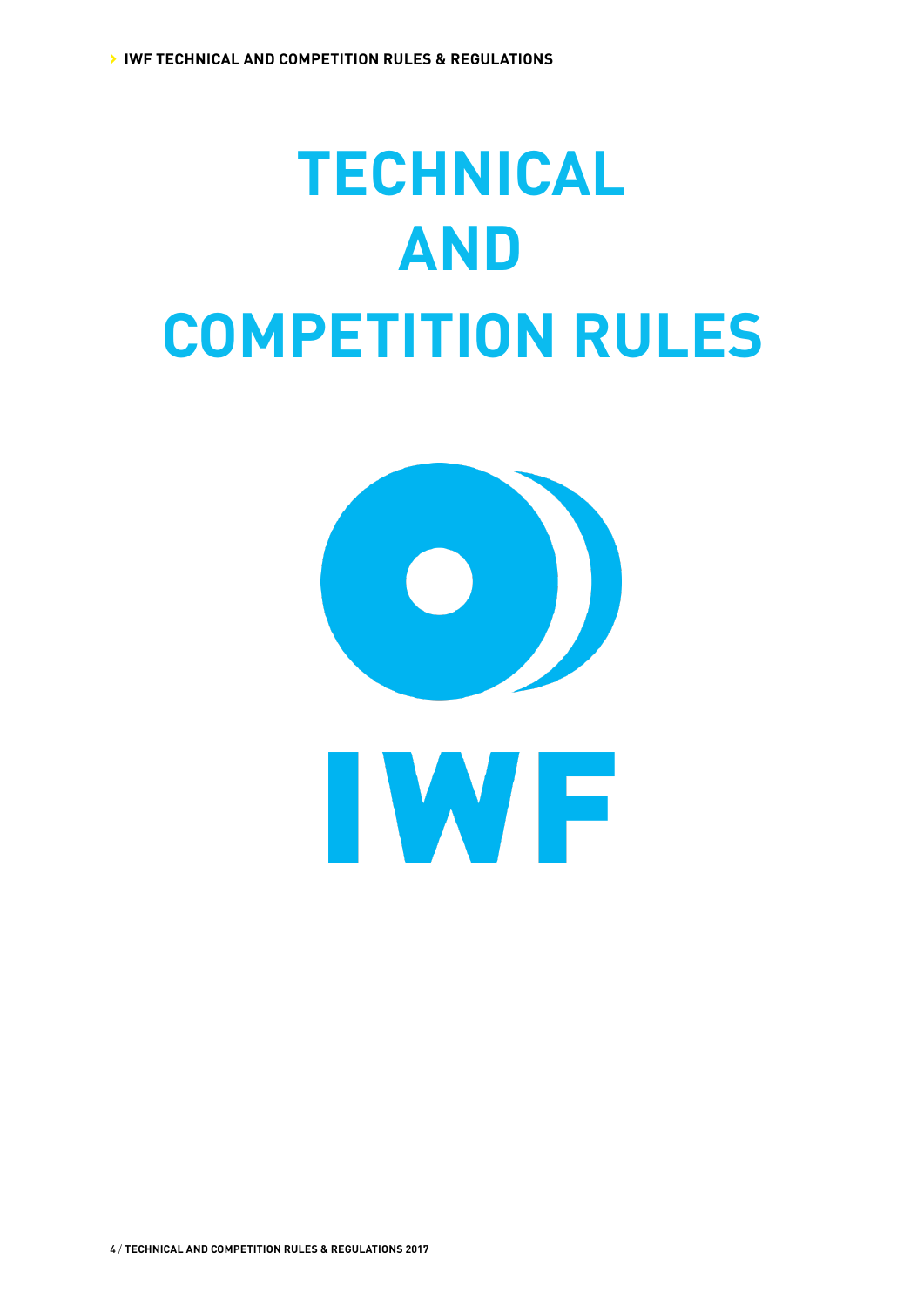# TECHNICAL AND COMPETITION RULES

IWF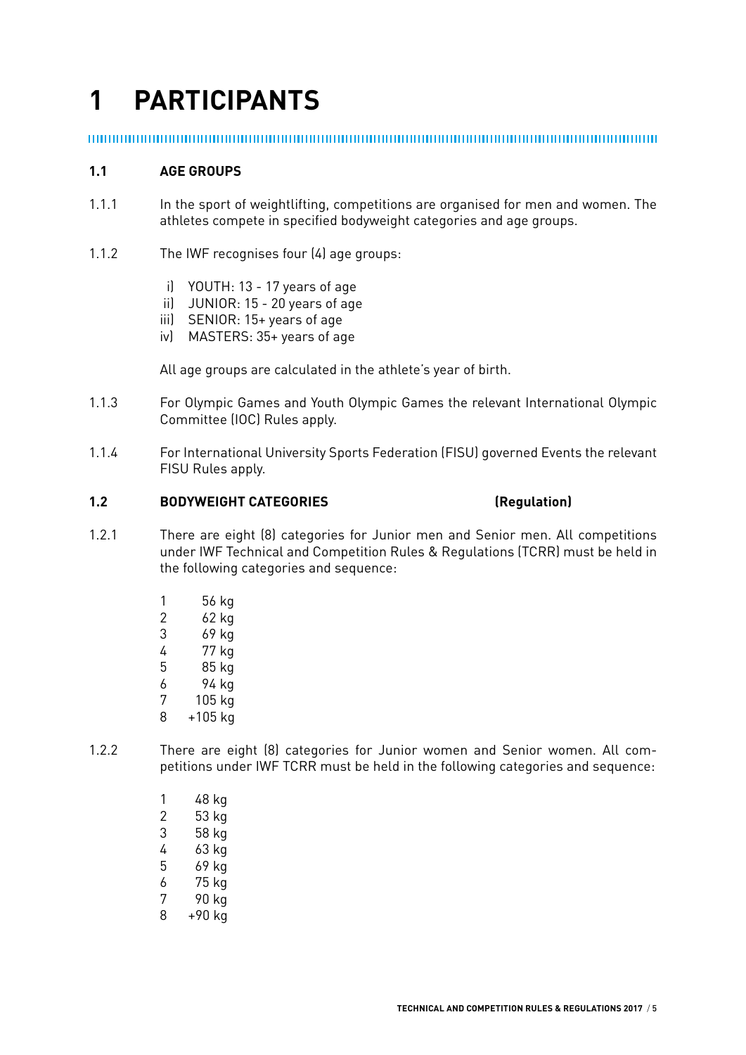# 1 PARTICIPANTS

## 1.1 AGE GROUPS

1.1.1 In the sport of weightlifting, competitions are organised for men and women. The athletes compete in specified bodyweight categories and age groups.

1.1.2 The IWF recognises four (4) age groups:

i) YOUTH: 13 - 17 years of age
ii) JUNIOR: 15 - 20 years of age
iii) SENIOR: 15+ years of age
iv) MASTERS: 35+ years of age

All age groups are calculated in the athlete's year of birth.

1.1.3 For Olympic Games and Youth Olympic Games the relevant International Olympic Committee (IOC) Rules apply.

1.1.4 For International University Sports Federation (FISU) governed Events the relevant FISU Rules apply.

## 1.2 BODYWEIGHT CATEGORIES (Regulation)

1.2.1 There are eight (8) categories for Junior men and Senior men. All competitions under IWF Technical and Competition Rules & Regulations (TCRR) must be held in the following categories and sequence:

1 56 kg
2 62 kg
3 69 kg
4 77 kg
5 85 kg
6 94 kg
7 105 kg
8 +105 kg

1.2.2 There are eight (8) categories for Junior women and Senior women. All competitions under IWF TCRR must be held in the following categories and sequence:

1 48 kg
2 53 kg
3 58 kg
4 63 kg
5 69 kg
6 75 kg
7 90 kg
8 +90 kg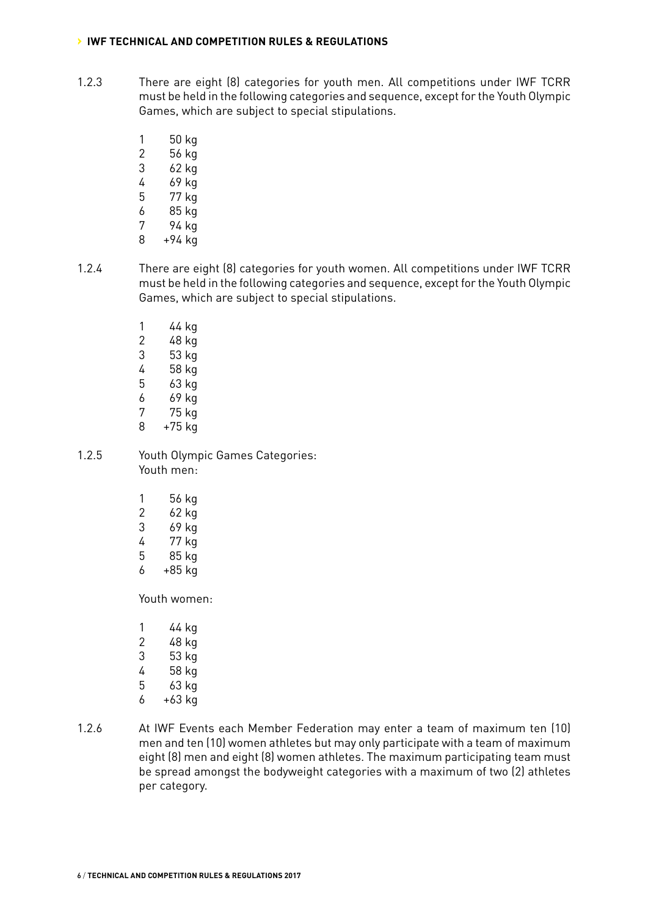1.2.3 There are eight (8) categories for youth men. All competitions under IWF TCRR must be held in the following categories and sequence, except for the Youth Olympic Games, which are subject to special stipulations.

1. 50 kg
2. 56 kg
3. 62 kg
4. 69 kg
5. 77 kg
6. 85 kg
7. 94 kg
8. +94 kg

1.2.4 There are eight (8) categories for youth women. All competitions under IWF TCRR must be held in the following categories and sequence, except for the Youth Olympic Games, which are subject to special stipulations.

1. 44 kg
2. 48 kg
3. 53 kg
4. 58 kg
5. 63 kg
6. 69 kg
7. 75 kg
8. +75 kg

1.2.5 Youth Olympic Games Categories:
Youth men:

1. 56 kg
2. 62 kg
3. 69 kg
4. 77 kg
5. 85 kg
6. +85 kg

Youth women:

1. 44 kg
2. 48 kg
3. 53 kg
4. 58 kg
5. 63 kg
6. +63 kg

1.2.6 At IWF Events each Member Federation may enter a team of maximum ten (10) men and ten (10) women athletes but may only participate with a team of maximum eight (8) men and eight (8) women athletes. The maximum participating team must be spread amongst the bodyweight categories with a maximum of two (2) athletes per category.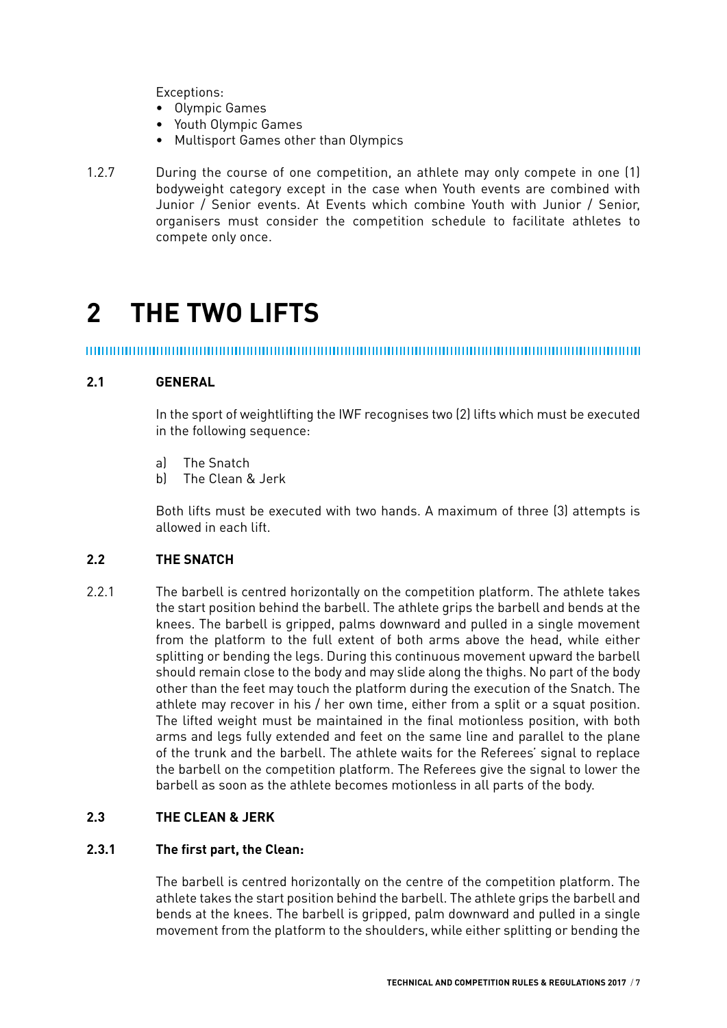Exceptions:

- Olympic Games
- Youth Olympic Games
- Multisport Games other than Olympics

1.2.7 During the course of one competition, an athlete may only compete in one (1) bodyweight category except in the case when Youth events are combined with Junior / Senior events. At Events which combine Youth with Junior / Senior, organisers must consider the competition schedule to facilitate athletes to compete only once.

# 2 THE TWO LIFTS

## 2.1 GENERAL

In the sport of weightlifting the IWF recognises two (2) lifts which must be executed in the following sequence:

a) The Snatch
b) The Clean & Jerk

Both lifts must be executed with two hands. A maximum of three (3) attempts is allowed in each lift.

## 2.2 THE SNATCH

2.2.1 The barbell is centred horizontally on the competition platform. The athlete takes the start position behind the barbell. The athlete grips the barbell and bends at the knees. The barbell is gripped, palms downward and pulled in a single movement from the platform to the full extent of both arms above the head, while either splitting or bending the legs. During this continuous movement upward the barbell should remain close to the body and may slide along the thighs. No part of the body other than the feet may touch the platform during the execution of the Snatch. The athlete may recover in his / her own time, either from a split or a squat position. The lifted weight must be maintained in the final motionless position, with both arms and legs fully extended and feet on the same line and parallel to the plane of the trunk and the barbell. The athlete waits for the Referees' signal to replace the barbell on the competition platform. The Referees give the signal to lower the barbell as soon as the athlete becomes motionless in all parts of the body.

## 2.3 THE CLEAN & JERK

### 2.3.1 The first part, the Clean:

The barbell is centred horizontally on the centre of the competition platform. The athlete takes the start position behind the barbell. The athlete grips the barbell and bends at the knees. The barbell is gripped, palm downward and pulled in a single movement from the platform to the shoulders, while either splitting or bending the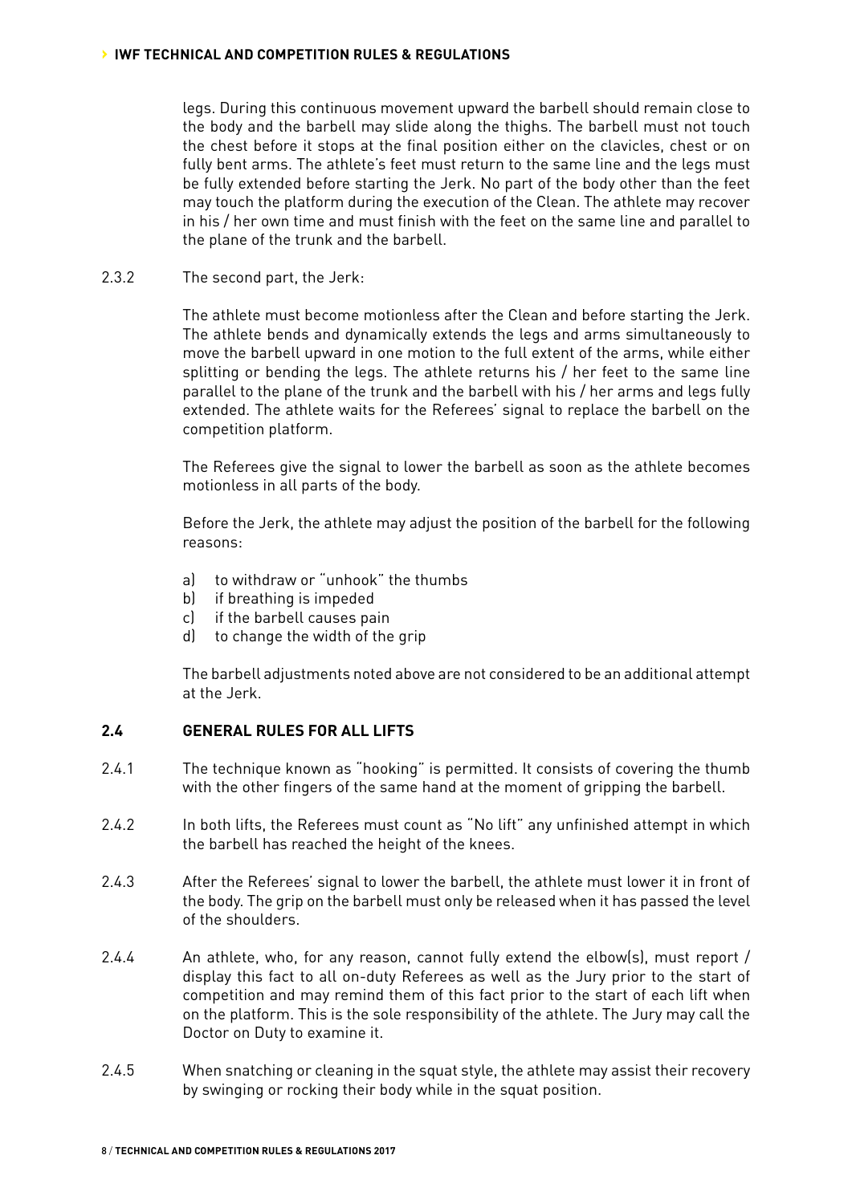legs. During this continuous movement upward the barbell should remain close to the body and the barbell may slide along the thighs. The barbell must not touch the chest before it stops at the final position either on the clavicles, chest or on fully bent arms. The athlete's feet must return to the same line and the legs must be fully extended before starting the Jerk. No part of the body other than the feet may touch the platform during the execution of the Clean. The athlete may recover in his / her own time and must finish with the feet on the same line and parallel to the plane of the trunk and the barbell.

2.3.2 The second part, the Jerk:

The athlete must become motionless after the Clean and before starting the Jerk. The athlete bends and dynamically extends the legs and arms simultaneously to move the barbell upward in one motion to the full extent of the arms, while either splitting or bending the legs. The athlete returns his / her feet to the same line parallel to the plane of the trunk and the barbell with his / her arms and legs fully extended. The athlete waits for the Referees' signal to replace the barbell on the competition platform.

The Referees give the signal to lower the barbell as soon as the athlete becomes motionless in all parts of the body.

Before the Jerk, the athlete may adjust the position of the barbell for the following reasons:

a) to withdraw or "unhook" the thumbs
b) if breathing is impeded
c) if the barbell causes pain
d) to change the width of the grip

The barbell adjustments noted above are not considered to be an additional attempt at the Jerk.

### 2.4 GENERAL RULES FOR ALL LIFTS

2.4.1 The technique known as "hooking" is permitted. It consists of covering the thumb with the other fingers of the same hand at the moment of gripping the barbell.

2.4.2 In both lifts, the Referees must count as "No lift" any unfinished attempt in which the barbell has reached the height of the knees.

2.4.3 After the Referees' signal to lower the barbell, the athlete must lower it in front of the body. The grip on the barbell must only be released when it has passed the level of the shoulders.

2.4.4 An athlete, who, for any reason, cannot fully extend the elbow(s), must report / display this fact to all on-duty Referees as well as the Jury prior to the start of competition and may remind them of this fact prior to the start of each lift when on the platform. This is the sole responsibility of the athlete. The Jury may call the Doctor on Duty to examine it.

2.4.5 When snatching or cleaning in the squat style, the athlete may assist their recovery by swinging or rocking their body while in the squat position.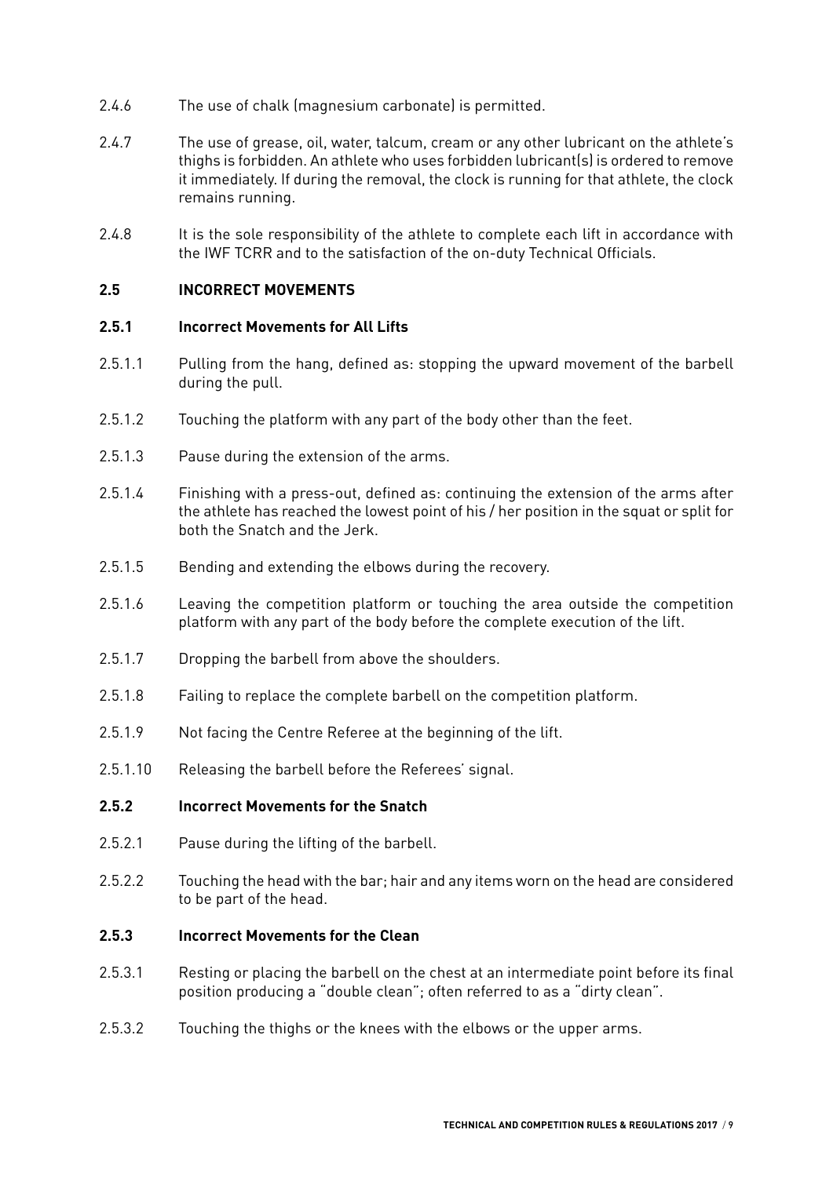2.4.6 The use of chalk (magnesium carbonate) is permitted.

2.4.7 The use of grease, oil, water, talcum, cream or any other lubricant on the athlete's thighs is forbidden. An athlete who uses forbidden lubricant(s) is ordered to remove it immediately. If during the removal, the clock is running for that athlete, the clock remains running.

2.4.8 It is the sole responsibility of the athlete to complete each lift in accordance with the IWF TCRR and to the satisfaction of the on-duty Technical Officials.

## 2.5 INCORRECT MOVEMENTS

### 2.5.1 Incorrect Movements for All Lifts

2.5.1.1 Pulling from the hang, defined as: stopping the upward movement of the barbell during the pull.

2.5.1.2 Touching the platform with any part of the body other than the feet.

2.5.1.3 Pause during the extension of the arms.

2.5.1.4 Finishing with a press-out, defined as: continuing the extension of the arms after the athlete has reached the lowest point of his / her position in the squat or split for both the Snatch and the Jerk.

2.5.1.5 Bending and extending the elbows during the recovery.

2.5.1.6 Leaving the competition platform or touching the area outside the competition platform with any part of the body before the complete execution of the lift.

2.5.1.7 Dropping the barbell from above the shoulders.

2.5.1.8 Failing to replace the complete barbell on the competition platform.

2.5.1.9 Not facing the Centre Referee at the beginning of the lift.

2.5.1.10 Releasing the barbell before the Referees' signal.

### 2.5.2 Incorrect Movements for the Snatch

2.5.2.1 Pause during the lifting of the barbell.

2.5.2.2 Touching the head with the bar; hair and any items worn on the head are considered to be part of the head.

### 2.5.3 Incorrect Movements for the Clean

2.5.3.1 Resting or placing the barbell on the chest at an intermediate point before its final position producing a "double clean"; often referred to as a "dirty clean".

2.5.3.2 Touching the thighs or the knees with the elbows or the upper arms.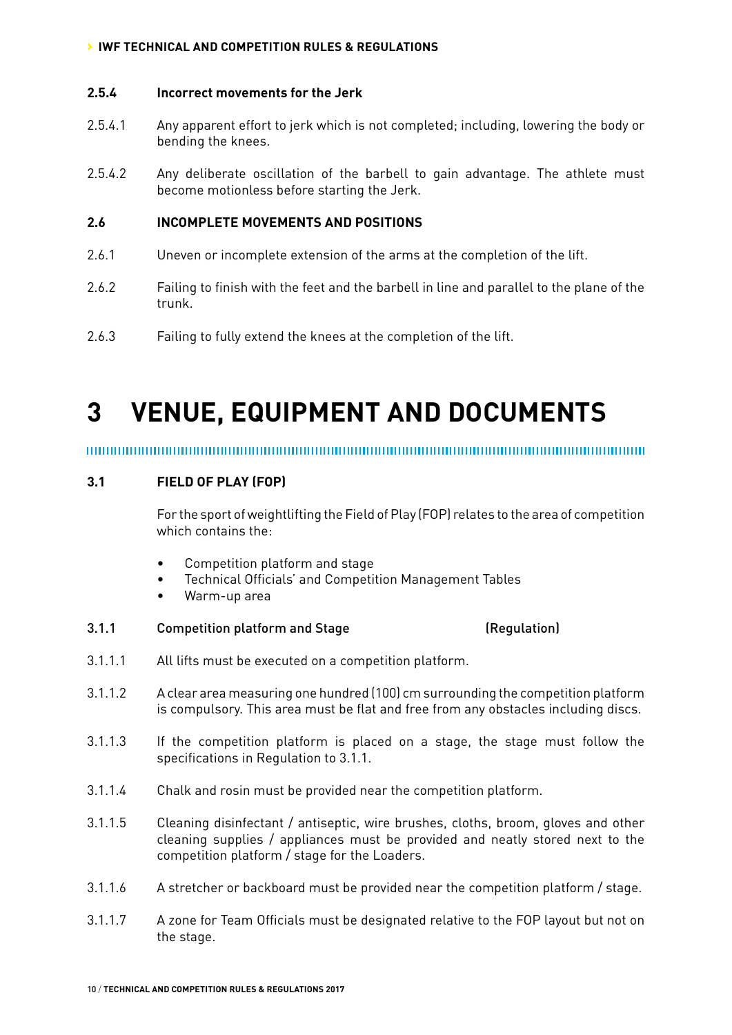**2.5.4 Incorrect movements for the Jerk**

2.5.4.1 Any apparent effort to jerk which is not completed; including, lowering the body or bending the knees.

2.5.4.2 Any deliberate oscillation of the barbell to gain advantage. The athlete must become motionless before starting the Jerk.

**2.6 INCOMPLETE MOVEMENTS AND POSITIONS**

2.6.1 Uneven or incomplete extension of the arms at the completion of the lift.

2.6.2 Failing to finish with the feet and the barbell in line and parallel to the plane of the trunk.

2.6.3 Failing to fully extend the knees at the completion of the lift.

# 3 VENUE, EQUIPMENT AND DOCUMENTS

## 3.1 FIELD OF PLAY (FOP)

For the sport of weightlifting the Field of Play (FOP) relates to the area of competition which contains the:

- Competition platform and stage
- Technical Officials' and Competition Management Tables
- Warm-up area

### 3.1.1 Competition platform and Stage (Regulation)

3.1.1.1 All lifts must be executed on a competition platform.

3.1.1.2 A clear area measuring one hundred (100) cm surrounding the competition platform is compulsory. This area must be flat and free from any obstacles including discs.

3.1.1.3 If the competition platform is placed on a stage, the stage must follow the specifications in Regulation to 3.1.1.

3.1.1.4 Chalk and rosin must be provided near the competition platform.

3.1.1.5 Cleaning disinfectant / antiseptic, wire brushes, cloths, broom, gloves and other cleaning supplies / appliances must be provided and neatly stored next to the competition platform / stage for the Loaders.

3.1.1.6 A stretcher or backboard must be provided near the competition platform / stage.

3.1.1.7 A zone for Team Officials must be designated relative to the FOP layout but not on the stage.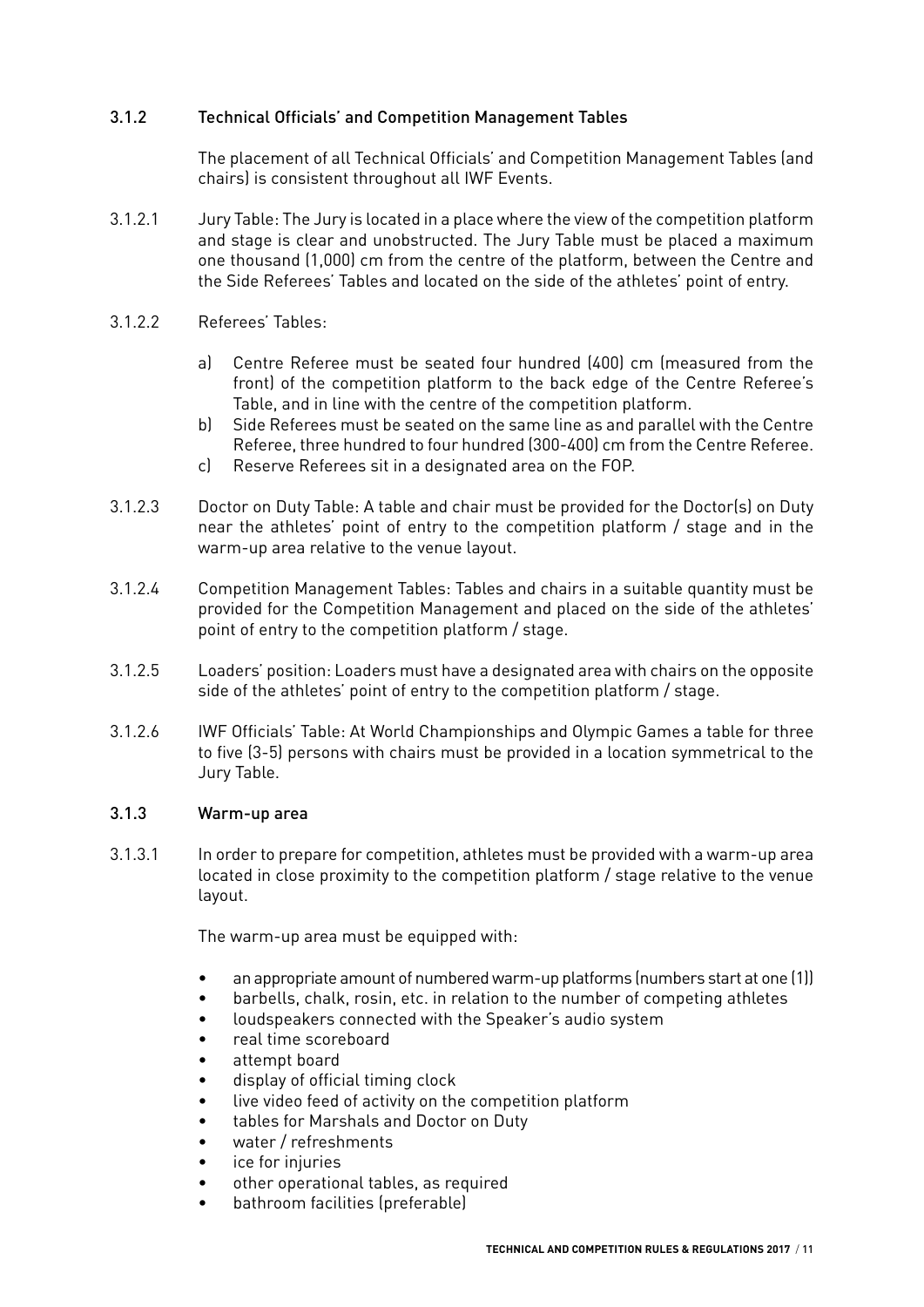### 3.1.2 Technical Officials' and Competition Management Tables

The placement of all Technical Officials' and Competition Management Tables (and chairs) is consistent throughout all IWF Events.

3.1.2.1 Jury Table: The Jury is located in a place where the view of the competition platform and stage is clear and unobstructed. The Jury Table must be placed a maximum one thousand (1,000) cm from the centre of the platform, between the Centre and the Side Referees' Tables and located on the side of the athletes' point of entry.

3.1.2.2 Referees' Tables:

a) Centre Referee must be seated four hundred (400) cm (measured from the front) of the competition platform to the back edge of the Centre Referee's Table, and in line with the centre of the competition platform.
b) Side Referees must be seated on the same line as and parallel with the Centre Referee, three hundred to four hundred (300-400) cm from the Centre Referee.
c) Reserve Referees sit in a designated area on the FOP.

3.1.2.3 Doctor on Duty Table: A table and chair must be provided for the Doctor(s) on Duty near the athletes' point of entry to the competition platform / stage and in the warm-up area relative to the venue layout.

3.1.2.4 Competition Management Tables: Tables and chairs in a suitable quantity must be provided for the Competition Management and placed on the side of the athletes' point of entry to the competition platform / stage.

3.1.2.5 Loaders' position: Loaders must have a designated area with chairs on the opposite side of the athletes' point of entry to the competition platform / stage.

3.1.2.6 IWF Officials' Table: At World Championships and Olympic Games a table for three to five (3-5) persons with chairs must be provided in a location symmetrical to the Jury Table.

### 3.1.3 Warm-up area

3.1.3.1 In order to prepare for competition, athletes must be provided with a warm-up area located in close proximity to the competition platform / stage relative to the venue layout.

The warm-up area must be equipped with:

- an appropriate amount of numbered warm-up platforms (numbers start at one (1))
- barbells, chalk, rosin, etc. in relation to the number of competing athletes
- loudspeakers connected with the Speaker's audio system
- real time scoreboard
- attempt board
- display of official timing clock
- live video feed of activity on the competition platform
- tables for Marshals and Doctor on Duty
- water / refreshments
- ice for injuries
- other operational tables, as required
- bathroom facilities (preferable)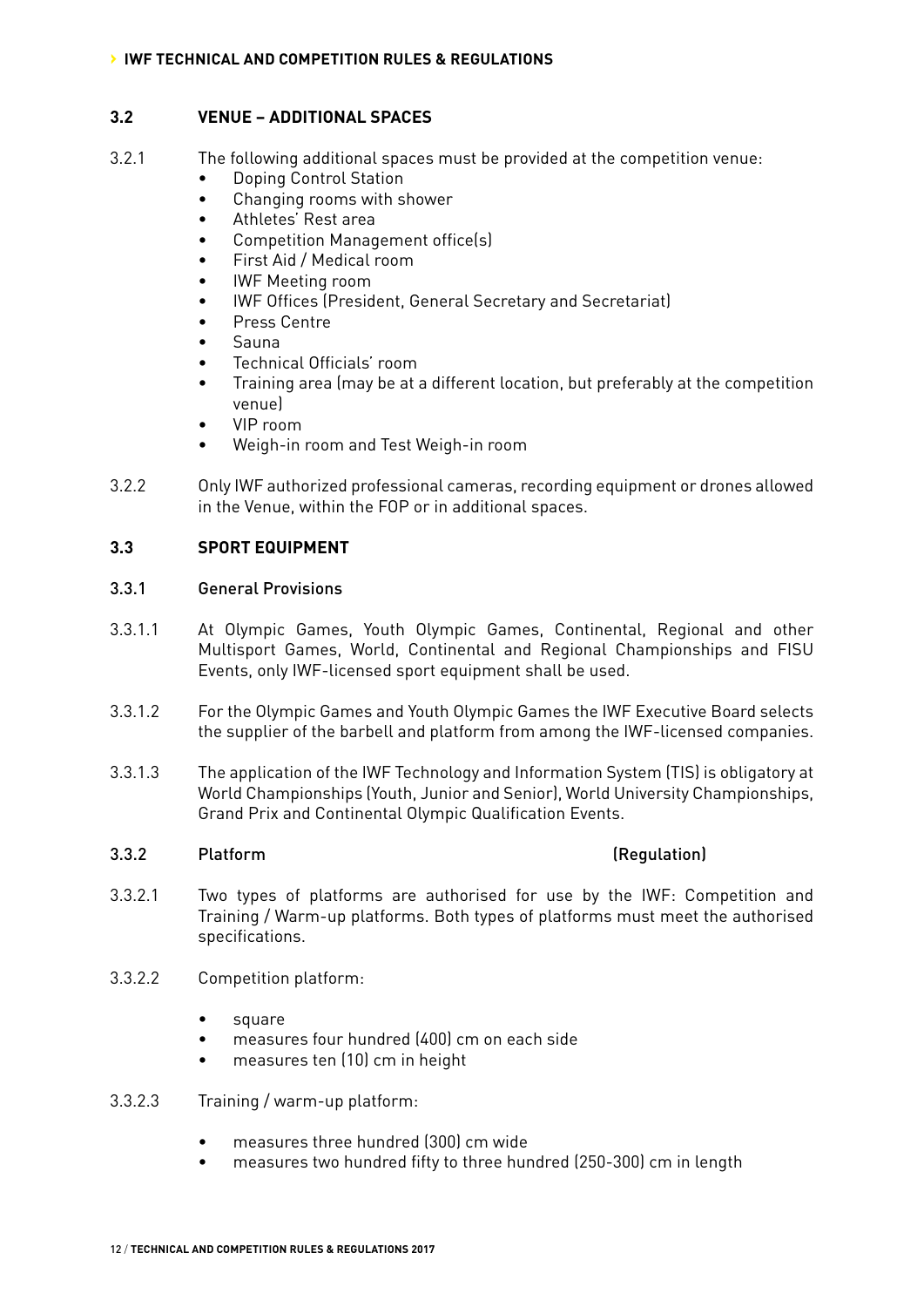### 3.2 VENUE – ADDITIONAL SPACES

3.2.1 The following additional spaces must be provided at the competition venue:

- Doping Control Station
- Changing rooms with shower
- Athletes' Rest area
- Competition Management office(s)
- First Aid / Medical room
- IWF Meeting room
- IWF Offices (President, General Secretary and Secretariat)
- Press Centre
- Sauna
- Technical Officials' room
- Training area (may be at a different location, but preferably at the competition venue)
- VIP room
- Weigh-in room and Test Weigh-in room

3.2.2 Only IWF authorized professional cameras, recording equipment or drones allowed in the Venue, within the FOP or in additional spaces.

### 3.3 SPORT EQUIPMENT

#### 3.3.1 General Provisions

3.3.1.1 At Olympic Games, Youth Olympic Games, Continental, Regional and other Multisport Games, World, Continental and Regional Championships and FISU Events, only IWF-licensed sport equipment shall be used.

3.3.1.2 For the Olympic Games and Youth Olympic Games the IWF Executive Board selects the supplier of the barbell and platform from among the IWF-licensed companies.

3.3.1.3 The application of the IWF Technology and Information System (TIS) is obligatory at World Championships (Youth, Junior and Senior), World University Championships, Grand Prix and Continental Olympic Qualification Events.

#### 3.3.2 Platform (Regulation)

3.3.2.1 Two types of platforms are authorised for use by the IWF: Competition and Training / Warm-up platforms. Both types of platforms must meet the authorised specifications.

3.3.2.2 Competition platform:

- square
- measures four hundred (400) cm on each side
- measures ten (10) cm in height

3.3.2.3 Training / warm-up platform:

- measures three hundred (300) cm wide
- measures two hundred fifty to three hundred (250-300) cm in length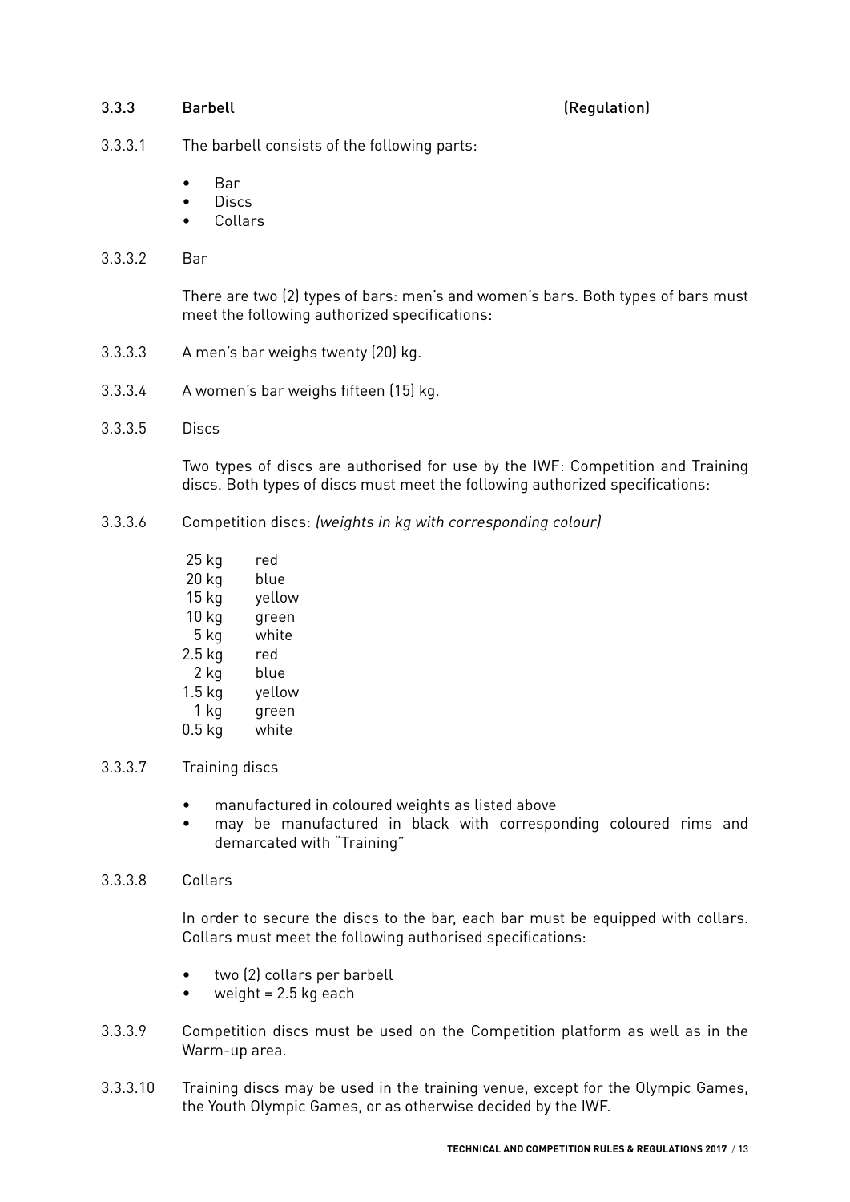### 3.3.3 Barbell (Regulation)

3.3.3.1 The barbell consists of the following parts:

- Bar
- Discs
- Collars

3.3.3.2 Bar

There are two (2) types of bars: men's and women's bars. Both types of bars must meet the following authorized specifications:

3.3.3.3 A men's bar weighs twenty (20) kg.

3.3.3.4 A women's bar weighs fifteen (15) kg.

3.3.3.5 Discs

Two types of discs are authorised for use by the IWF: Competition and Training discs. Both types of discs must meet the following authorized specifications:

3.3.3.6 Competition discs: *(weights in kg with corresponding colour)*

| | |
|---|---|
| 25 kg | red |
| 20 kg | blue |
| 15 kg | yellow |
| 10 kg | green |
| 5 kg | white |
| 2.5 kg | red |
| 2 kg | blue |
| 1.5 kg | yellow |
| 1 kg | green |
| 0.5 kg | white |

3.3.3.7 Training discs

- manufactured in coloured weights as listed above
- may be manufactured in black with corresponding coloured rims and demarcated with "Training"

3.3.3.8 Collars

In order to secure the discs to the bar, each bar must be equipped with collars. Collars must meet the following authorised specifications:

- two (2) collars per barbell
- weight = 2.5 kg each

3.3.3.9 Competition discs must be used on the Competition platform as well as in the Warm-up area.

3.3.3.10 Training discs may be used in the training venue, except for the Olympic Games, the Youth Olympic Games, or as otherwise decided by the IWF.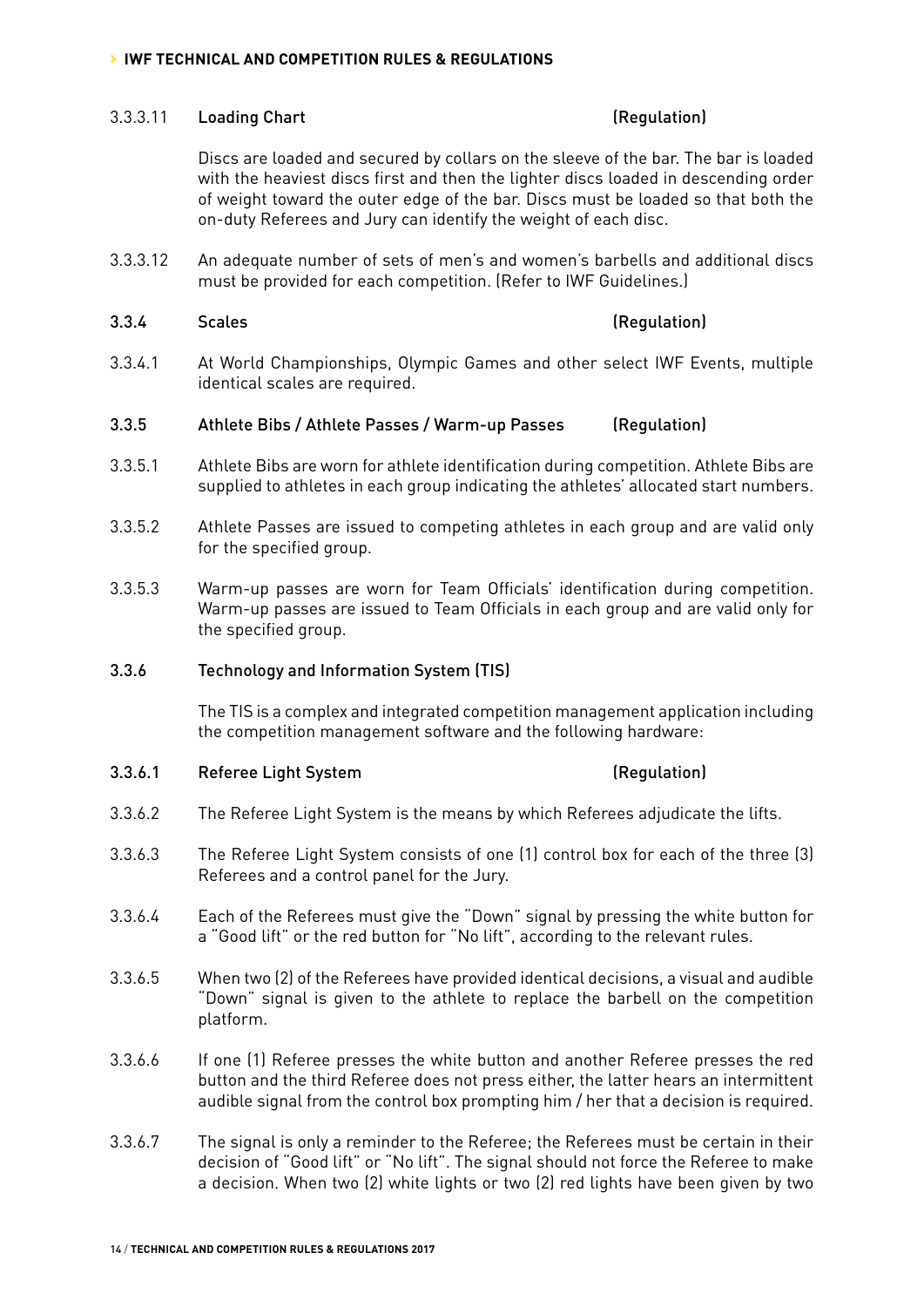3.3.3.11 **Loading Chart** (Regulation)

Discs are loaded and secured by collars on the sleeve of the bar. The bar is loaded with the heaviest discs first and then the lighter discs loaded in descending order of weight toward the outer edge of the bar. Discs must be loaded so that both the on-duty Referees and Jury can identify the weight of each disc.

3.3.3.12 An adequate number of sets of men's and women's barbells and additional discs must be provided for each competition. (Refer to IWF Guidelines.)

### 3.3.4 Scales (Regulation)

3.3.4.1 At World Championships, Olympic Games and other select IWF Events, multiple identical scales are required.

### 3.3.5 Athlete Bibs / Athlete Passes / Warm-up Passes (Regulation)

3.3.5.1 Athlete Bibs are worn for athlete identification during competition. Athlete Bibs are supplied to athletes in each group indicating the athletes' allocated start numbers.

3.3.5.2 Athlete Passes are issued to competing athletes in each group and are valid only for the specified group.

3.3.5.3 Warm-up passes are worn for Team Officials' identification during competition. Warm-up passes are issued to Team Officials in each group and are valid only for the specified group.

### 3.3.6 Technology and Information System (TIS)

The TIS is a complex and integrated competition management application including the competition management software and the following hardware:

### 3.3.6.1 Referee Light System (Regulation)

3.3.6.2 The Referee Light System is the means by which Referees adjudicate the lifts.

3.3.6.3 The Referee Light System consists of one (1) control box for each of the three (3) Referees and a control panel for the Jury.

3.3.6.4 Each of the Referees must give the "Down" signal by pressing the white button for a "Good lift" or the red button for "No lift", according to the relevant rules.

3.3.6.5 When two (2) of the Referees have provided identical decisions, a visual and audible "Down" signal is given to the athlete to replace the barbell on the competition platform.

3.3.6.6 If one (1) Referee presses the white button and another Referee presses the red button and the third Referee does not press either, the latter hears an intermittent audible signal from the control box prompting him / her that a decision is required.

3.3.6.7 The signal is only a reminder to the Referee; the Referees must be certain in their decision of "Good lift" or "No lift". The signal should not force the Referee to make a decision. When two (2) white lights or two (2) red lights have been given by two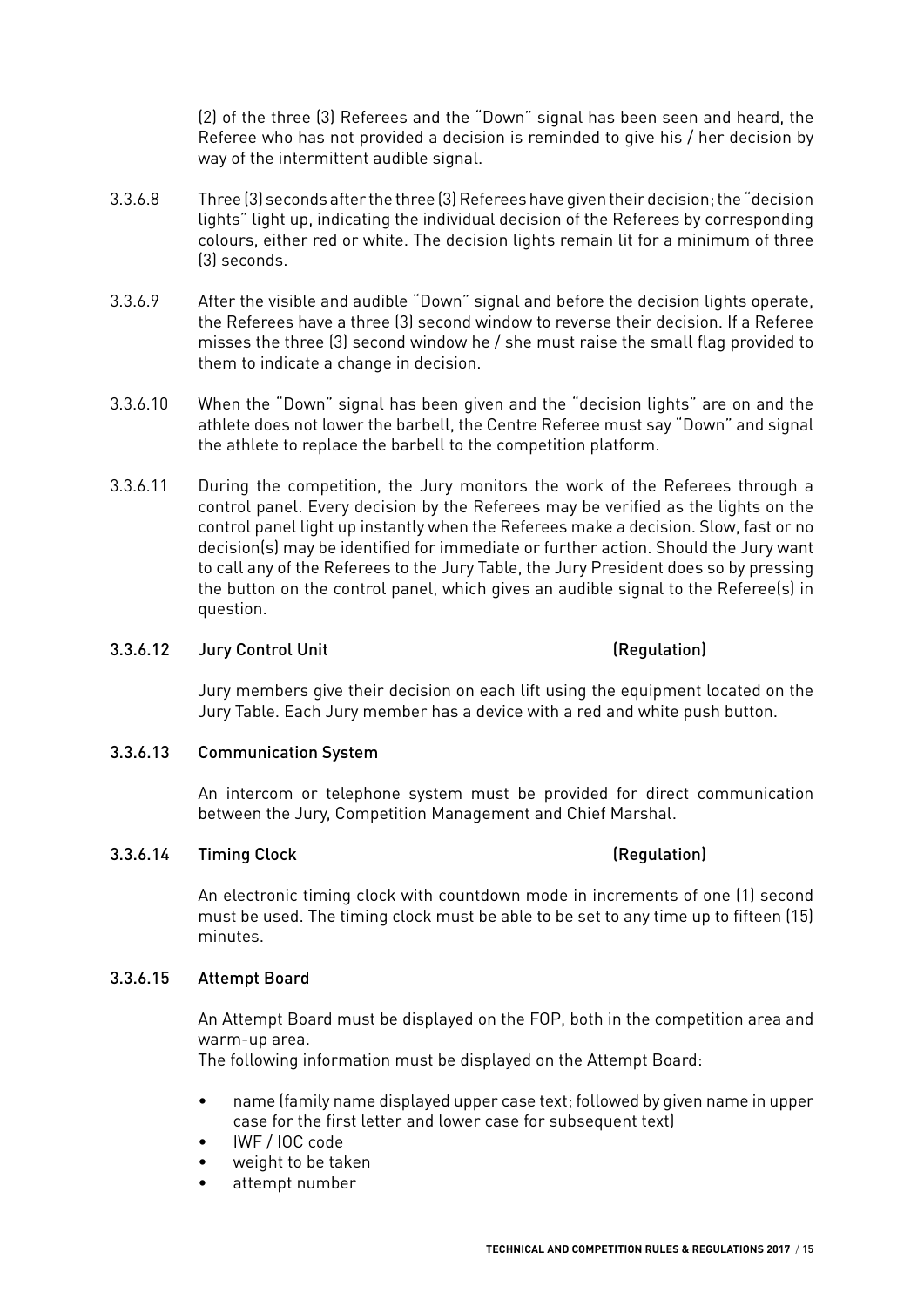(2) of the three (3) Referees and the "Down" signal has been seen and heard, the Referee who has not provided a decision is reminded to give his / her decision by way of the intermittent audible signal.

3.3.6.8 Three (3) seconds after the three (3) Referees have given their decision; the "decision lights" light up, indicating the individual decision of the Referees by corresponding colours, either red or white. The decision lights remain lit for a minimum of three (3) seconds.

3.3.6.9 After the visible and audible "Down" signal and before the decision lights operate, the Referees have a three (3) second window to reverse their decision. If a Referee misses the three (3) second window he / she must raise the small flag provided to them to indicate a change in decision.

3.3.6.10 When the "Down" signal has been given and the "decision lights" are on and the athlete does not lower the barbell, the Centre Referee must say "Down" and signal the athlete to replace the barbell to the competition platform.

3.3.6.11 During the competition, the Jury monitors the work of the Referees through a control panel. Every decision by the Referees may be verified as the lights on the control panel light up instantly when the Referees make a decision. Slow, fast or no decision(s) may be identified for immediate or further action. Should the Jury want to call any of the Referees to the Jury Table, the Jury President does so by pressing the button on the control panel, which gives an audible signal to the Referee(s) in question.

### 3.3.6.12 Jury Control Unit (Regulation)

Jury members give their decision on each lift using the equipment located on the Jury Table. Each Jury member has a device with a red and white push button.

### 3.3.6.13 Communication System

An intercom or telephone system must be provided for direct communication between the Jury, Competition Management and Chief Marshal.

### 3.3.6.14 Timing Clock (Regulation)

An electronic timing clock with countdown mode in increments of one (1) second must be used. The timing clock must be able to be set to any time up to fifteen (15) minutes.

### 3.3.6.15 Attempt Board

An Attempt Board must be displayed on the FOP, both in the competition area and warm-up area.

The following information must be displayed on the Attempt Board:

- name (family name displayed upper case text; followed by given name in upper case for the first letter and lower case for subsequent text)
- IWF / IOC code
- weight to be taken
- attempt number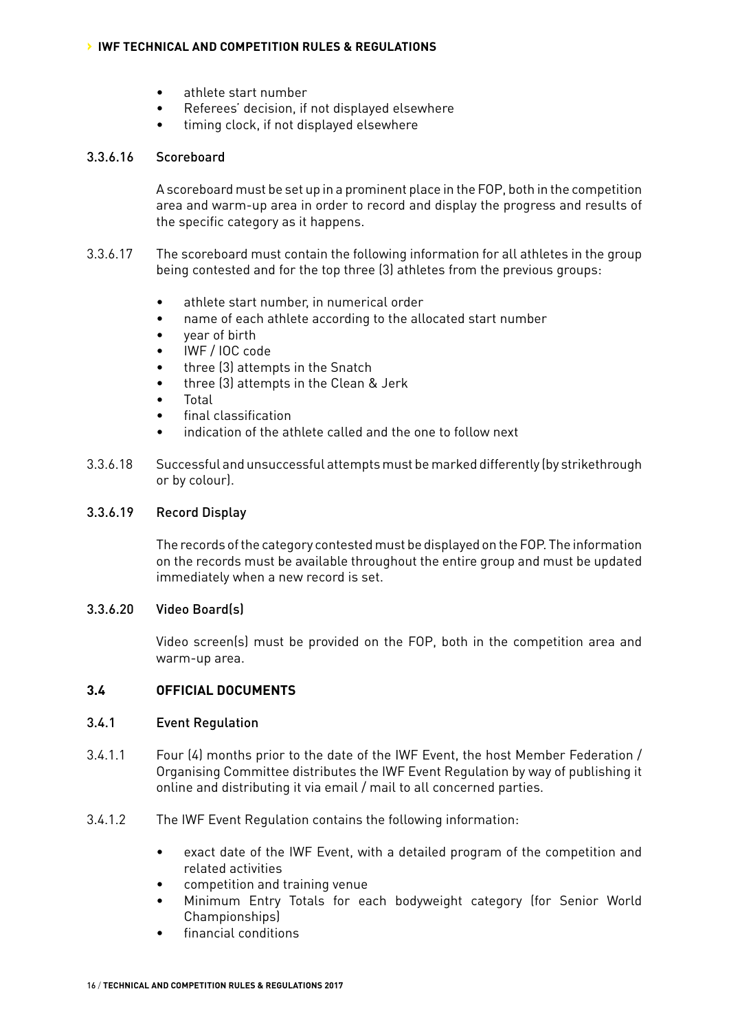- athlete start number
- Referees' decision, if not displayed elsewhere
- timing clock, if not displayed elsewhere

3.3.6.16 Scoreboard

A scoreboard must be set up in a prominent place in the FOP, both in the competition area and warm-up area in order to record and display the progress and results of the specific category as it happens.

3.3.6.17 The scoreboard must contain the following information for all athletes in the group being contested and for the top three (3) athletes from the previous groups:

- athlete start number, in numerical order
- name of each athlete according to the allocated start number
- year of birth
- IWF / IOC code
- three (3) attempts in the Snatch
- three (3) attempts in the Clean & Jerk
- Total
- final classification
- indication of the athlete called and the one to follow next

3.3.6.18 Successful and unsuccessful attempts must be marked differently (by strikethrough or by colour).

3.3.6.19 Record Display

The records of the category contested must be displayed on the FOP. The information on the records must be available throughout the entire group and must be updated immediately when a new record is set.

3.3.6.20 Video Board(s)

Video screen(s) must be provided on the FOP, both in the competition area and warm-up area.

## 3.4 OFFICIAL DOCUMENTS

### 3.4.1 Event Regulation

3.4.1.1 Four (4) months prior to the date of the IWF Event, the host Member Federation / Organising Committee distributes the IWF Event Regulation by way of publishing it online and distributing it via email / mail to all concerned parties.

3.4.1.2 The IWF Event Regulation contains the following information:

- exact date of the IWF Event, with a detailed program of the competition and related activities
- competition and training venue
- Minimum Entry Totals for each bodyweight category (for Senior World Championships)
- financial conditions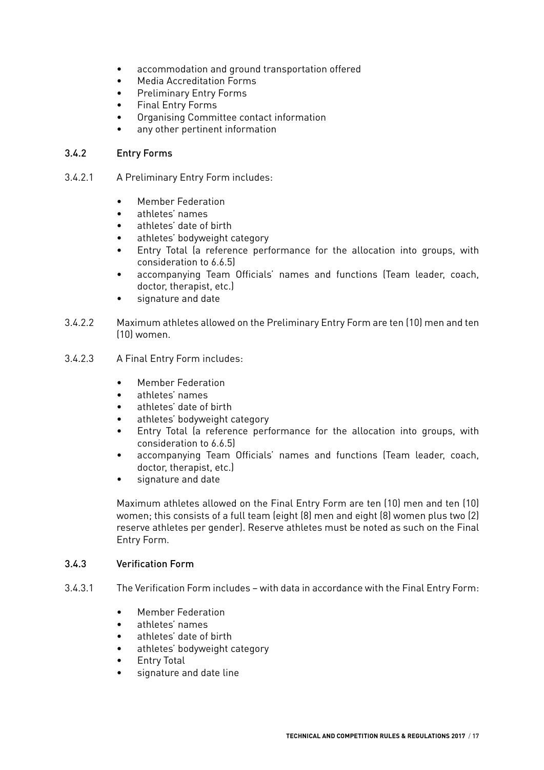- accommodation and ground transportation offered
- Media Accreditation Forms
- Preliminary Entry Forms
- Final Entry Forms
- Organising Committee contact information
- any other pertinent information

### 3.4.2 Entry Forms

3.4.2.1 A Preliminary Entry Form includes:

- Member Federation
- athletes' names
- athletes' date of birth
- athletes' bodyweight category
- Entry Total (a reference performance for the allocation into groups, with consideration to 6.6.5)
- accompanying Team Officials' names and functions (Team leader, coach, doctor, therapist, etc.)
- signature and date

3.4.2.2 Maximum athletes allowed on the Preliminary Entry Form are ten (10) men and ten (10) women.

3.4.2.3 A Final Entry Form includes:

- Member Federation
- athletes' names
- athletes' date of birth
- athletes' bodyweight category
- Entry Total (a reference performance for the allocation into groups, with consideration to 6.6.5)
- accompanying Team Officials' names and functions (Team leader, coach, doctor, therapist, etc.)
- signature and date

Maximum athletes allowed on the Final Entry Form are ten (10) men and ten (10) women; this consists of a full team (eight (8) men and eight (8) women plus two (2) reserve athletes per gender). Reserve athletes must be noted as such on the Final Entry Form.

### 3.4.3 Verification Form

3.4.3.1 The Verification Form includes – with data in accordance with the Final Entry Form:

- Member Federation
- athletes' names
- athletes' date of birth
- athletes' bodyweight category
- Entry Total
- signature and date line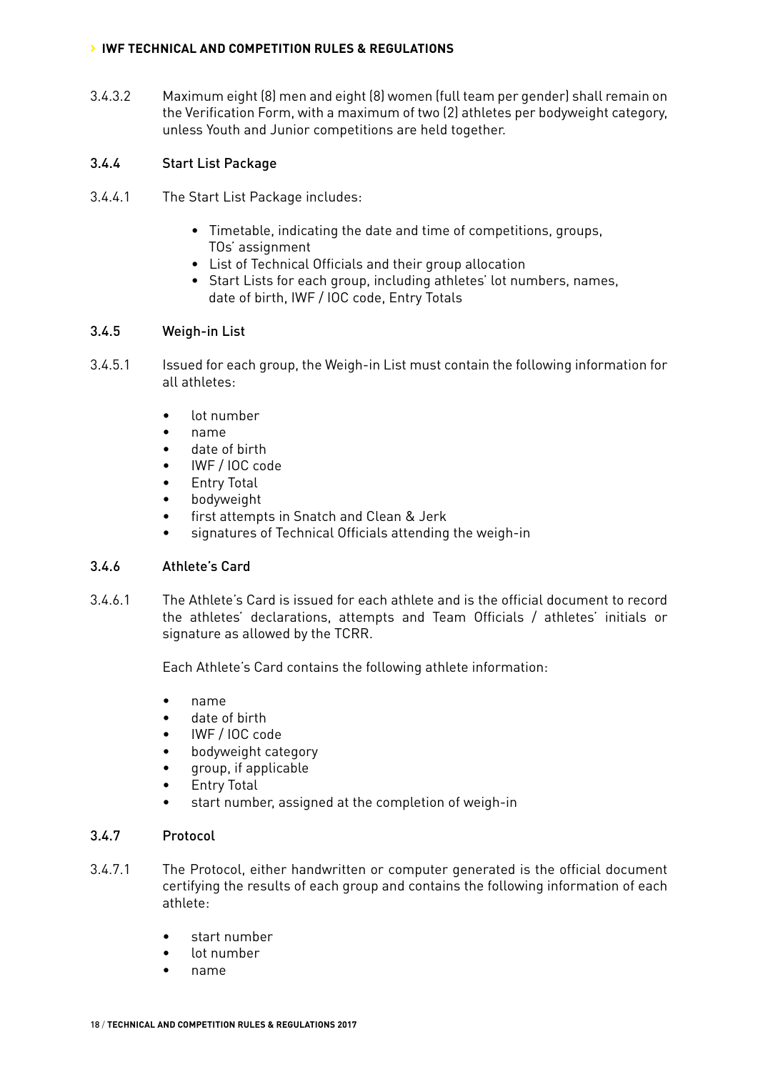3.4.3.2 Maximum eight (8) men and eight (8) women (full team per gender) shall remain on the Verification Form, with a maximum of two (2) athletes per bodyweight category, unless Youth and Junior competitions are held together.

### 3.4.4 Start List Package

3.4.4.1 The Start List Package includes:

- Timetable, indicating the date and time of competitions, groups, TOs' assignment
- List of Technical Officials and their group allocation
- Start Lists for each group, including athletes' lot numbers, names, date of birth, IWF / IOC code, Entry Totals

### 3.4.5 Weigh-in List

3.4.5.1 Issued for each group, the Weigh-in List must contain the following information for all athletes:

- lot number
- name
- date of birth
- IWF / IOC code
- Entry Total
- bodyweight
- first attempts in Snatch and Clean & Jerk
- signatures of Technical Officials attending the weigh-in

### 3.4.6 Athlete's Card

3.4.6.1 The Athlete's Card is issued for each athlete and is the official document to record the athletes' declarations, attempts and Team Officials / athletes' initials or signature as allowed by the TCRR.

Each Athlete's Card contains the following athlete information:

- name
- date of birth
- IWF / IOC code
- bodyweight category
- group, if applicable
- Entry Total
- start number, assigned at the completion of weigh-in

### 3.4.7 Protocol

3.4.7.1 The Protocol, either handwritten or computer generated is the official document certifying the results of each group and contains the following information of each athlete:

- start number
- lot number
- name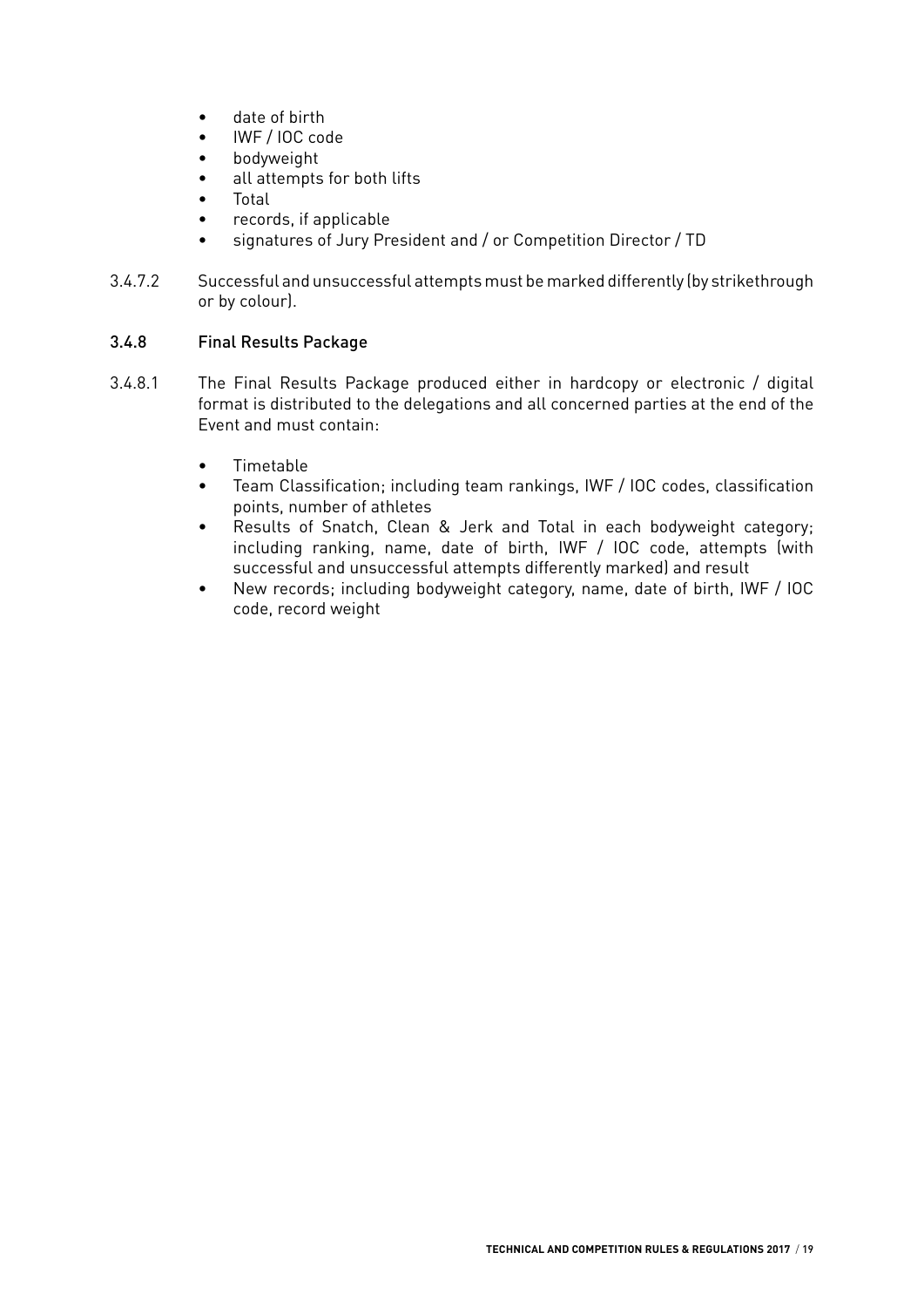- date of birth
- IWF / IOC code
- bodyweight
- all attempts for both lifts
- Total
- records, if applicable
- signatures of Jury President and / or Competition Director / TD

3.4.7.2 Successful and unsuccessful attempts must be marked differently (by strikethrough or by colour).

### 3.4.8 Final Results Package

3.4.8.1 The Final Results Package produced either in hardcopy or electronic / digital format is distributed to the delegations and all concerned parties at the end of the Event and must contain:

- Timetable
- Team Classification; including team rankings, IWF / IOC codes, classification points, number of athletes
- Results of Snatch, Clean & Jerk and Total in each bodyweight category; including ranking, name, date of birth, IWF / IOC code, attempts (with successful and unsuccessful attempts differently marked) and result
- New records; including bodyweight category, name, date of birth, IWF / IOC code, record weight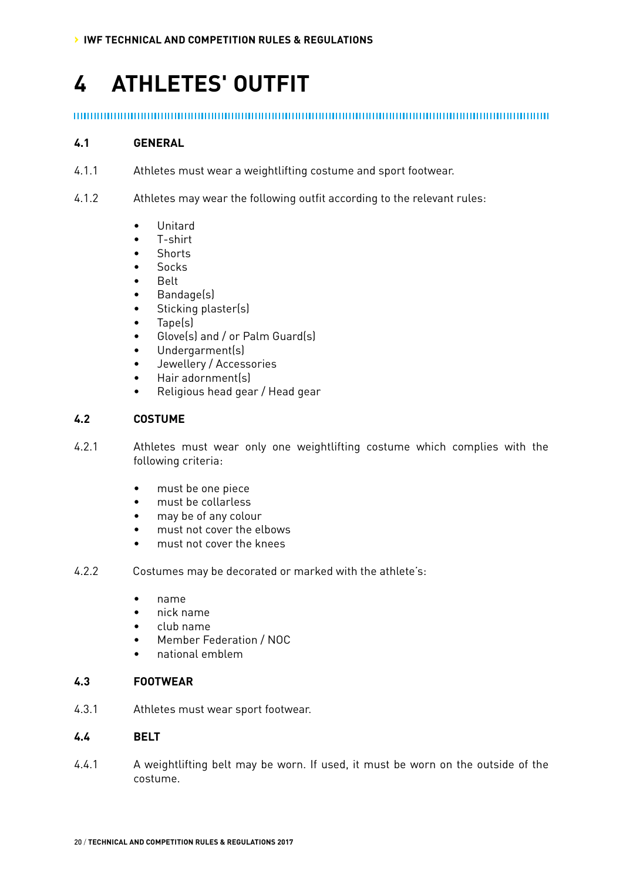# 4 ATHLETES' OUTFIT

## 4.1 GENERAL

4.1.1 Athletes must wear a weightlifting costume and sport footwear.

4.1.2 Athletes may wear the following outfit according to the relevant rules:

- Unitard
- T-shirt
- Shorts
- Socks
- Belt
- Bandage(s)
- Sticking plaster(s)
- Tape(s)
- Glove(s) and / or Palm Guard(s)
- Undergarment(s)
- Jewellery / Accessories
- Hair adornment(s)
- Religious head gear / Head gear

## 4.2 COSTUME

4.2.1 Athletes must wear only one weightlifting costume which complies with the following criteria:

- must be one piece
- must be collarless
- may be of any colour
- must not cover the elbows
- must not cover the knees

4.2.2 Costumes may be decorated or marked with the athlete's:

- name
- nick name
- club name
- Member Federation / NOC
- national emblem

## 4.3 FOOTWEAR

4.3.1 Athletes must wear sport footwear.

## 4.4 BELT

4.4.1 A weightlifting belt may be worn. If used, it must be worn on the outside of the costume.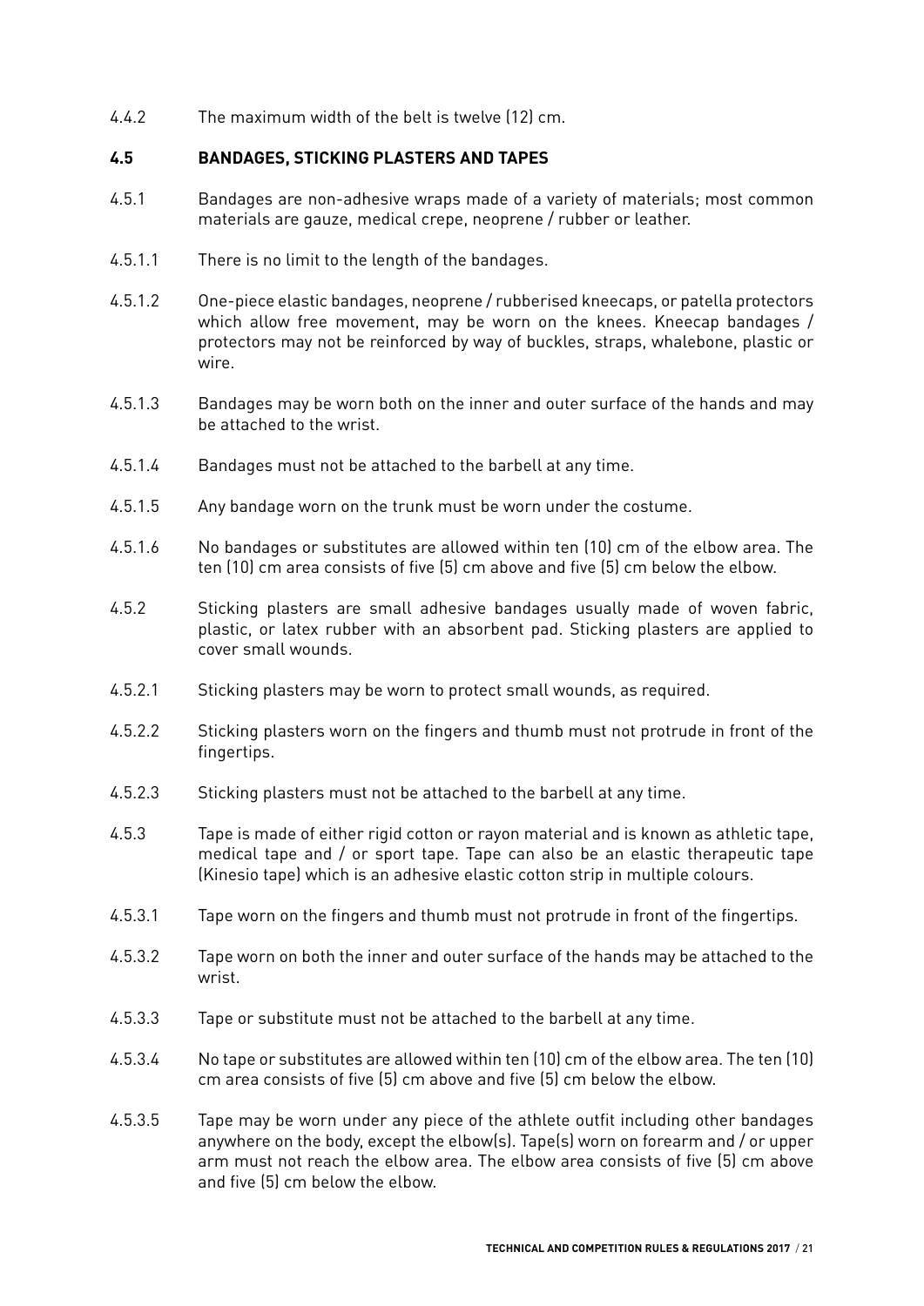4.4.2 The maximum width of the belt is twelve (12) cm.

## 4.5 BANDAGES, STICKING PLASTERS AND TAPES

4.5.1 Bandages are non-adhesive wraps made of a variety of materials; most common materials are gauze, medical crepe, neoprene / rubber or leather.

4.5.1.1 There is no limit to the length of the bandages.

4.5.1.2 One-piece elastic bandages, neoprene / rubberised kneecaps, or patella protectors which allow free movement, may be worn on the knees. Kneecap bandages / protectors may not be reinforced by way of buckles, straps, whalebone, plastic or wire.

4.5.1.3 Bandages may be worn both on the inner and outer surface of the hands and may be attached to the wrist.

4.5.1.4 Bandages must not be attached to the barbell at any time.

4.5.1.5 Any bandage worn on the trunk must be worn under the costume.

4.5.1.6 No bandages or substitutes are allowed within ten (10) cm of the elbow area. The ten (10) cm area consists of five (5) cm above and five (5) cm below the elbow.

4.5.2 Sticking plasters are small adhesive bandages usually made of woven fabric, plastic, or latex rubber with an absorbent pad. Sticking plasters are applied to cover small wounds.

4.5.2.1 Sticking plasters may be worn to protect small wounds, as required.

4.5.2.2 Sticking plasters worn on the fingers and thumb must not protrude in front of the fingertips.

4.5.2.3 Sticking plasters must not be attached to the barbell at any time.

4.5.3 Tape is made of either rigid cotton or rayon material and is known as athletic tape, medical tape and / or sport tape. Tape can also be an elastic therapeutic tape (Kinesio tape) which is an adhesive elastic cotton strip in multiple colours.

4.5.3.1 Tape worn on the fingers and thumb must not protrude in front of the fingertips.

4.5.3.2 Tape worn on both the inner and outer surface of the hands may be attached to the wrist.

4.5.3.3 Tape or substitute must not be attached to the barbell at any time.

4.5.3.4 No tape or substitutes are allowed within ten (10) cm of the elbow area. The ten (10) cm area consists of five (5) cm above and five (5) cm below the elbow.

4.5.3.5 Tape may be worn under any piece of the athlete outfit including other bandages anywhere on the body, except the elbow(s). Tape(s) worn on forearm and / or upper arm must not reach the elbow area. The elbow area consists of five (5) cm above and five (5) cm below the elbow.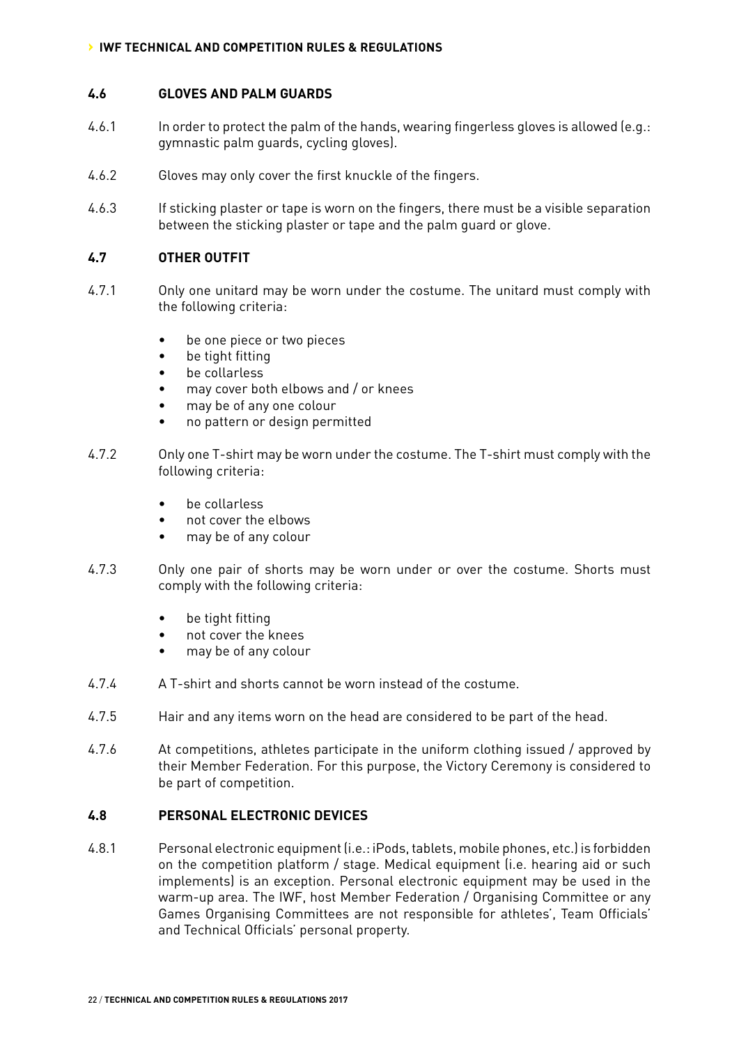### 4.6 GLOVES AND PALM GUARDS

4.6.1 In order to protect the palm of the hands, wearing fingerless gloves is allowed (e.g.: gymnastic palm guards, cycling gloves).

4.6.2 Gloves may only cover the first knuckle of the fingers.

4.6.3 If sticking plaster or tape is worn on the fingers, there must be a visible separation between the sticking plaster or tape and the palm guard or glove.

### 4.7 OTHER OUTFIT

4.7.1 Only one unitard may be worn under the costume. The unitard must comply with the following criteria:

- be one piece or two pieces
- be tight fitting
- be collarless
- may cover both elbows and / or knees
- may be of any one colour
- no pattern or design permitted

4.7.2 Only one T-shirt may be worn under the costume. The T-shirt must comply with the following criteria:

- be collarless
- not cover the elbows
- may be of any colour

4.7.3 Only one pair of shorts may be worn under or over the costume. Shorts must comply with the following criteria:

- be tight fitting
- not cover the knees
- may be of any colour

4.7.4 A T-shirt and shorts cannot be worn instead of the costume.

4.7.5 Hair and any items worn on the head are considered to be part of the head.

4.7.6 At competitions, athletes participate in the uniform clothing issued / approved by their Member Federation. For this purpose, the Victory Ceremony is considered to be part of competition.

### 4.8 PERSONAL ELECTRONIC DEVICES

4.8.1 Personal electronic equipment (i.e.: iPods, tablets, mobile phones, etc.) is forbidden on the competition platform / stage. Medical equipment (i.e. hearing aid or such implements) is an exception. Personal electronic equipment may be used in the warm-up area. The IWF, host Member Federation / Organising Committee or any Games Organising Committees are not responsible for athletes', Team Officials' and Technical Officials' personal property.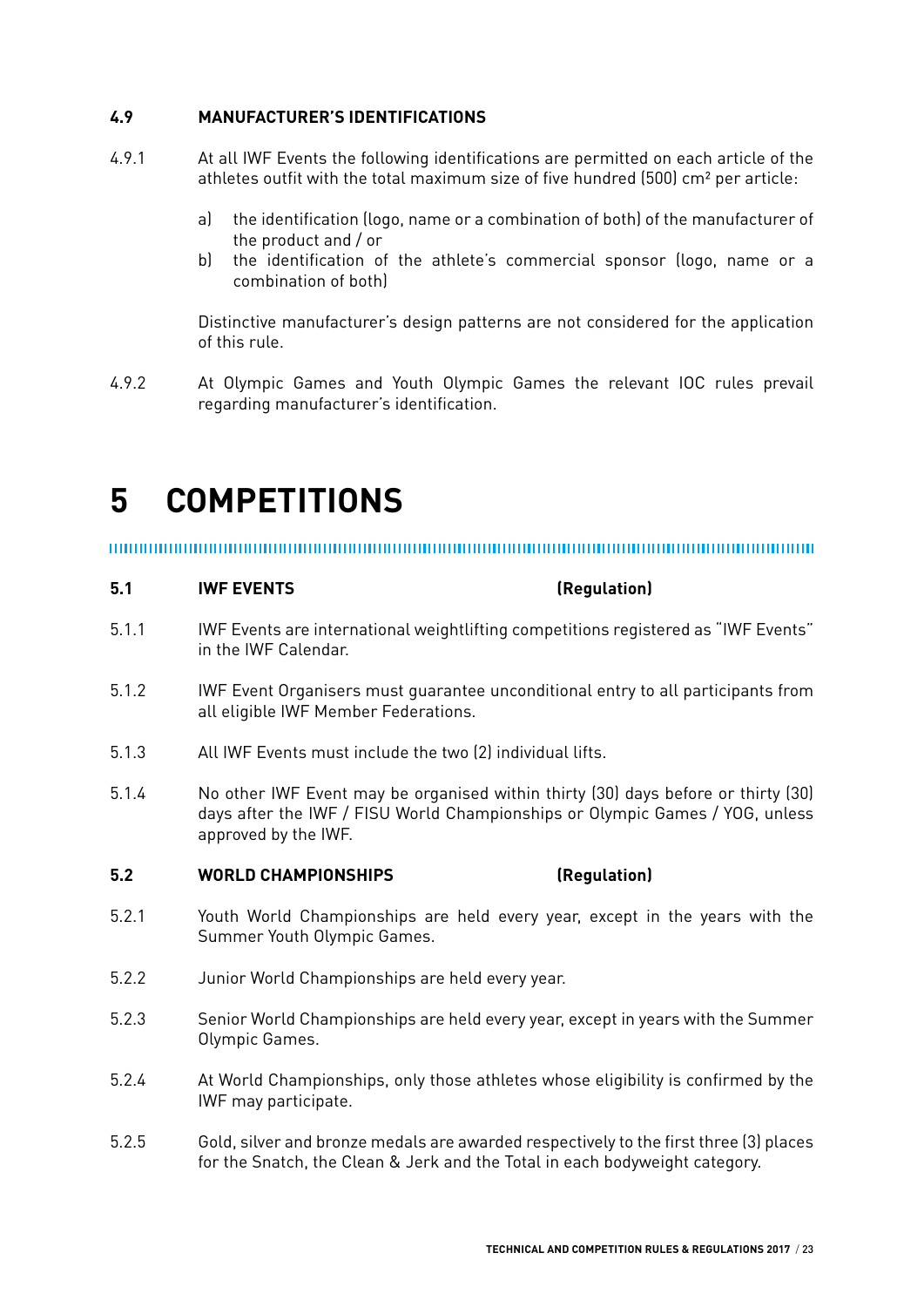### 4.9 MANUFACTURER'S IDENTIFICATIONS

4.9.1 At all IWF Events the following identifications are permitted on each article of the athletes outfit with the total maximum size of five hundred (500) cm² per article:

a) the identification (logo, name or a combination of both) of the manufacturer of the product and / or
b) the identification of the athlete's commercial sponsor (logo, name or a combination of both)

Distinctive manufacturer's design patterns are not considered for the application of this rule.

4.9.2 At Olympic Games and Youth Olympic Games the relevant IOC rules prevail regarding manufacturer's identification.

# 5 COMPETITIONS

### 5.1 IWF EVENTS (Regulation)

5.1.1 IWF Events are international weightlifting competitions registered as "IWF Events" in the IWF Calendar.

5.1.2 IWF Event Organisers must guarantee unconditional entry to all participants from all eligible IWF Member Federations.

5.1.3 All IWF Events must include the two (2) individual lifts.

5.1.4 No other IWF Event may be organised within thirty (30) days before or thirty (30) days after the IWF / FISU World Championships or Olympic Games / YOG, unless approved by the IWF.

### 5.2 WORLD CHAMPIONSHIPS (Regulation)

5.2.1 Youth World Championships are held every year, except in the years with the Summer Youth Olympic Games.

5.2.2 Junior World Championships are held every year.

5.2.3 Senior World Championships are held every year, except in years with the Summer Olympic Games.

5.2.4 At World Championships, only those athletes whose eligibility is confirmed by the IWF may participate.

5.2.5 Gold, silver and bronze medals are awarded respectively to the first three (3) places for the Snatch, the Clean & Jerk and the Total in each bodyweight category.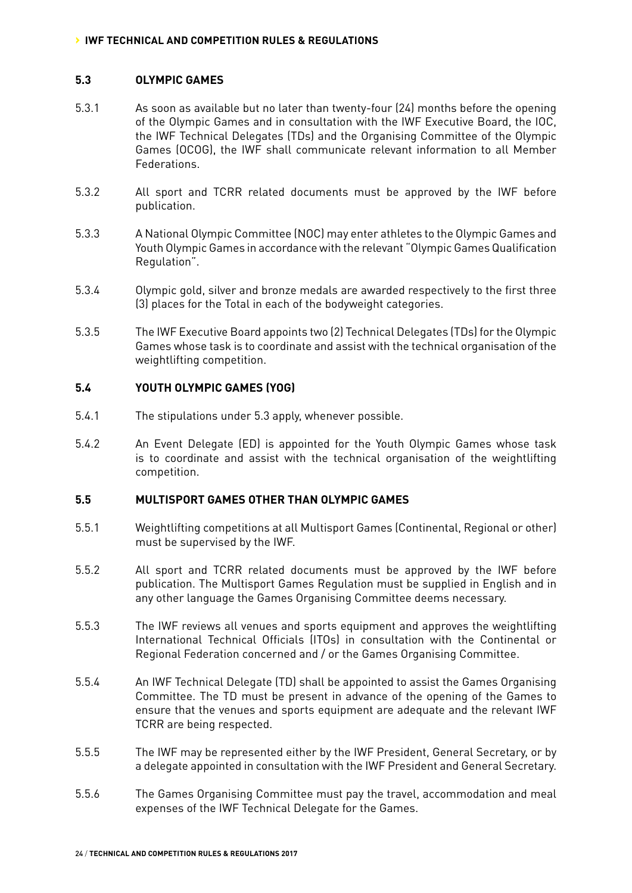### 5.3 OLYMPIC GAMES

5.3.1 As soon as available but no later than twenty-four (24) months before the opening of the Olympic Games and in consultation with the IWF Executive Board, the IOC, the IWF Technical Delegates (TDs) and the Organising Committee of the Olympic Games (OCOG), the IWF shall communicate relevant information to all Member Federations.

5.3.2 All sport and TCRR related documents must be approved by the IWF before publication.

5.3.3 A National Olympic Committee (NOC) may enter athletes to the Olympic Games and Youth Olympic Games in accordance with the relevant "Olympic Games Qualification Regulation".

5.3.4 Olympic gold, silver and bronze medals are awarded respectively to the first three (3) places for the Total in each of the bodyweight categories.

5.3.5 The IWF Executive Board appoints two (2) Technical Delegates (TDs) for the Olympic Games whose task is to coordinate and assist with the technical organisation of the weightlifting competition.

### 5.4 YOUTH OLYMPIC GAMES (YOG)

5.4.1 The stipulations under 5.3 apply, whenever possible.

5.4.2 An Event Delegate (ED) is appointed for the Youth Olympic Games whose task is to coordinate and assist with the technical organisation of the weightlifting competition.

### 5.5 MULTISPORT GAMES OTHER THAN OLYMPIC GAMES

5.5.1 Weightlifting competitions at all Multisport Games (Continental, Regional or other) must be supervised by the IWF.

5.5.2 All sport and TCRR related documents must be approved by the IWF before publication. The Multisport Games Regulation must be supplied in English and in any other language the Games Organising Committee deems necessary.

5.5.3 The IWF reviews all venues and sports equipment and approves the weightlifting International Technical Officials (ITOs) in consultation with the Continental or Regional Federation concerned and / or the Games Organising Committee.

5.5.4 An IWF Technical Delegate (TD) shall be appointed to assist the Games Organising Committee. The TD must be present in advance of the opening of the Games to ensure that the venues and sports equipment are adequate and the relevant IWF TCRR are being respected.

5.5.5 The IWF may be represented either by the IWF President, General Secretary, or by a delegate appointed in consultation with the IWF President and General Secretary.

5.5.6 The Games Organising Committee must pay the travel, accommodation and meal expenses of the IWF Technical Delegate for the Games.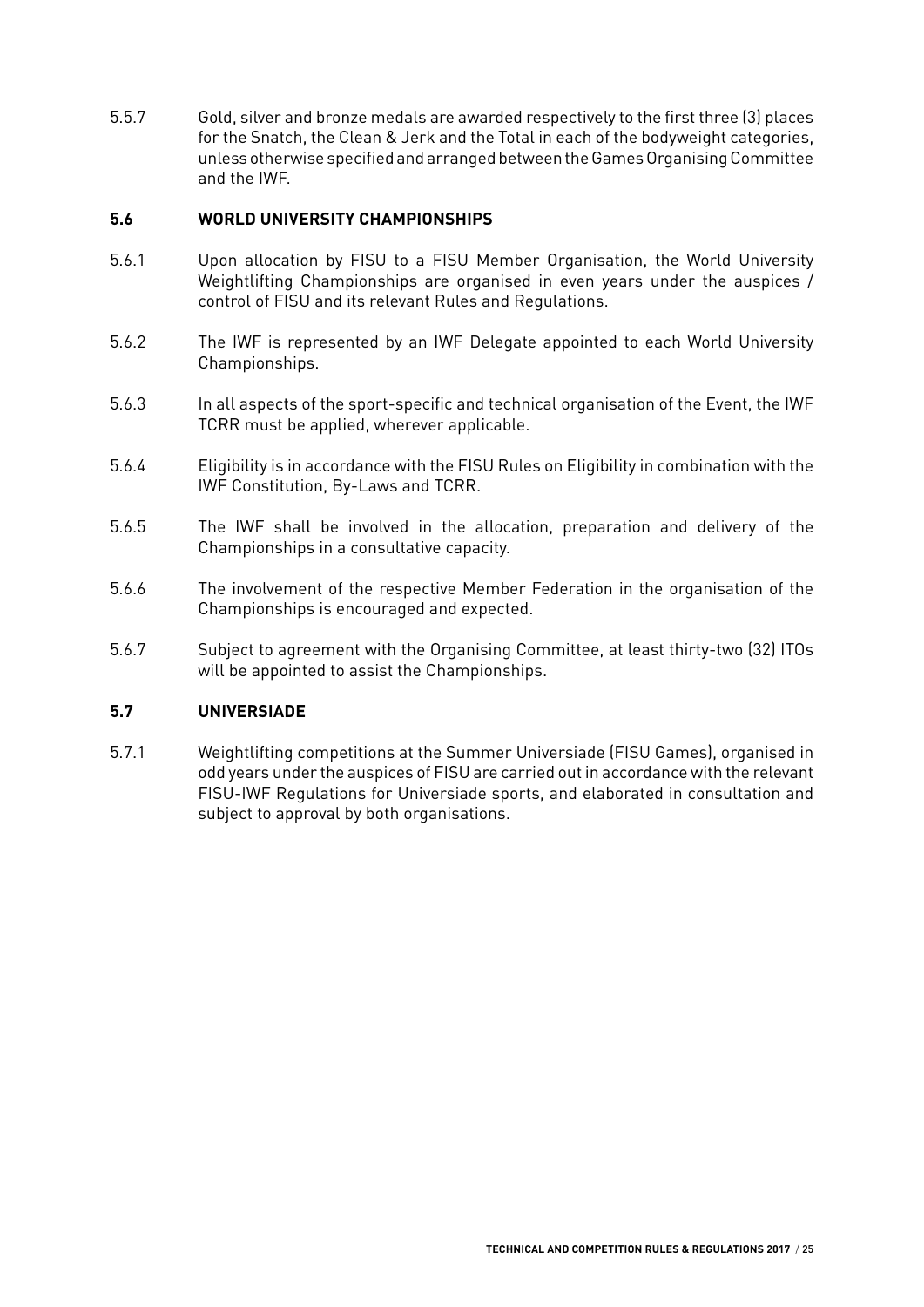5.5.7 Gold, silver and bronze medals are awarded respectively to the first three (3) places for the Snatch, the Clean & Jerk and the Total in each of the bodyweight categories, unless otherwise specified and arranged between the Games Organising Committee and the IWF.

### 5.6 WORLD UNIVERSITY CHAMPIONSHIPS

5.6.1 Upon allocation by FISU to a FISU Member Organisation, the World University Weightlifting Championships are organised in even years under the auspices / control of FISU and its relevant Rules and Regulations.

5.6.2 The IWF is represented by an IWF Delegate appointed to each World University Championships.

5.6.3 In all aspects of the sport-specific and technical organisation of the Event, the IWF TCRR must be applied, wherever applicable.

5.6.4 Eligibility is in accordance with the FISU Rules on Eligibility in combination with the IWF Constitution, By-Laws and TCRR.

5.6.5 The IWF shall be involved in the allocation, preparation and delivery of the Championships in a consultative capacity.

5.6.6 The involvement of the respective Member Federation in the organisation of the Championships is encouraged and expected.

5.6.7 Subject to agreement with the Organising Committee, at least thirty-two (32) ITOs will be appointed to assist the Championships.

### 5.7 UNIVERSIADE

5.7.1 Weightlifting competitions at the Summer Universiade (FISU Games), organised in odd years under the auspices of FISU are carried out in accordance with the relevant FISU-IWF Regulations for Universiade sports, and elaborated in consultation and subject to approval by both organisations.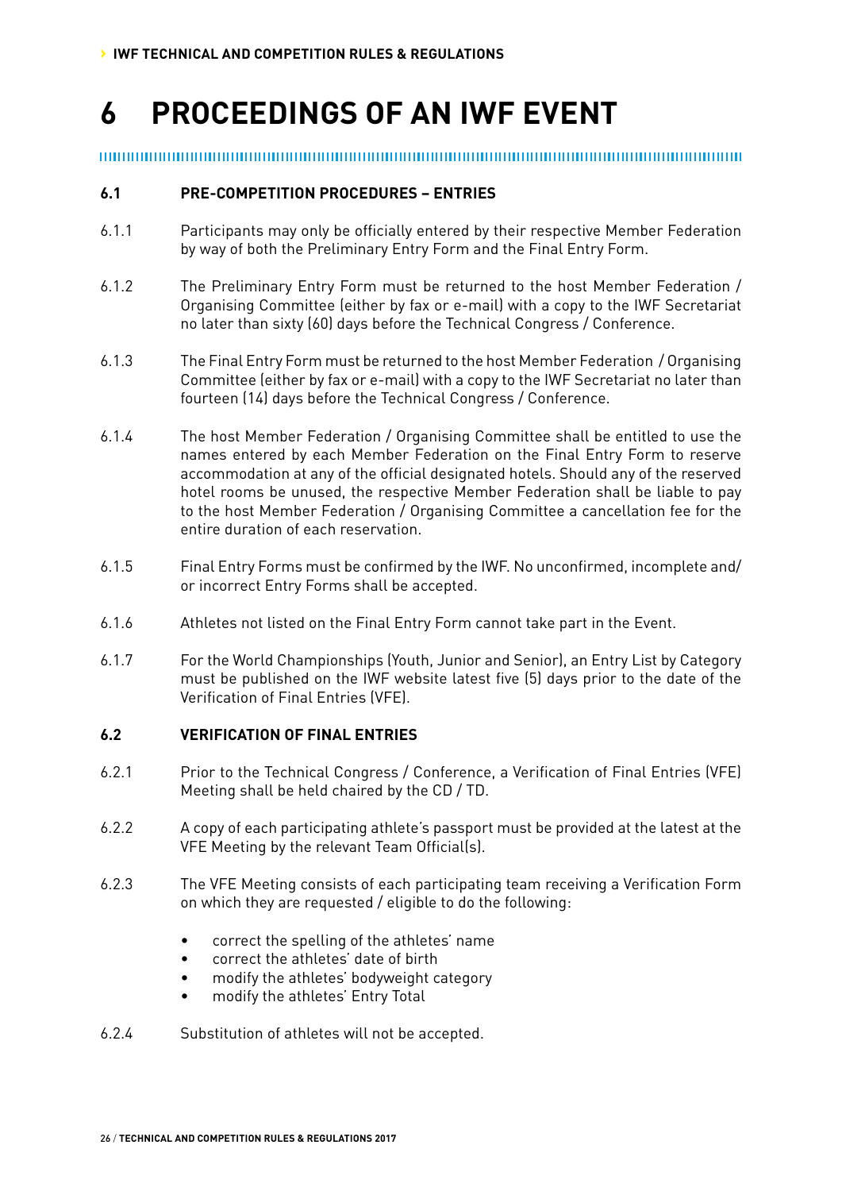# 6 PROCEEDINGS OF AN IWF EVENT

## 6.1 PRE-COMPETITION PROCEDURES – ENTRIES

6.1.1 Participants may only be officially entered by their respective Member Federation by way of both the Preliminary Entry Form and the Final Entry Form.

6.1.2 The Preliminary Entry Form must be returned to the host Member Federation / Organising Committee (either by fax or e-mail) with a copy to the IWF Secretariat no later than sixty (60) days before the Technical Congress / Conference.

6.1.3 The Final Entry Form must be returned to the host Member Federation / Organising Committee (either by fax or e-mail) with a copy to the IWF Secretariat no later than fourteen (14) days before the Technical Congress / Conference.

6.1.4 The host Member Federation / Organising Committee shall be entitled to use the names entered by each Member Federation on the Final Entry Form to reserve accommodation at any of the official designated hotels. Should any of the reserved hotel rooms be unused, the respective Member Federation shall be liable to pay to the host Member Federation / Organising Committee a cancellation fee for the entire duration of each reservation.

6.1.5 Final Entry Forms must be confirmed by the IWF. No unconfirmed, incomplete and/or incorrect Entry Forms shall be accepted.

6.1.6 Athletes not listed on the Final Entry Form cannot take part in the Event.

6.1.7 For the World Championships (Youth, Junior and Senior), an Entry List by Category must be published on the IWF website latest five (5) days prior to the date of the Verification of Final Entries (VFE).

## 6.2 VERIFICATION OF FINAL ENTRIES

6.2.1 Prior to the Technical Congress / Conference, a Verification of Final Entries (VFE) Meeting shall be held chaired by the CD / TD.

6.2.2 A copy of each participating athlete's passport must be provided at the latest at the VFE Meeting by the relevant Team Official(s).

6.2.3 The VFE Meeting consists of each participating team receiving a Verification Form on which they are requested / eligible to do the following:

- correct the spelling of the athletes' name
- correct the athletes' date of birth
- modify the athletes' bodyweight category
- modify the athletes' Entry Total

6.2.4 Substitution of athletes will not be accepted.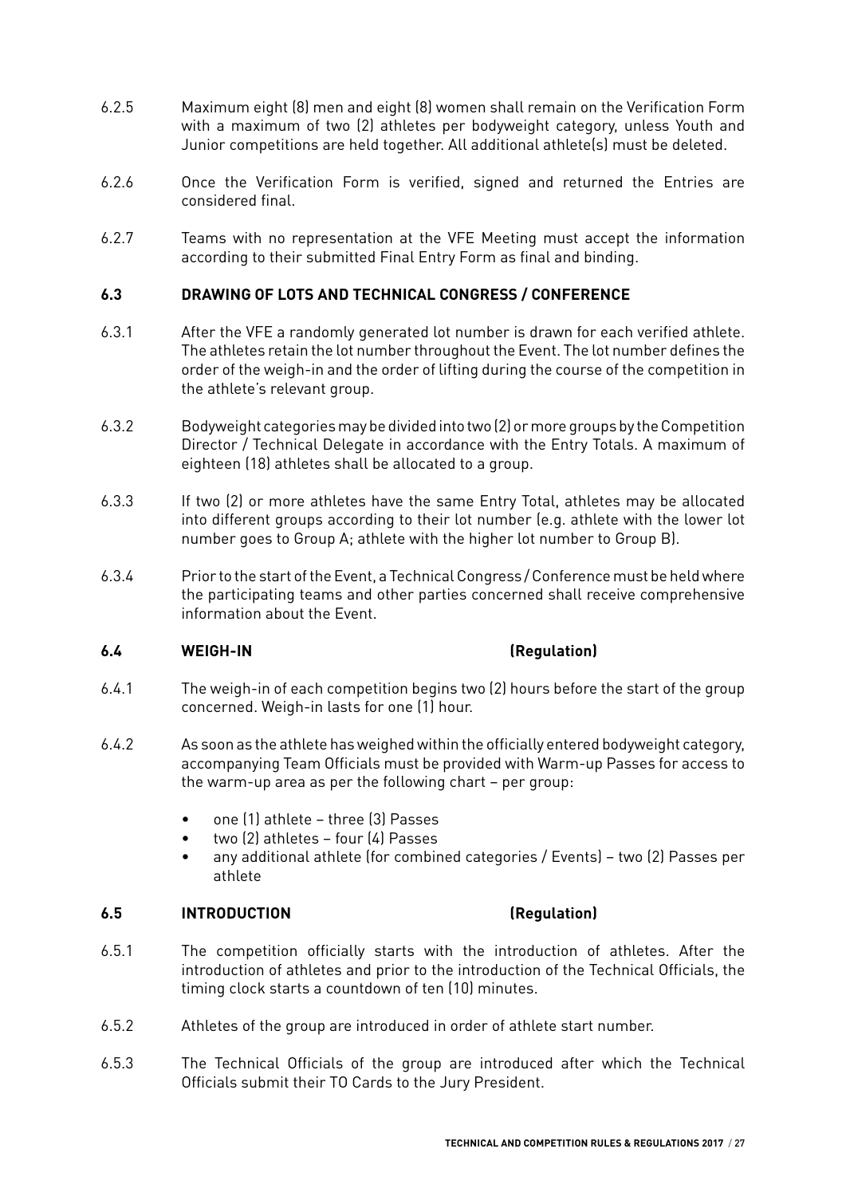6.2.5 Maximum eight (8) men and eight (8) women shall remain on the Verification Form with a maximum of two (2) athletes per bodyweight category, unless Youth and Junior competitions are held together. All additional athlete(s) must be deleted.

6.2.6 Once the Verification Form is verified, signed and returned the Entries are considered final.

6.2.7 Teams with no representation at the VFE Meeting must accept the information according to their submitted Final Entry Form as final and binding.

### 6.3 DRAWING OF LOTS AND TECHNICAL CONGRESS / CONFERENCE

6.3.1 After the VFE a randomly generated lot number is drawn for each verified athlete. The athletes retain the lot number throughout the Event. The lot number defines the order of the weigh-in and the order of lifting during the course of the competition in the athlete's relevant group.

6.3.2 Bodyweight categories may be divided into two (2) or more groups by the Competition Director / Technical Delegate in accordance with the Entry Totals. A maximum of eighteen (18) athletes shall be allocated to a group.

6.3.3 If two (2) or more athletes have the same Entry Total, athletes may be allocated into different groups according to their lot number (e.g. athlete with the lower lot number goes to Group A; athlete with the higher lot number to Group B).

6.3.4 Prior to the start of the Event, a Technical Congress / Conference must be held where the participating teams and other parties concerned shall receive comprehensive information about the Event.

### 6.4 WEIGH-IN (Regulation)

6.4.1 The weigh-in of each competition begins two (2) hours before the start of the group concerned. Weigh-in lasts for one (1) hour.

6.4.2 As soon as the athlete has weighed within the officially entered bodyweight category, accompanying Team Officials must be provided with Warm-up Passes for access to the warm-up area as per the following chart – per group:

- one (1) athlete – three (3) Passes
- two (2) athletes – four (4) Passes
- any additional athlete (for combined categories / Events) – two (2) Passes per athlete

### 6.5 INTRODUCTION (Regulation)

6.5.1 The competition officially starts with the introduction of athletes. After the introduction of athletes and prior to the introduction of the Technical Officials, the timing clock starts a countdown of ten (10) minutes.

6.5.2 Athletes of the group are introduced in order of athlete start number.

6.5.3 The Technical Officials of the group are introduced after which the Technical Officials submit their TO Cards to the Jury President.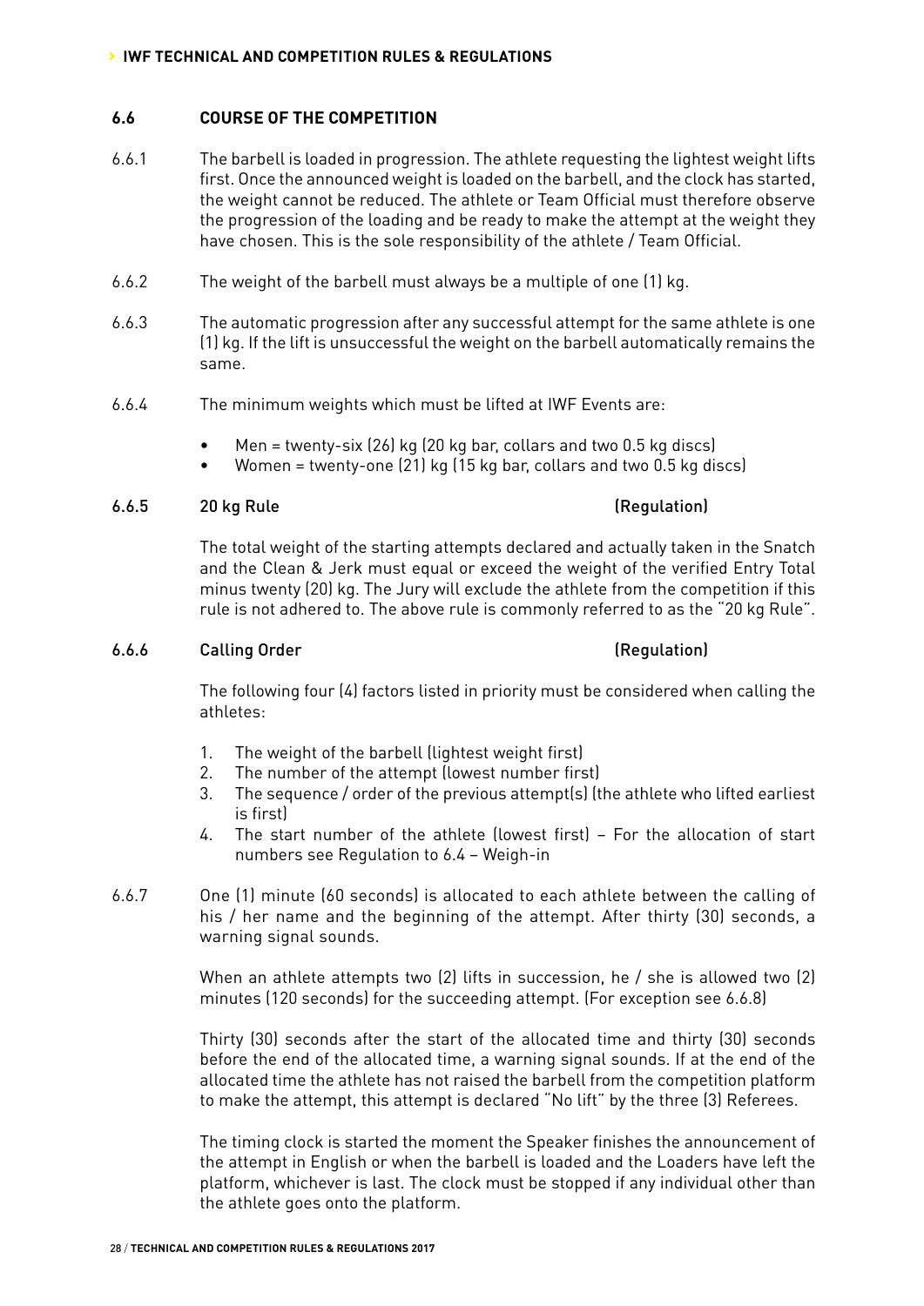## 6.6 COURSE OF THE COMPETITION

6.6.1 The barbell is loaded in progression. The athlete requesting the lightest weight lifts first. Once the announced weight is loaded on the barbell, and the clock has started, the weight cannot be reduced. The athlete or Team Official must therefore observe the progression of the loading and be ready to make the attempt at the weight they have chosen. This is the sole responsibility of the athlete / Team Official.

6.6.2 The weight of the barbell must always be a multiple of one (1) kg.

6.6.3 The automatic progression after any successful attempt for the same athlete is one (1) kg. If the lift is unsuccessful the weight on the barbell automatically remains the same.

6.6.4 The minimum weights which must be lifted at IWF Events are:

- Men = twenty-six (26) kg (20 kg bar, collars and two 0.5 kg discs)
- Women = twenty-one (21) kg (15 kg bar, collars and two 0.5 kg discs)

### 6.6.5 20 kg Rule (Regulation)

The total weight of the starting attempts declared and actually taken in the Snatch and the Clean & Jerk must equal or exceed the weight of the verified Entry Total minus twenty (20) kg. The Jury will exclude the athlete from the competition if this rule is not adhered to. The above rule is commonly referred to as the "20 kg Rule".

### 6.6.6 Calling Order (Regulation)

The following four (4) factors listed in priority must be considered when calling the athletes:

1. The weight of the barbell (lightest weight first)
2. The number of the attempt (lowest number first)
3. The sequence / order of the previous attempt(s) (the athlete who lifted earliest is first)
4. The start number of the athlete (lowest first) – For the allocation of start numbers see Regulation to 6.4 – Weigh-in

6.6.7 One (1) minute (60 seconds) is allocated to each athlete between the calling of his / her name and the beginning of the attempt. After thirty (30) seconds, a warning signal sounds.

When an athlete attempts two (2) lifts in succession, he / she is allowed two (2) minutes (120 seconds) for the succeeding attempt. (For exception see 6.6.8)

Thirty (30) seconds after the start of the allocated time and thirty (30) seconds before the end of the allocated time, a warning signal sounds. If at the end of the allocated time the athlete has not raised the barbell from the competition platform to make the attempt, this attempt is declared "No lift" by the three (3) Referees.

The timing clock is started the moment the Speaker finishes the announcement of the attempt in English or when the barbell is loaded and the Loaders have left the platform, whichever is last. The clock must be stopped if any individual other than the athlete goes onto the platform.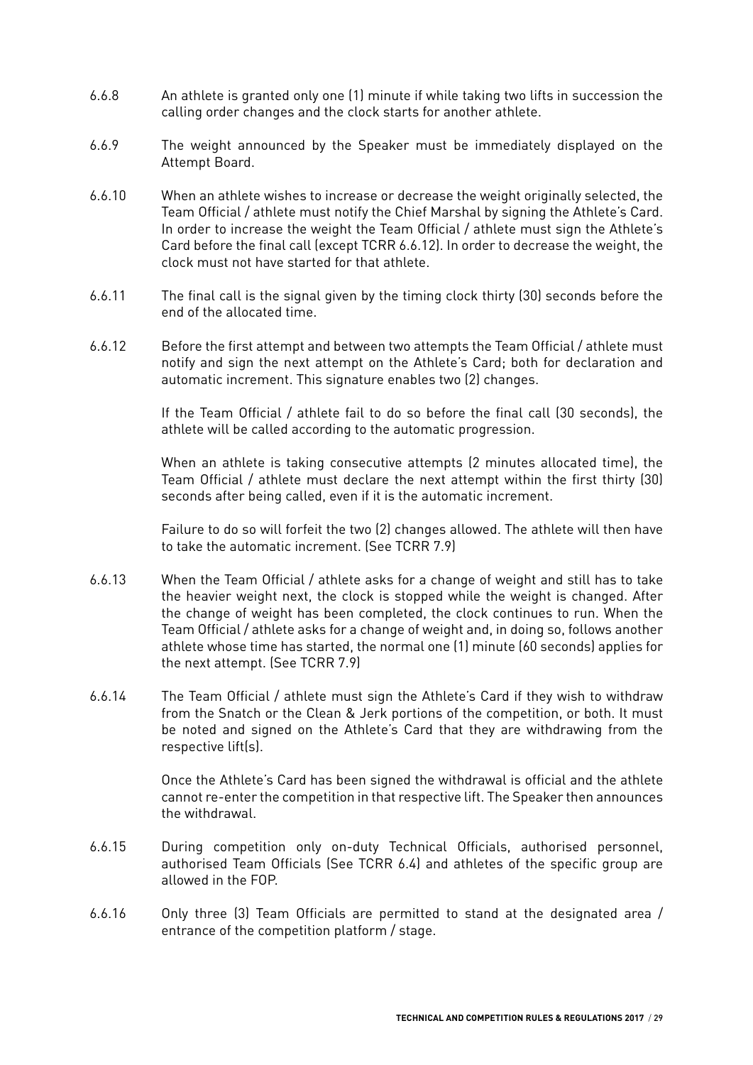6.6.8 An athlete is granted only one (1) minute if while taking two lifts in succession the calling order changes and the clock starts for another athlete.

6.6.9 The weight announced by the Speaker must be immediately displayed on the Attempt Board.

6.6.10 When an athlete wishes to increase or decrease the weight originally selected, the Team Official / athlete must notify the Chief Marshal by signing the Athlete's Card. In order to increase the weight the Team Official / athlete must sign the Athlete's Card before the final call (except TCRR 6.6.12). In order to decrease the weight, the clock must not have started for that athlete.

6.6.11 The final call is the signal given by the timing clock thirty (30) seconds before the end of the allocated time.

6.6.12 Before the first attempt and between two attempts the Team Official / athlete must notify and sign the next attempt on the Athlete's Card; both for declaration and automatic increment. This signature enables two (2) changes.

If the Team Official / athlete fail to do so before the final call (30 seconds), the athlete will be called according to the automatic progression.

When an athlete is taking consecutive attempts (2 minutes allocated time), the Team Official / athlete must declare the next attempt within the first thirty (30) seconds after being called, even if it is the automatic increment.

Failure to do so will forfeit the two (2) changes allowed. The athlete will then have to take the automatic increment. (See TCRR 7.9)

6.6.13 When the Team Official / athlete asks for a change of weight and still has to take the heavier weight next, the clock is stopped while the weight is changed. After the change of weight has been completed, the clock continues to run. When the Team Official / athlete asks for a change of weight and, in doing so, follows another athlete whose time has started, the normal one (1) minute (60 seconds) applies for the next attempt. (See TCRR 7.9)

6.6.14 The Team Official / athlete must sign the Athlete's Card if they wish to withdraw from the Snatch or the Clean & Jerk portions of the competition, or both. It must be noted and signed on the Athlete's Card that they are withdrawing from the respective lift(s).

Once the Athlete's Card has been signed the withdrawal is official and the athlete cannot re-enter the competition in that respective lift. The Speaker then announces the withdrawal.

6.6.15 During competition only on-duty Technical Officials, authorised personnel, authorised Team Officials (See TCRR 6.4) and athletes of the specific group are allowed in the FOP.

6.6.16 Only three (3) Team Officials are permitted to stand at the designated area / entrance of the competition platform / stage.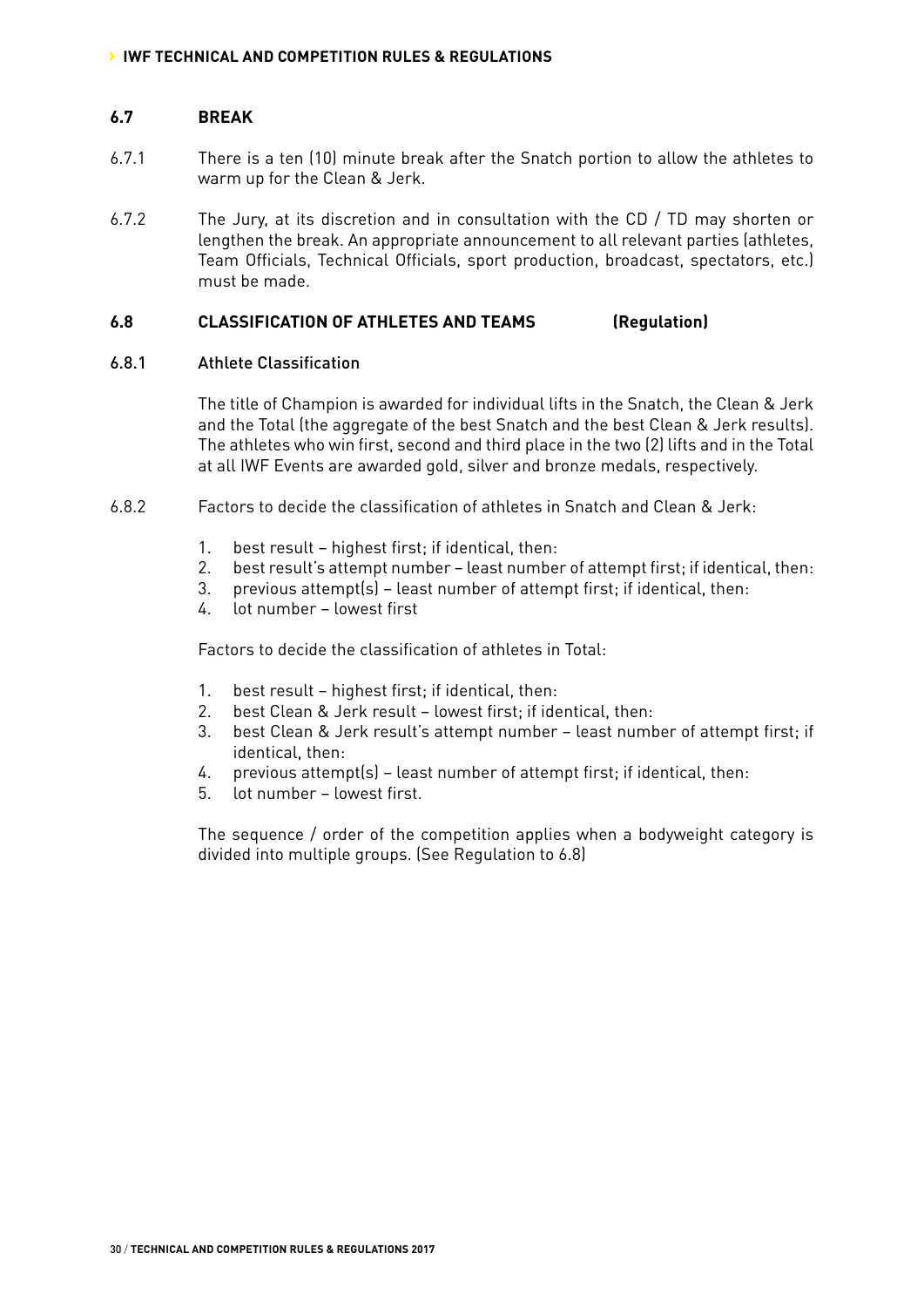### 6.7 BREAK

6.7.1 There is a ten (10) minute break after the Snatch portion to allow the athletes to warm up for the Clean & Jerk.

6.7.2 The Jury, at its discretion and in consultation with the CD / TD may shorten or lengthen the break. An appropriate announcement to all relevant parties (athletes, Team Officials, Technical Officials, sport production, broadcast, spectators, etc.) must be made.

### 6.8 CLASSIFICATION OF ATHLETES AND TEAMS (Regulation)

6.8.1 Athlete Classification

The title of Champion is awarded for individual lifts in the Snatch, the Clean & Jerk and the Total (the aggregate of the best Snatch and the best Clean & Jerk results). The athletes who win first, second and third place in the two (2) lifts and in the Total at all IWF Events are awarded gold, silver and bronze medals, respectively.

6.8.2 Factors to decide the classification of athletes in Snatch and Clean & Jerk:

1. best result – highest first; if identical, then:
2. best result's attempt number – least number of attempt first; if identical, then:
3. previous attempt(s) – least number of attempt first; if identical, then:
4. lot number – lowest first

Factors to decide the classification of athletes in Total:

1. best result – highest first; if identical, then:
2. best Clean & Jerk result – lowest first; if identical, then:
3. best Clean & Jerk result's attempt number – least number of attempt first; if identical, then:
4. previous attempt(s) – least number of attempt first; if identical, then:
5. lot number – lowest first.

The sequence / order of the competition applies when a bodyweight category is divided into multiple groups. (See Regulation to 6.8)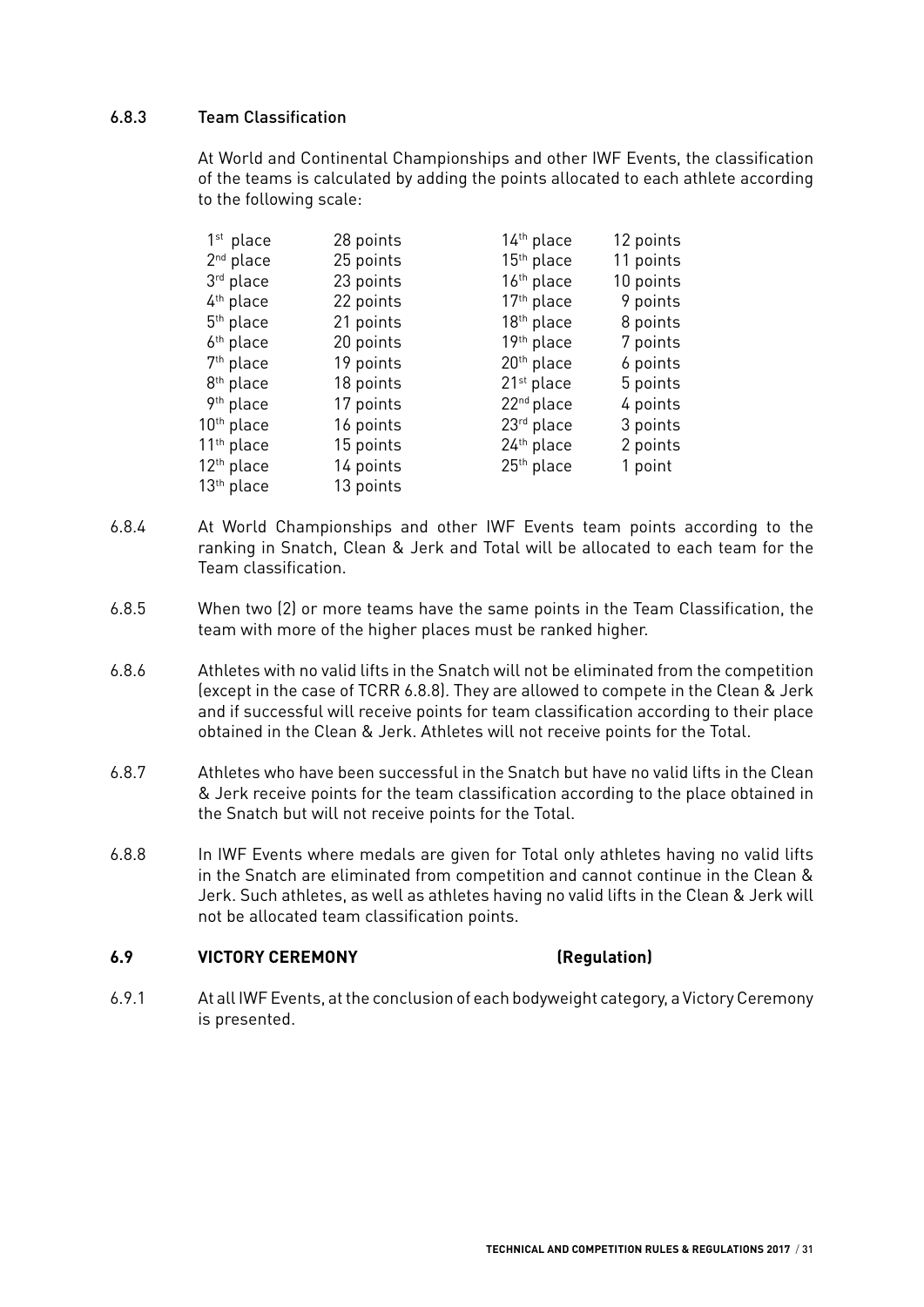### 6.8.3 Team Classification

At World and Continental Championships and other IWF Events, the classification of the teams is calculated by adding the points allocated to each athlete according to the following scale:

| | | | |
|---|---|---|---|
| 1st place | 28 points | 14th place | 12 points |
| 2nd place | 25 points | 15th place | 11 points |
| 3rd place | 23 points | 16th place | 10 points |
| 4th place | 22 points | 17th place | 9 points |
| 5th place | 21 points | 18th place | 8 points |
| 6th place | 20 points | 19th place | 7 points |
| 7th place | 19 points | 20th place | 6 points |
| 8th place | 18 points | 21st place | 5 points |
| 9th place | 17 points | 22nd place | 4 points |
| 10th place | 16 points | 23rd place | 3 points |
| 11th place | 15 points | 24th place | 2 points |
| 12th place | 14 points | 25th place | 1 point |
| 13th place | 13 points | | |

6.8.4 At World Championships and other IWF Events team points according to the ranking in Snatch, Clean & Jerk and Total will be allocated to each team for the Team classification.

6.8.5 When two (2) or more teams have the same points in the Team Classification, the team with more of the higher places must be ranked higher.

6.8.6 Athletes with no valid lifts in the Snatch will not be eliminated from the competition (except in the case of TCRR 6.8.8). They are allowed to compete in the Clean & Jerk and if successful will receive points for team classification according to their place obtained in the Clean & Jerk. Athletes will not receive points for the Total.

6.8.7 Athletes who have been successful in the Snatch but have no valid lifts in the Clean & Jerk receive points for the team classification according to the place obtained in the Snatch but will not receive points for the Total.

6.8.8 In IWF Events where medals are given for Total only athletes having no valid lifts in the Snatch are eliminated from competition and cannot continue in the Clean & Jerk. Such athletes, as well as athletes having no valid lifts in the Clean & Jerk will not be allocated team classification points.

## 6.9 VICTORY CEREMONY (Regulation)

6.9.1 At all IWF Events, at the conclusion of each bodyweight category, a Victory Ceremony is presented.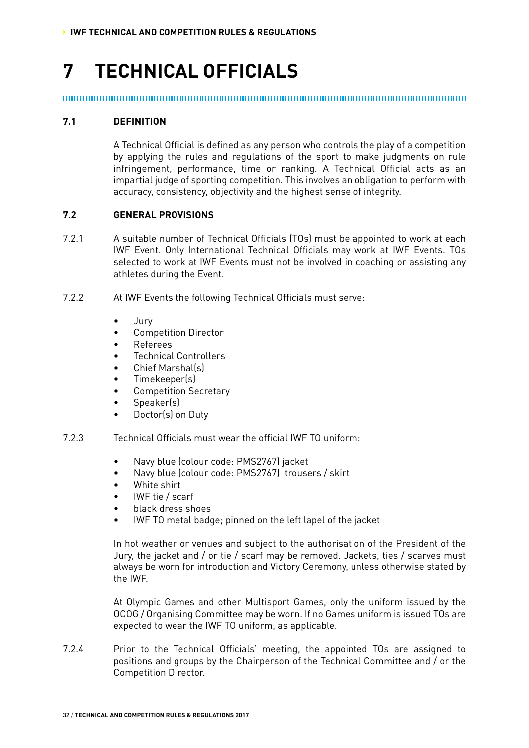# 7 TECHNICAL OFFICIALS

## 7.1 DEFINITION

A Technical Official is defined as any person who controls the play of a competition by applying the rules and regulations of the sport to make judgments on rule infringement, performance, time or ranking. A Technical Official acts as an impartial judge of sporting competition. This involves an obligation to perform with accuracy, consistency, objectivity and the highest sense of integrity.

## 7.2 GENERAL PROVISIONS

7.2.1 A suitable number of Technical Officials (TOs) must be appointed to work at each IWF Event. Only International Technical Officials may work at IWF Events. TOs selected to work at IWF Events must not be involved in coaching or assisting any athletes during the Event.

7.2.2 At IWF Events the following Technical Officials must serve:

- Jury
- Competition Director
- Referees
- Technical Controllers
- Chief Marshal(s)
- Timekeeper(s)
- Competition Secretary
- Speaker(s)
- Doctor(s) on Duty

7.2.3 Technical Officials must wear the official IWF TO uniform:

- Navy blue (colour code: PMS2767) jacket
- Navy blue (colour code: PMS2767) trousers / skirt
- White shirt
- IWF tie / scarf
- black dress shoes
- IWF TO metal badge; pinned on the left lapel of the jacket

In hot weather or venues and subject to the authorisation of the President of the Jury, the jacket and / or tie / scarf may be removed. Jackets, ties / scarves must always be worn for introduction and Victory Ceremony, unless otherwise stated by the IWF.

At Olympic Games and other Multisport Games, only the uniform issued by the OCOG / Organising Committee may be worn. If no Games uniform is issued TOs are expected to wear the IWF TO uniform, as applicable.

7.2.4 Prior to the Technical Officials' meeting, the appointed TOs are assigned to positions and groups by the Chairperson of the Technical Committee and / or the Competition Director.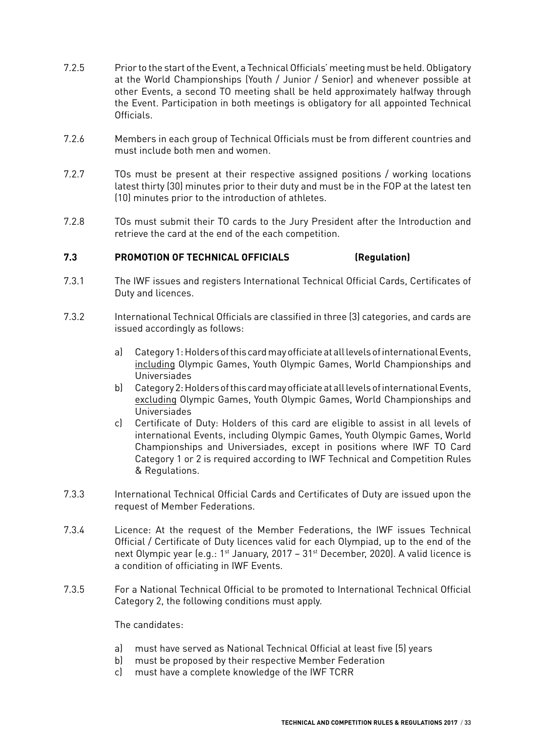7.2.5 Prior to the start of the Event, a Technical Officials' meeting must be held. Obligatory at the World Championships (Youth / Junior / Senior) and whenever possible at other Events, a second TO meeting shall be held approximately halfway through the Event. Participation in both meetings is obligatory for all appointed Technical Officials.

7.2.6 Members in each group of Technical Officials must be from different countries and must include both men and women.

7.2.7 TOs must be present at their respective assigned positions / working locations latest thirty (30) minutes prior to their duty and must be in the FOP at the latest ten (10) minutes prior to the introduction of athletes.

7.2.8 TOs must submit their TO cards to the Jury President after the Introduction and retrieve the card at the end of the each competition.

### 7.3 PROMOTION OF TECHNICAL OFFICIALS (Regulation)

7.3.1 The IWF issues and registers International Technical Official Cards, Certificates of Duty and licences.

7.3.2 International Technical Officials are classified in three (3) categories, and cards are issued accordingly as follows:

a) Category 1: Holders of this card may officiate at all levels of international Events, including Olympic Games, Youth Olympic Games, World Championships and Universiades
b) Category 2: Holders of this card may officiate at all levels of international Events, excluding Olympic Games, Youth Olympic Games, World Championships and Universiades
c) Certificate of Duty: Holders of this card are eligible to assist in all levels of international Events, including Olympic Games, Youth Olympic Games, World Championships and Universiades, except in positions where IWF TO Card Category 1 or 2 is required according to IWF Technical and Competition Rules & Regulations.

7.3.3 International Technical Official Cards and Certificates of Duty are issued upon the request of Member Federations.

7.3.4 Licence: At the request of the Member Federations, the IWF issues Technical Official / Certificate of Duty licences valid for each Olympiad, up to the end of the next Olympic year (e.g.: 1st January, 2017 – 31st December, 2020). A valid licence is a condition of officiating in IWF Events.

7.3.5 For a National Technical Official to be promoted to International Technical Official Category 2, the following conditions must apply.

The candidates:

a) must have served as National Technical Official at least five (5) years
b) must be proposed by their respective Member Federation
c) must have a complete knowledge of the IWF TCRR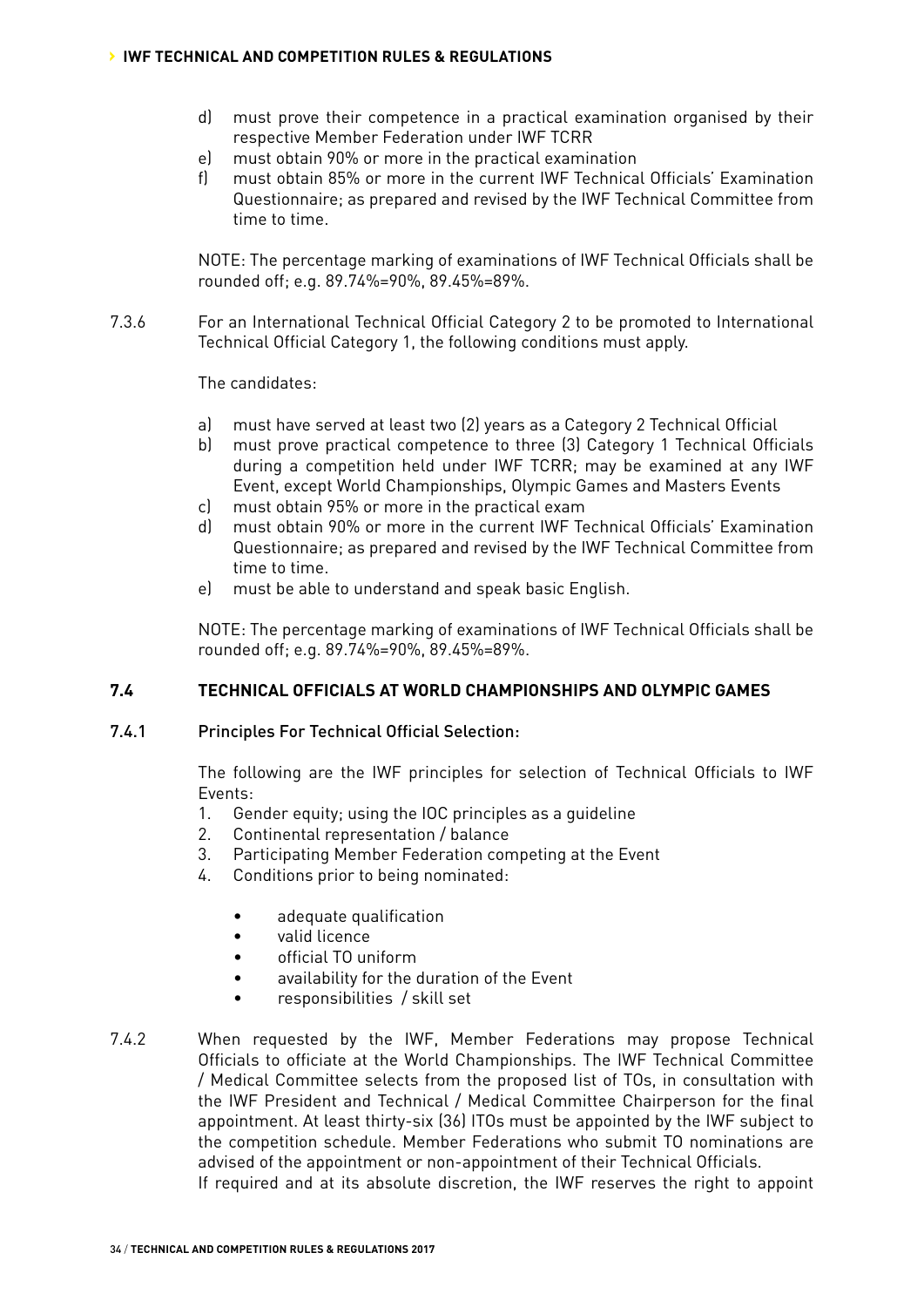d) must prove their competence in a practical examination organised by their respective Member Federation under IWF TCRR
e) must obtain 90% or more in the practical examination
f) must obtain 85% or more in the current IWF Technical Officials' Examination Questionnaire; as prepared and revised by the IWF Technical Committee from time to time.

NOTE: The percentage marking of examinations of IWF Technical Officials shall be rounded off; e.g. 89.74%=90%, 89.45%=89%.

7.3.6 For an International Technical Official Category 2 to be promoted to International Technical Official Category 1, the following conditions must apply.

The candidates:

a) must have served at least two (2) years as a Category 2 Technical Official
b) must prove practical competence to three (3) Category 1 Technical Officials during a competition held under IWF TCRR; may be examined at any IWF Event, except World Championships, Olympic Games and Masters Events
c) must obtain 95% or more in the practical exam
d) must obtain 90% or more in the current IWF Technical Officials' Examination Questionnaire; as prepared and revised by the IWF Technical Committee from time to time.
e) must be able to understand and speak basic English.

NOTE: The percentage marking of examinations of IWF Technical Officials shall be rounded off; e.g. 89.74%=90%, 89.45%=89%.

## 7.4 TECHNICAL OFFICIALS AT WORLD CHAMPIONSHIPS AND OLYMPIC GAMES

### 7.4.1 Principles For Technical Official Selection:

The following are the IWF principles for selection of Technical Officials to IWF Events:

1. Gender equity; using the IOC principles as a guideline
2. Continental representation / balance
3. Participating Member Federation competing at the Event
4. Conditions prior to being nominated:
   - adequate qualification
   - valid licence
   - official TO uniform
   - availability for the duration of the Event
   - responsibilities / skill set

7.4.2 When requested by the IWF, Member Federations may propose Technical Officials to officiate at the World Championships. The IWF Technical Committee / Medical Committee selects from the proposed list of TOs, in consultation with the IWF President and Technical / Medical Committee Chairperson for the final appointment. At least thirty-six (36) ITOs must be appointed by the IWF subject to the competition schedule. Member Federations who submit TO nominations are advised of the appointment or non-appointment of their Technical Officials.
If required and at its absolute discretion, the IWF reserves the right to appoint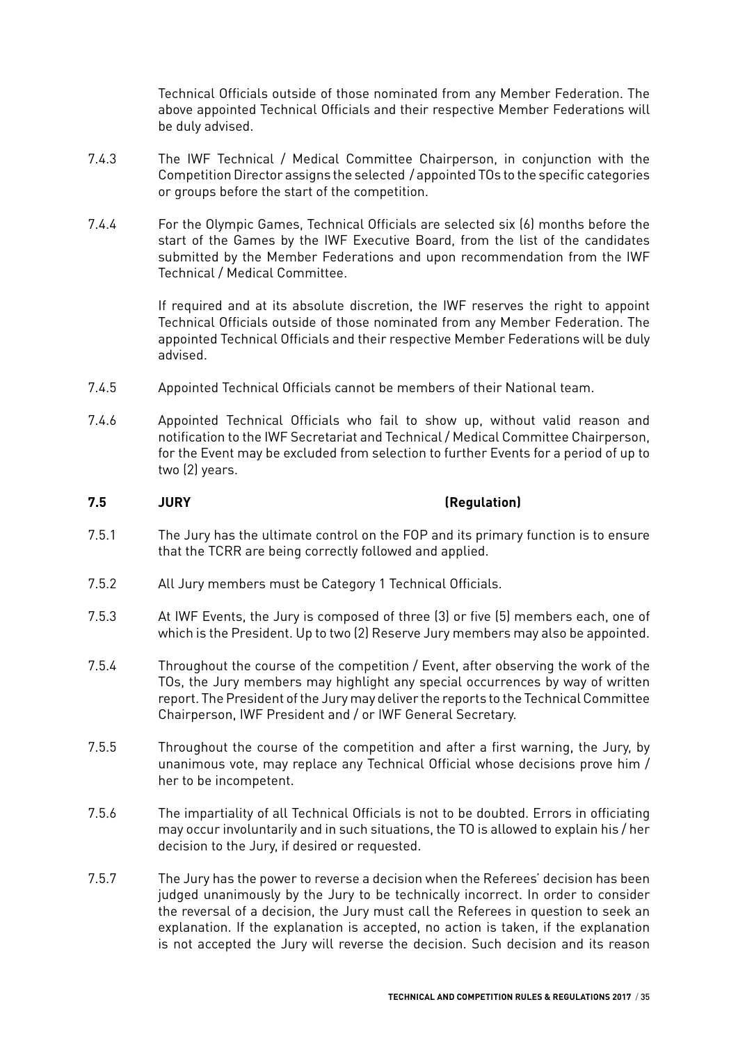Technical Officials outside of those nominated from any Member Federation. The above appointed Technical Officials and their respective Member Federations will be duly advised.

7.4.3 The IWF Technical / Medical Committee Chairperson, in conjunction with the Competition Director assigns the selected / appointed TOs to the specific categories or groups before the start of the competition.

7.4.4 For the Olympic Games, Technical Officials are selected six (6) months before the start of the Games by the IWF Executive Board, from the list of the candidates submitted by the Member Federations and upon recommendation from the IWF Technical / Medical Committee.

If required and at its absolute discretion, the IWF reserves the right to appoint Technical Officials outside of those nominated from any Member Federation. The appointed Technical Officials and their respective Member Federations will be duly advised.

7.4.5 Appointed Technical Officials cannot be members of their National team.

7.4.6 Appointed Technical Officials who fail to show up, without valid reason and notification to the IWF Secretariat and Technical / Medical Committee Chairperson, for the Event may be excluded from selection to further Events for a period of up to two (2) years.

**7.5 JURY (Regulation)**

7.5.1 The Jury has the ultimate control on the FOP and its primary function is to ensure that the TCRR are being correctly followed and applied.

7.5.2 All Jury members must be Category 1 Technical Officials.

7.5.3 At IWF Events, the Jury is composed of three (3) or five (5) members each, one of which is the President. Up to two (2) Reserve Jury members may also be appointed.

7.5.4 Throughout the course of the competition / Event, after observing the work of the TOs, the Jury members may highlight any special occurrences by way of written report. The President of the Jury may deliver the reports to the Technical Committee Chairperson, IWF President and / or IWF General Secretary.

7.5.5 Throughout the course of the competition and after a first warning, the Jury, by unanimous vote, may replace any Technical Official whose decisions prove him / her to be incompetent.

7.5.6 The impartiality of all Technical Officials is not to be doubted. Errors in officiating may occur involuntarily and in such situations, the TO is allowed to explain his / her decision to the Jury, if desired or requested.

7.5.7 The Jury has the power to reverse a decision when the Referees' decision has been judged unanimously by the Jury to be technically incorrect. In order to consider the reversal of a decision, the Jury must call the Referees in question to seek an explanation. If the explanation is accepted, no action is taken, if the explanation is not accepted the Jury will reverse the decision. Such decision and its reason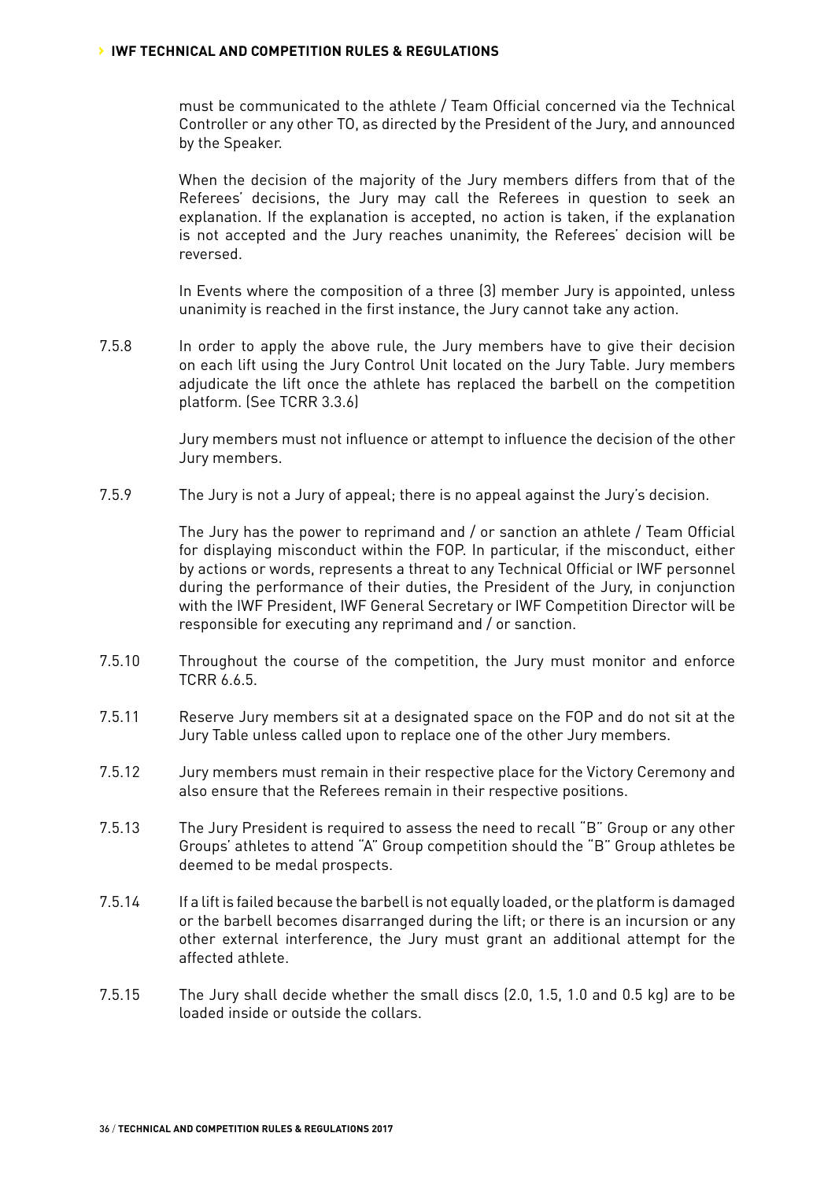must be communicated to the athlete / Team Official concerned via the Technical Controller or any other TO, as directed by the President of the Jury, and announced by the Speaker.

When the decision of the majority of the Jury members differs from that of the Referees' decisions, the Jury may call the Referees in question to seek an explanation. If the explanation is accepted, no action is taken, if the explanation is not accepted and the Jury reaches unanimity, the Referees' decision will be reversed.

In Events where the composition of a three (3) member Jury is appointed, unless unanimity is reached in the first instance, the Jury cannot take any action.

7.5.8 In order to apply the above rule, the Jury members have to give their decision on each lift using the Jury Control Unit located on the Jury Table. Jury members adjudicate the lift once the athlete has replaced the barbell on the competition platform. (See TCRR 3.3.6)

Jury members must not influence or attempt to influence the decision of the other Jury members.

7.5.9 The Jury is not a Jury of appeal; there is no appeal against the Jury's decision.

The Jury has the power to reprimand and / or sanction an athlete / Team Official for displaying misconduct within the FOP. In particular, if the misconduct, either by actions or words, represents a threat to any Technical Official or IWF personnel during the performance of their duties, the President of the Jury, in conjunction with the IWF President, IWF General Secretary or IWF Competition Director will be responsible for executing any reprimand and / or sanction.

7.5.10 Throughout the course of the competition, the Jury must monitor and enforce TCRR 6.6.5.

7.5.11 Reserve Jury members sit at a designated space on the FOP and do not sit at the Jury Table unless called upon to replace one of the other Jury members.

7.5.12 Jury members must remain in their respective place for the Victory Ceremony and also ensure that the Referees remain in their respective positions.

7.5.13 The Jury President is required to assess the need to recall "B" Group or any other Groups' athletes to attend "A" Group competition should the "B" Group athletes be deemed to be medal prospects.

7.5.14 If a lift is failed because the barbell is not equally loaded, or the platform is damaged or the barbell becomes disarranged during the lift; or there is an incursion or any other external interference, the Jury must grant an additional attempt for the affected athlete.

7.5.15 The Jury shall decide whether the small discs (2.0, 1.5, 1.0 and 0.5 kg) are to be loaded inside or outside the collars.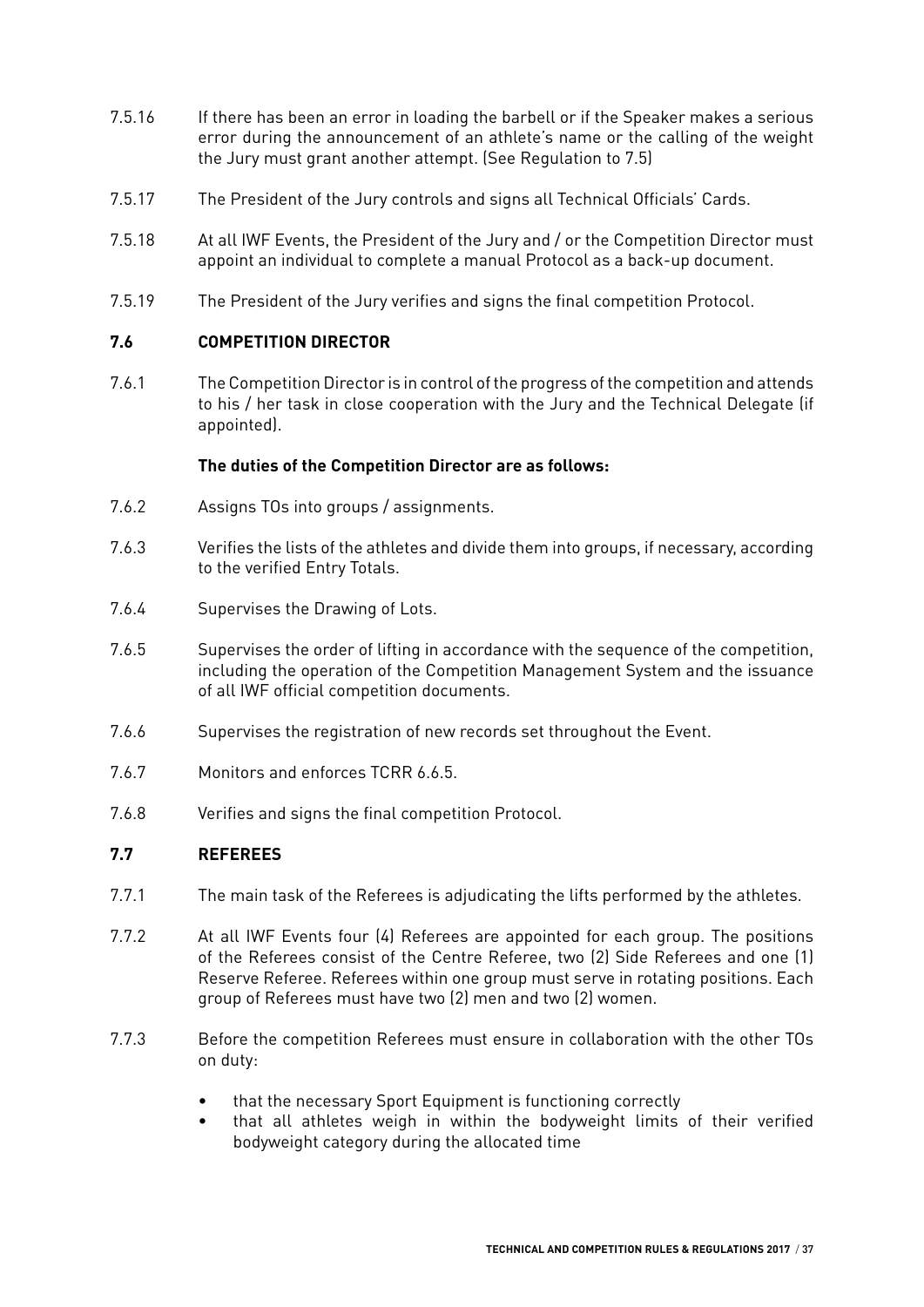7.5.16 If there has been an error in loading the barbell or if the Speaker makes a serious error during the announcement of an athlete's name or the calling of the weight the Jury must grant another attempt. (See Regulation to 7.5)

7.5.17 The President of the Jury controls and signs all Technical Officials' Cards.

7.5.18 At all IWF Events, the President of the Jury and / or the Competition Director must appoint an individual to complete a manual Protocol as a back-up document.

7.5.19 The President of the Jury verifies and signs the final competition Protocol.

### 7.6 COMPETITION DIRECTOR

7.6.1 The Competition Director is in control of the progress of the competition and attends to his / her task in close cooperation with the Jury and the Technical Delegate (if appointed).

**The duties of the Competition Director are as follows:**

7.6.2 Assigns TOs into groups / assignments.

7.6.3 Verifies the lists of the athletes and divide them into groups, if necessary, according to the verified Entry Totals.

7.6.4 Supervises the Drawing of Lots.

7.6.5 Supervises the order of lifting in accordance with the sequence of the competition, including the operation of the Competition Management System and the issuance of all IWF official competition documents.

7.6.6 Supervises the registration of new records set throughout the Event.

7.6.7 Monitors and enforces TCRR 6.6.5.

7.6.8 Verifies and signs the final competition Protocol.

### 7.7 REFEREES

7.7.1 The main task of the Referees is adjudicating the lifts performed by the athletes.

7.7.2 At all IWF Events four (4) Referees are appointed for each group. The positions of the Referees consist of the Centre Referee, two (2) Side Referees and one (1) Reserve Referee. Referees within one group must serve in rotating positions. Each group of Referees must have two (2) men and two (2) women.

7.7.3 Before the competition Referees must ensure in collaboration with the other TOs on duty:

- that the necessary Sport Equipment is functioning correctly
- that all athletes weigh in within the bodyweight limits of their verified bodyweight category during the allocated time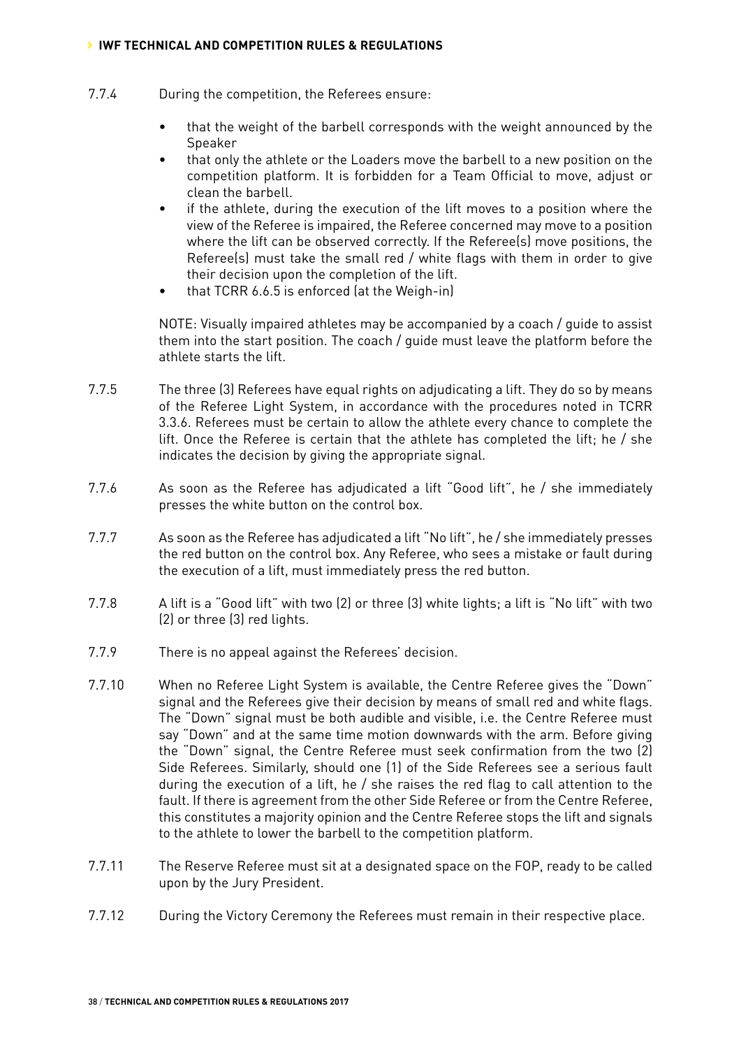7.7.4 During the competition, the Referees ensure:

- that the weight of the barbell corresponds with the weight announced by the Speaker
- that only the athlete or the Loaders move the barbell to a new position on the competition platform. It is forbidden for a Team Official to move, adjust or clean the barbell.
- if the athlete, during the execution of the lift moves to a position where the view of the Referee is impaired, the Referee concerned may move to a position where the lift can be observed correctly. If the Referee(s) move positions, the Referee(s) must take the small red / white flags with them in order to give their decision upon the completion of the lift.
- that TCRR 6.6.5 is enforced (at the Weigh-in)

NOTE: Visually impaired athletes may be accompanied by a coach / guide to assist them into the start position. The coach / guide must leave the platform before the athlete starts the lift.

7.7.5 The three (3) Referees have equal rights on adjudicating a lift. They do so by means of the Referee Light System, in accordance with the procedures noted in TCRR 3.3.6. Referees must be certain to allow the athlete every chance to complete the lift. Once the Referee is certain that the athlete has completed the lift; he / she indicates the decision by giving the appropriate signal.

7.7.6 As soon as the Referee has adjudicated a lift "Good lift", he / she immediately presses the white button on the control box.

7.7.7 As soon as the Referee has adjudicated a lift "No lift", he / she immediately presses the red button on the control box. Any Referee, who sees a mistake or fault during the execution of a lift, must immediately press the red button.

7.7.8 A lift is a "Good lift" with two (2) or three (3) white lights; a lift is "No lift" with two (2) or three (3) red lights.

7.7.9 There is no appeal against the Referees' decision.

7.7.10 When no Referee Light System is available, the Centre Referee gives the "Down" signal and the Referees give their decision by means of small red and white flags. The "Down" signal must be both audible and visible, i.e. the Centre Referee must say "Down" and at the same time motion downwards with the arm. Before giving the "Down" signal, the Centre Referee must seek confirmation from the two (2) Side Referees. Similarly, should one (1) of the Side Referees see a serious fault during the execution of a lift, he / she raises the red flag to call attention to the fault. If there is agreement from the other Side Referee or from the Centre Referee, this constitutes a majority opinion and the Centre Referee stops the lift and signals to the athlete to lower the barbell to the competition platform.

7.7.11 The Reserve Referee must sit at a designated space on the FOP, ready to be called upon by the Jury President.

7.7.12 During the Victory Ceremony the Referees must remain in their respective place.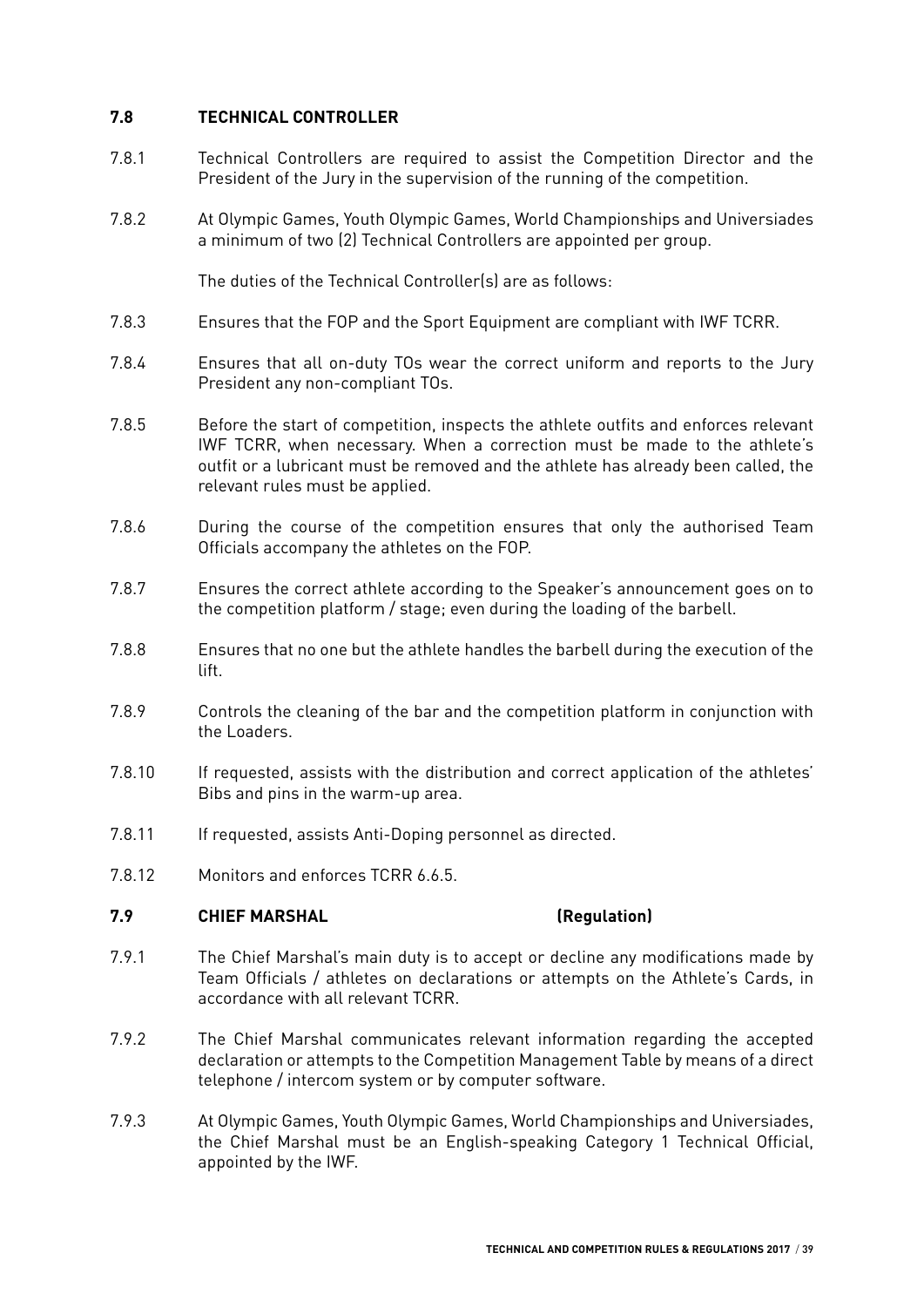### 7.8 TECHNICAL CONTROLLER

7.8.1 Technical Controllers are required to assist the Competition Director and the President of the Jury in the supervision of the running of the competition.

7.8.2 At Olympic Games, Youth Olympic Games, World Championships and Universiades a minimum of two (2) Technical Controllers are appointed per group.

The duties of the Technical Controller(s) are as follows:

7.8.3 Ensures that the FOP and the Sport Equipment are compliant with IWF TCRR.

7.8.4 Ensures that all on-duty TOs wear the correct uniform and reports to the Jury President any non-compliant TOs.

7.8.5 Before the start of competition, inspects the athlete outfits and enforces relevant IWF TCRR, when necessary. When a correction must be made to the athlete's outfit or a lubricant must be removed and the athlete has already been called, the relevant rules must be applied.

7.8.6 During the course of the competition ensures that only the authorised Team Officials accompany the athletes on the FOP.

7.8.7 Ensures the correct athlete according to the Speaker's announcement goes on to the competition platform / stage; even during the loading of the barbell.

7.8.8 Ensures that no one but the athlete handles the barbell during the execution of the lift.

7.8.9 Controls the cleaning of the bar and the competition platform in conjunction with the Loaders.

7.8.10 If requested, assists with the distribution and correct application of the athletes' Bibs and pins in the warm-up area.

7.8.11 If requested, assists Anti-Doping personnel as directed.

7.8.12 Monitors and enforces TCRR 6.6.5.

### 7.9 CHIEF MARSHAL (Regulation)

7.9.1 The Chief Marshal's main duty is to accept or decline any modifications made by Team Officials / athletes on declarations or attempts on the Athlete's Cards, in accordance with all relevant TCRR.

7.9.2 The Chief Marshal communicates relevant information regarding the accepted declaration or attempts to the Competition Management Table by means of a direct telephone / intercom system or by computer software.

7.9.3 At Olympic Games, Youth Olympic Games, World Championships and Universiades, the Chief Marshal must be an English-speaking Category 1 Technical Official, appointed by the IWF.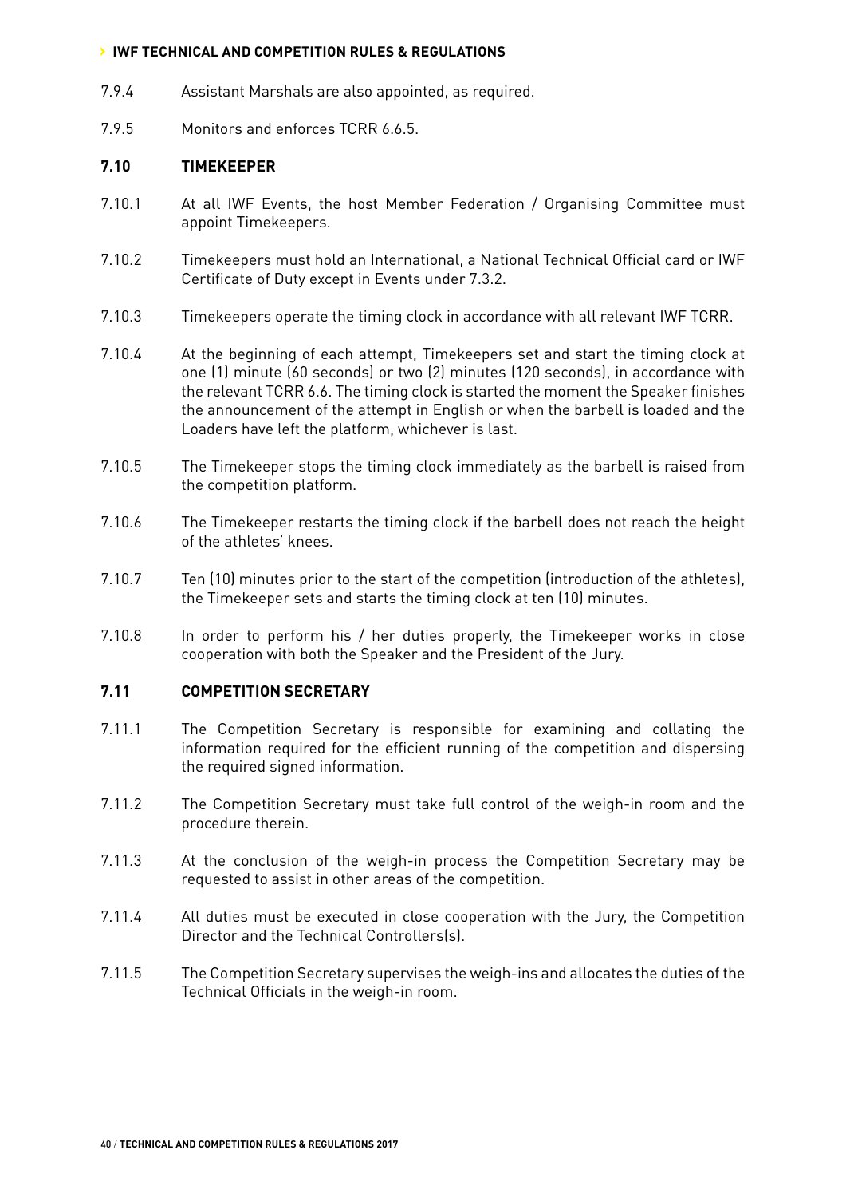7.9.4 Assistant Marshals are also appointed, as required.

7.9.5 Monitors and enforces TCRR 6.6.5.

### 7.10 TIMEKEEPER

7.10.1 At all IWF Events, the host Member Federation / Organising Committee must appoint Timekeepers.

7.10.2 Timekeepers must hold an International, a National Technical Official card or IWF Certificate of Duty except in Events under 7.3.2.

7.10.3 Timekeepers operate the timing clock in accordance with all relevant IWF TCRR.

7.10.4 At the beginning of each attempt, Timekeepers set and start the timing clock at one (1) minute (60 seconds) or two (2) minutes (120 seconds), in accordance with the relevant TCRR 6.6. The timing clock is started the moment the Speaker finishes the announcement of the attempt in English or when the barbell is loaded and the Loaders have left the platform, whichever is last.

7.10.5 The Timekeeper stops the timing clock immediately as the barbell is raised from the competition platform.

7.10.6 The Timekeeper restarts the timing clock if the barbell does not reach the height of the athletes' knees.

7.10.7 Ten (10) minutes prior to the start of the competition (introduction of the athletes), the Timekeeper sets and starts the timing clock at ten (10) minutes.

7.10.8 In order to perform his / her duties properly, the Timekeeper works in close cooperation with both the Speaker and the President of the Jury.

### 7.11 COMPETITION SECRETARY

7.11.1 The Competition Secretary is responsible for examining and collating the information required for the efficient running of the competition and dispersing the required signed information.

7.11.2 The Competition Secretary must take full control of the weigh-in room and the procedure therein.

7.11.3 At the conclusion of the weigh-in process the Competition Secretary may be requested to assist in other areas of the competition.

7.11.4 All duties must be executed in close cooperation with the Jury, the Competition Director and the Technical Controllers(s).

7.11.5 The Competition Secretary supervises the weigh-ins and allocates the duties of the Technical Officials in the weigh-in room.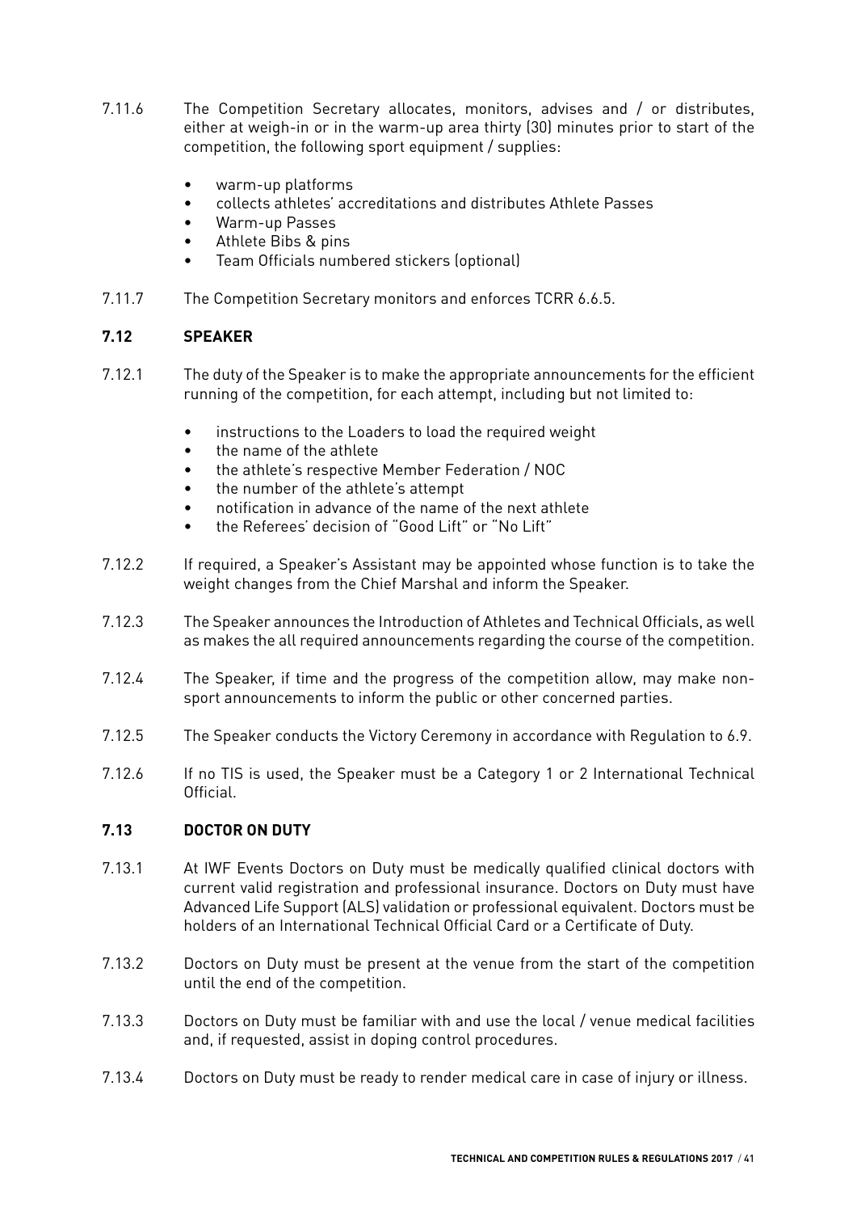7.11.6 The Competition Secretary allocates, monitors, advises and / or distributes, either at weigh-in or in the warm-up area thirty (30) minutes prior to start of the competition, the following sport equipment / supplies:

- warm-up platforms
- collects athletes' accreditations and distributes Athlete Passes
- Warm-up Passes
- Athlete Bibs & pins
- Team Officials numbered stickers (optional)

7.11.7 The Competition Secretary monitors and enforces TCRR 6.6.5.

## 7.12 SPEAKER

7.12.1 The duty of the Speaker is to make the appropriate announcements for the efficient running of the competition, for each attempt, including but not limited to:

- instructions to the Loaders to load the required weight
- the name of the athlete
- the athlete's respective Member Federation / NOC
- the number of the athlete's attempt
- notification in advance of the name of the next athlete
- the Referees' decision of "Good Lift" or "No Lift"

7.12.2 If required, a Speaker's Assistant may be appointed whose function is to take the weight changes from the Chief Marshal and inform the Speaker.

7.12.3 The Speaker announces the Introduction of Athletes and Technical Officials, as well as makes the all required announcements regarding the course of the competition.

7.12.4 The Speaker, if time and the progress of the competition allow, may make non-sport announcements to inform the public or other concerned parties.

7.12.5 The Speaker conducts the Victory Ceremony in accordance with Regulation to 6.9.

7.12.6 If no TIS is used, the Speaker must be a Category 1 or 2 International Technical Official.

## 7.13 DOCTOR ON DUTY

7.13.1 At IWF Events Doctors on Duty must be medically qualified clinical doctors with current valid registration and professional insurance. Doctors on Duty must have Advanced Life Support (ALS) validation or professional equivalent. Doctors must be holders of an International Technical Official Card or a Certificate of Duty.

7.13.2 Doctors on Duty must be present at the venue from the start of the competition until the end of the competition.

7.13.3 Doctors on Duty must be familiar with and use the local / venue medical facilities and, if requested, assist in doping control procedures.

7.13.4 Doctors on Duty must be ready to render medical care in case of injury or illness.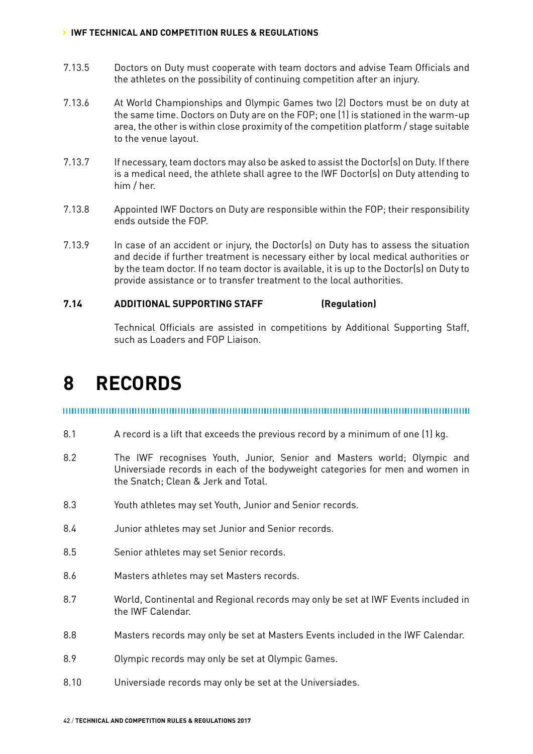7.13.5 Doctors on Duty must cooperate with team doctors and advise Team Officials and the athletes on the possibility of continuing competition after an injury.

7.13.6 At World Championships and Olympic Games two (2) Doctors must be on duty at the same time. Doctors on Duty are on the FOP; one (1) is stationed in the warm-up area, the other is within close proximity of the competition platform / stage suitable to the venue layout.

7.13.7 If necessary, team doctors may also be asked to assist the Doctor(s) on Duty. If there is a medical need, the athlete shall agree to the IWF Doctor(s) on Duty attending to him / her.

7.13.8 Appointed IWF Doctors on Duty are responsible within the FOP; their responsibility ends outside the FOP.

7.13.9 In case of an accident or injury, the Doctor(s) on Duty has to assess the situation and decide if further treatment is necessary either by local medical authorities or by the team doctor. If no team doctor is available, it is up to the Doctor(s) on Duty to provide assistance or to transfer treatment to the local authorities.

### 7.14 ADDITIONAL SUPPORTING STAFF (Regulation)

Technical Officials are assisted in competitions by Additional Supporting Staff, such as Loaders and FOP Liaison.

# 8 RECORDS

8.1 A record is a lift that exceeds the previous record by a minimum of one (1) kg.

8.2 The IWF recognises Youth, Junior, Senior and Masters world; Olympic and Universiade records in each of the bodyweight categories for men and women in the Snatch; Clean & Jerk and Total.

8.3 Youth athletes may set Youth, Junior and Senior records.

8.4 Junior athletes may set Junior and Senior records.

8.5 Senior athletes may set Senior records.

8.6 Masters athletes may set Masters records.

8.7 World, Continental and Regional records may only be set at IWF Events included in the IWF Calendar.

8.8 Masters records may only be set at Masters Events included in the IWF Calendar.

8.9 Olympic records may only be set at Olympic Games.

8.10 Universiade records may only be set at the Universiades.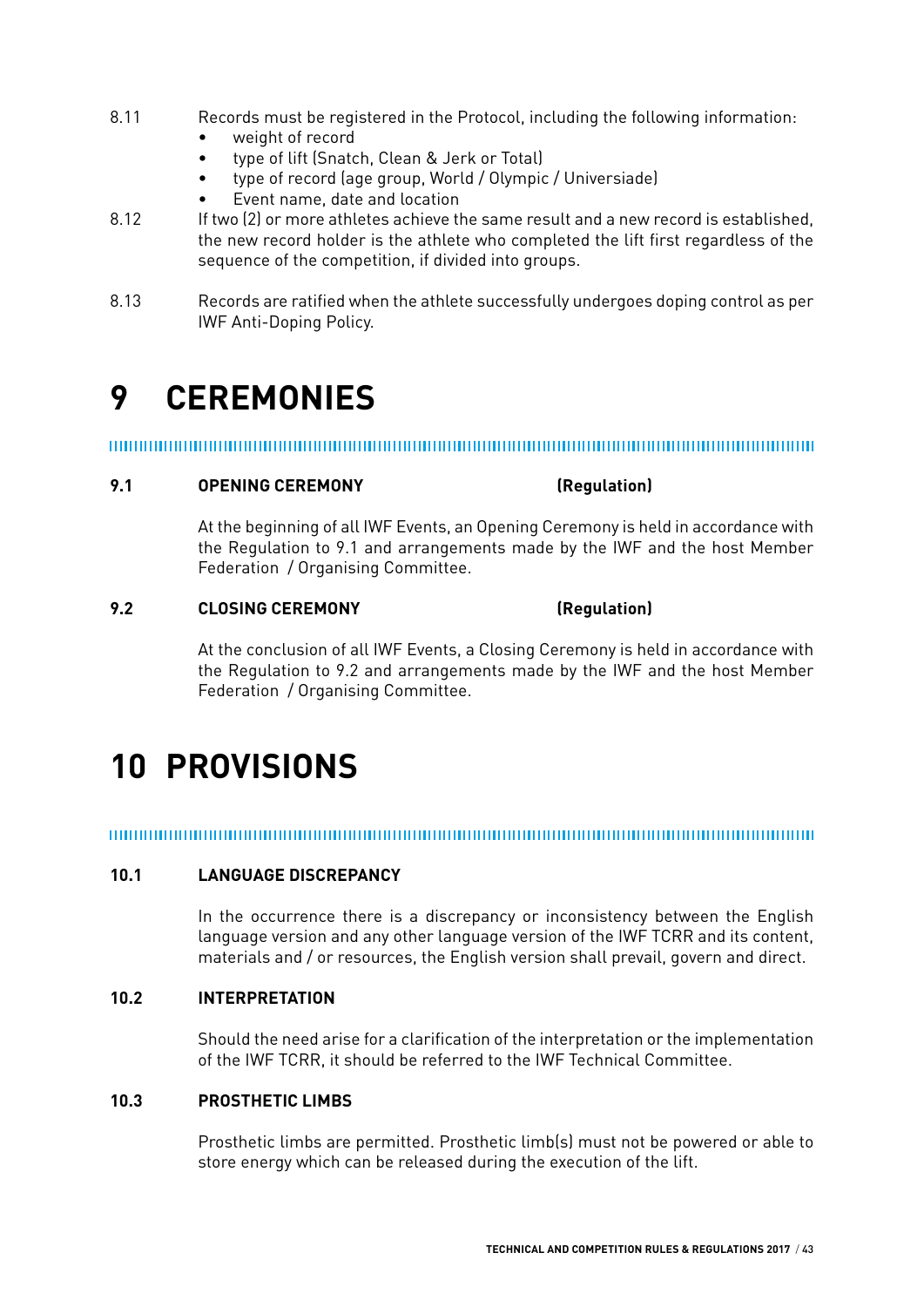8.11 Records must be registered in the Protocol, including the following information:

- weight of record
- type of lift (Snatch, Clean & Jerk or Total)
- type of record (age group, World / Olympic / Universiade)
- Event name, date and location

8.12 If two (2) or more athletes achieve the same result and a new record is established, the new record holder is the athlete who completed the lift first regardless of the sequence of the competition, if divided into groups.

8.13 Records are ratified when the athlete successfully undergoes doping control as per IWF Anti-Doping Policy.

# 9 CEREMONIES

## 9.1 OPENING CEREMONY (Regulation)

At the beginning of all IWF Events, an Opening Ceremony is held in accordance with the Regulation to 9.1 and arrangements made by the IWF and the host Member Federation / Organising Committee.

## 9.2 CLOSING CEREMONY (Regulation)

At the conclusion of all IWF Events, a Closing Ceremony is held in accordance with the Regulation to 9.2 and arrangements made by the IWF and the host Member Federation / Organising Committee.

# 10 PROVISIONS

## 10.1 LANGUAGE DISCREPANCY

In the occurrence there is a discrepancy or inconsistency between the English language version and any other language version of the IWF TCRR and its content, materials and / or resources, the English version shall prevail, govern and direct.

## 10.2 INTERPRETATION

Should the need arise for a clarification of the interpretation or the implementation of the IWF TCRR, it should be referred to the IWF Technical Committee.

## 10.3 PROSTHETIC LIMBS

Prosthetic limbs are permitted. Prosthetic limb(s) must not be powered or able to store energy which can be released during the execution of the lift.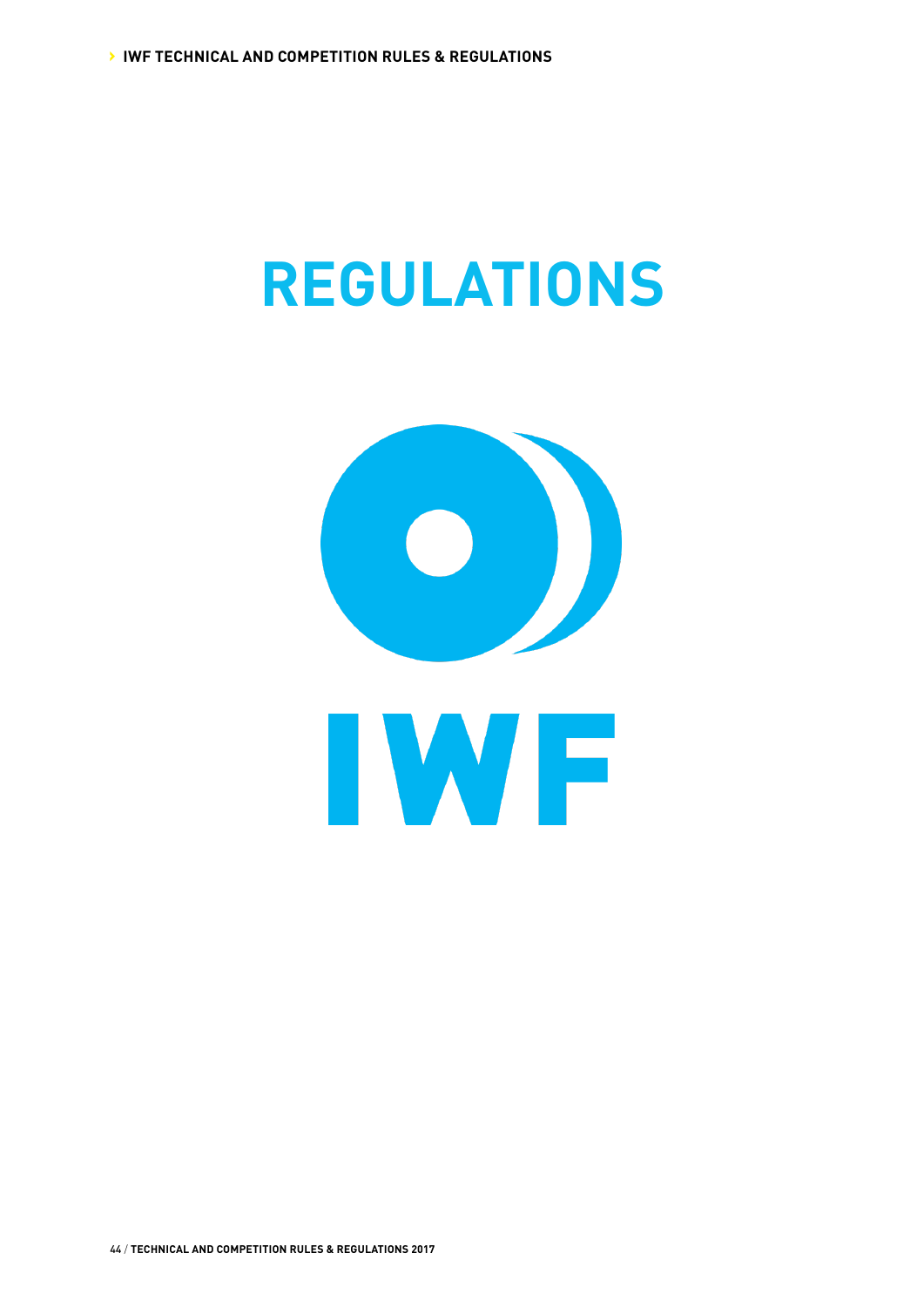# REGULATIONS

IWF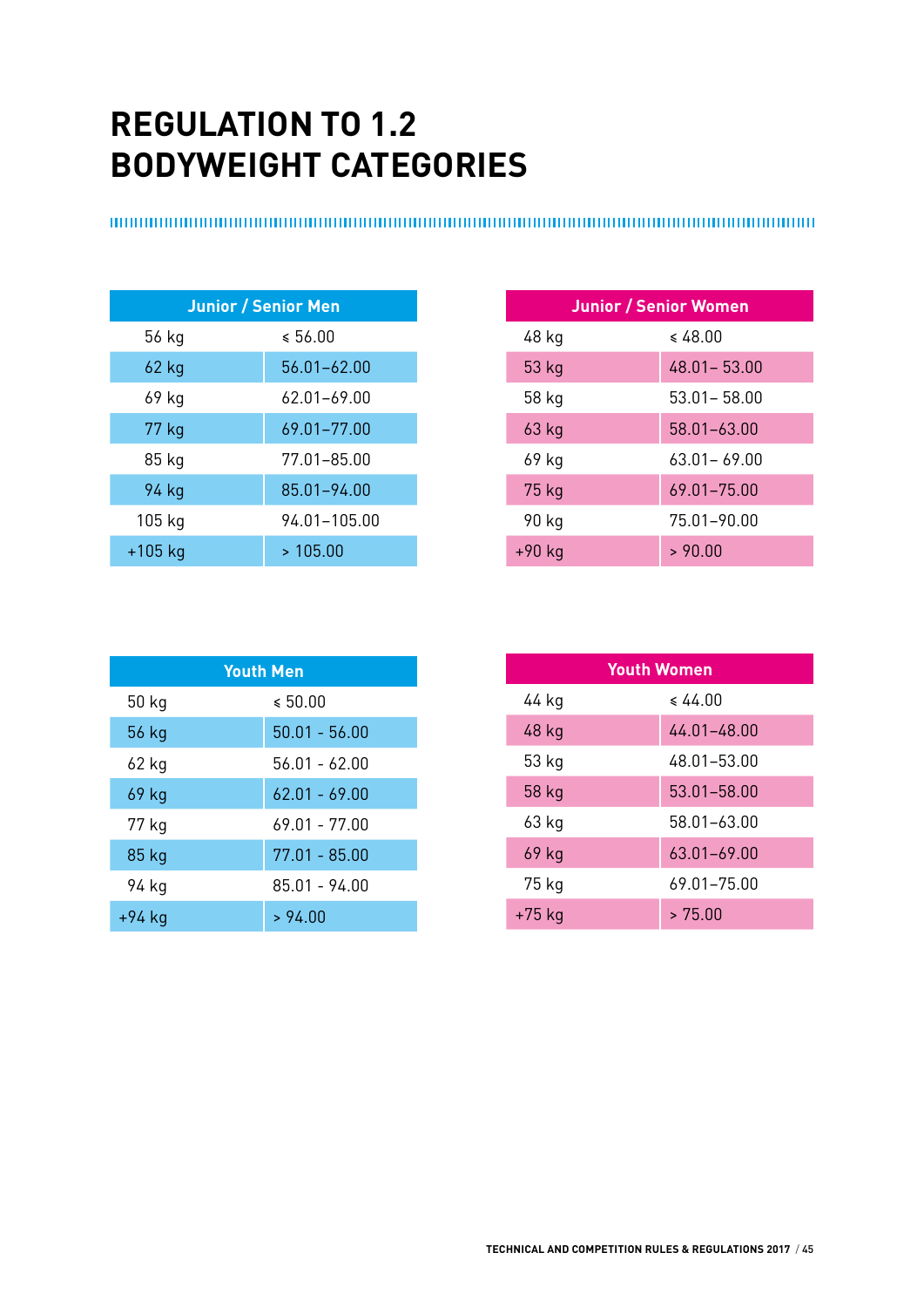# REGULATION TO 1.2
# BODYWEIGHT CATEGORIES

| Junior / Senior Men | |
|---|---|
| 56 kg | ≤ 56.00 |
| 62 kg | 56.01–62.00 |
| 69 kg | 62.01–69.00 |
| 77 kg | 69.01–77.00 |
| 85 kg | 77.01–85.00 |
| 94 kg | 85.01–94.00 |
| 105 kg | 94.01–105.00 |
| +105 kg | > 105.00 |

| Junior / Senior Women | |
|---|---|
| 48 kg | ≤ 48.00 |
| 53 kg | 48.01– 53.00 |
| 58 kg | 53.01– 58.00 |
| 63 kg | 58.01–63.00 |
| 69 kg | 63.01– 69.00 |
| 75 kg | 69.01–75.00 |
| 90 kg | 75.01–90.00 |
| +90 kg | > 90.00 |

| Youth Men | |
|---|---|
| 50 kg | ≤ 50.00 |
| 56 kg | 50.01 - 56.00 |
| 62 kg | 56.01 - 62.00 |
| 69 kg | 62.01 - 69.00 |
| 77 kg | 69.01 - 77.00 |
| 85 kg | 77.01 - 85.00 |
| 94 kg | 85.01 - 94.00 |
| +94 kg | > 94.00 |

| Youth Women | |
|---|---|
| 44 kg | ≤ 44.00 |
| 48 kg | 44.01–48.00 |
| 53 kg | 48.01–53.00 |
| 58 kg | 53.01–58.00 |
| 63 kg | 58.01–63.00 |
| 69 kg | 63.01–69.00 |
| 75 kg | 69.01–75.00 |
| +75 kg | > 75.00 |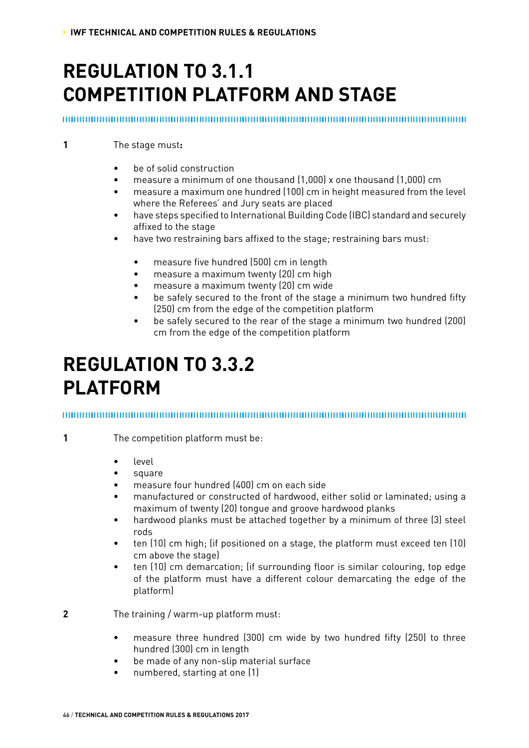# REGULATION TO 3.1.1 COMPETITION PLATFORM AND STAGE

**1** The stage must**:**

- be of solid construction
- measure a minimum of one thousand (1,000) x one thousand (1,000) cm
- measure a maximum one hundred (100) cm in height measured from the level where the Referees' and Jury seats are placed
- have steps specified to International Building Code (IBC) standard and securely affixed to the stage
- have two restraining bars affixed to the stage; restraining bars must:
    - measure five hundred (500) cm in length
    - measure a maximum twenty (20) cm high
    - measure a maximum twenty (20) cm wide
    - be safely secured to the front of the stage a minimum two hundred fifty (250) cm from the edge of the competition platform
    - be safely secured to the rear of the stage a minimum two hundred (200) cm from the edge of the competition platform

# REGULATION TO 3.3.2 PLATFORM

**1** The competition platform must be:

- level
- square
- measure four hundred (400) cm on each side
- manufactured or constructed of hardwood, either solid or laminated; using a maximum of twenty (20) tongue and groove hardwood planks
- hardwood planks must be attached together by a minimum of three (3) steel rods
- ten (10) cm high; (if positioned on a stage, the platform must exceed ten (10) cm above the stage)
- ten (10) cm demarcation; (if surrounding floor is similar colouring, top edge of the platform must have a different colour demarcating the edge of the platform)

**2** The training / warm-up platform must:

- measure three hundred (300) cm wide by two hundred fifty (250) to three hundred (300) cm in length
- be made of any non-slip material surface
- numbered, starting at one (1)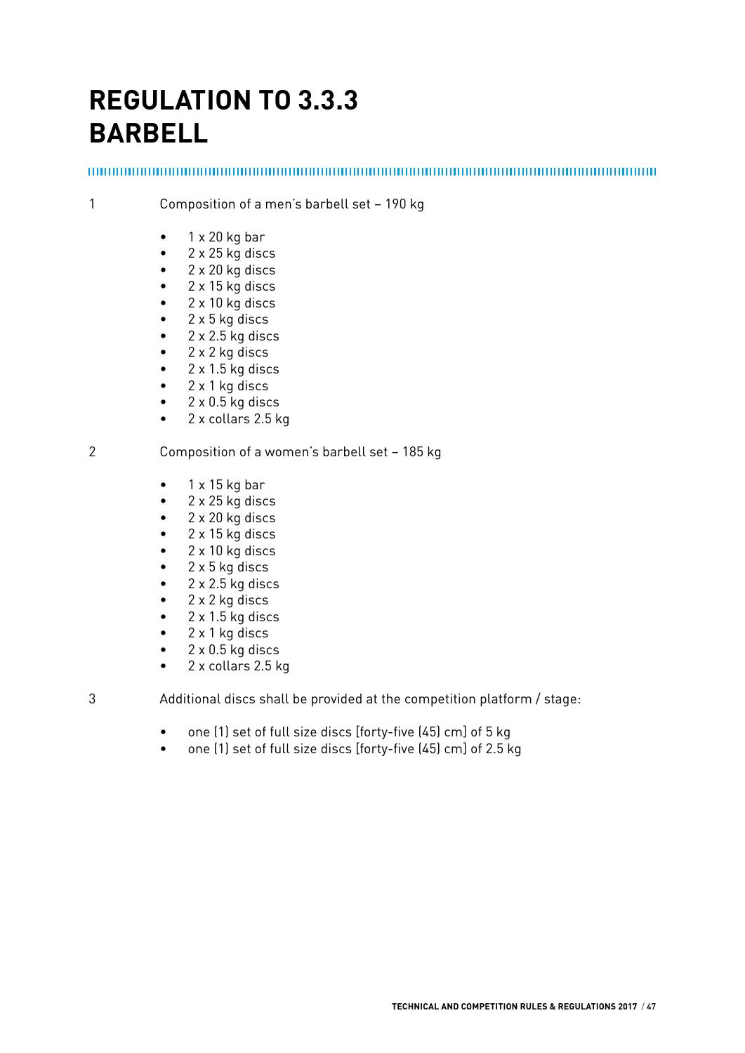# REGULATION TO 3.3.3 BARBELL

1 Composition of a men's barbell set – 190 kg

- 1 x 20 kg bar
- 2 x 25 kg discs
- 2 x 20 kg discs
- 2 x 15 kg discs
- 2 x 10 kg discs
- 2 x 5 kg discs
- 2 x 2.5 kg discs
- 2 x 2 kg discs
- 2 x 1.5 kg discs
- 2 x 1 kg discs
- 2 x 0.5 kg discs
- 2 x collars 2.5 kg

2 Composition of a women's barbell set – 185 kg

- 1 x 15 kg bar
- 2 x 25 kg discs
- 2 x 20 kg discs
- 2 x 15 kg discs
- 2 x 10 kg discs
- 2 x 5 kg discs
- 2 x 2.5 kg discs
- 2 x 2 kg discs
- 2 x 1.5 kg discs
- 2 x 1 kg discs
- 2 x 0.5 kg discs
- 2 x collars 2.5 kg

3 Additional discs shall be provided at the competition platform / stage:

- one (1) set of full size discs [forty-five (45) cm] of 5 kg
- one (1) set of full size discs [forty-five (45) cm] of 2.5 kg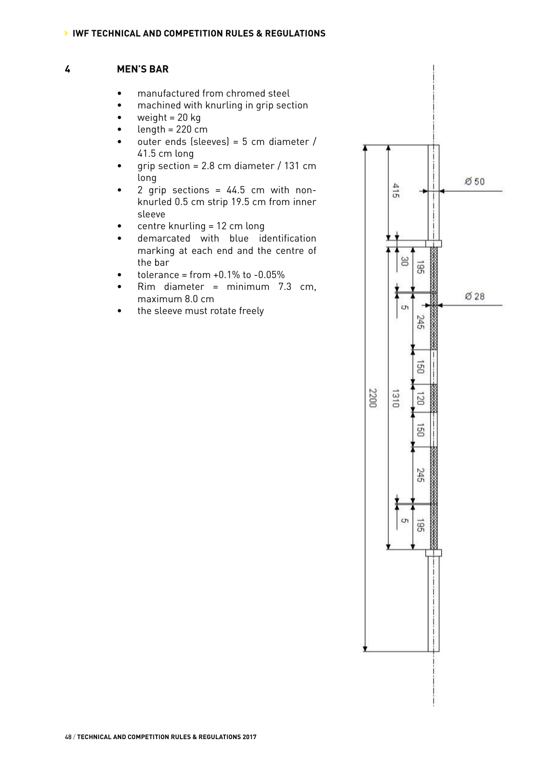## 4 MEN'S BAR

- manufactured from chromed steel
- machined with knurling in grip section
- weight = 20 kg
- length = 220 cm
- outer ends (sleeves) = 5 cm diameter / 41.5 cm long
- grip section = 2.8 cm diameter / 131 cm long
- 2 grip sections = 44.5 cm with non-knurled 0.5 cm strip 19.5 cm from inner sleeve
- centre knurling = 12 cm long
- demarcated with blue identification marking at each end and the centre of the bar
- tolerance = from +0.1% to -0.05%
- Rim diameter = minimum 7.3 cm, maximum 8.0 cm
- the sleeve must rotate freely

Ø 50

Ø 28

415

30

195

5

245

150

120

150

245

5

195

1310

2200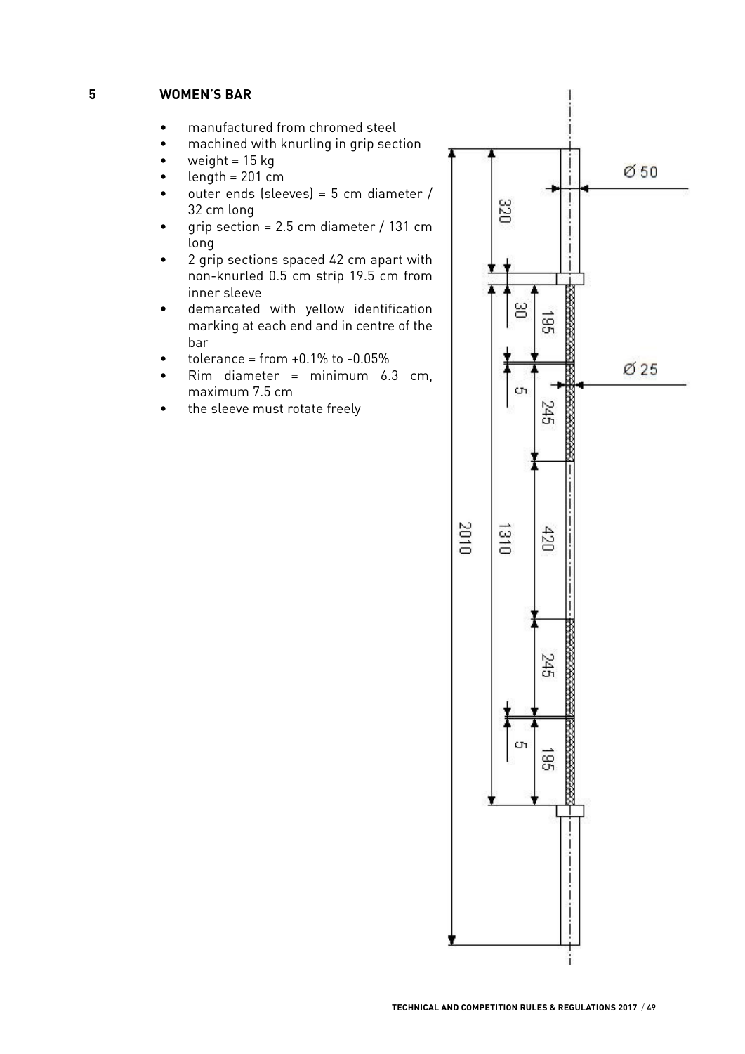## 5 WOMEN'S BAR

- manufactured from chromed steel
- machined with knurling in grip section
- weight = 15 kg
- length = 201 cm
- outer ends (sleeves) = 5 cm diameter / 32 cm long
- grip section = 2.5 cm diameter / 131 cm long
- 2 grip sections spaced 42 cm apart with non-knurled 0.5 cm strip 19.5 cm from inner sleeve
- demarcated with yellow identification marking at each end and in centre of the bar
- tolerance = from +0.1% to -0.05%
- Rim diameter = minimum 6.3 cm, maximum 7.5 cm
- the sleeve must rotate freely

Ø 50

320

30

195

Ø 25

5

245

2010

1310

420

245

5

195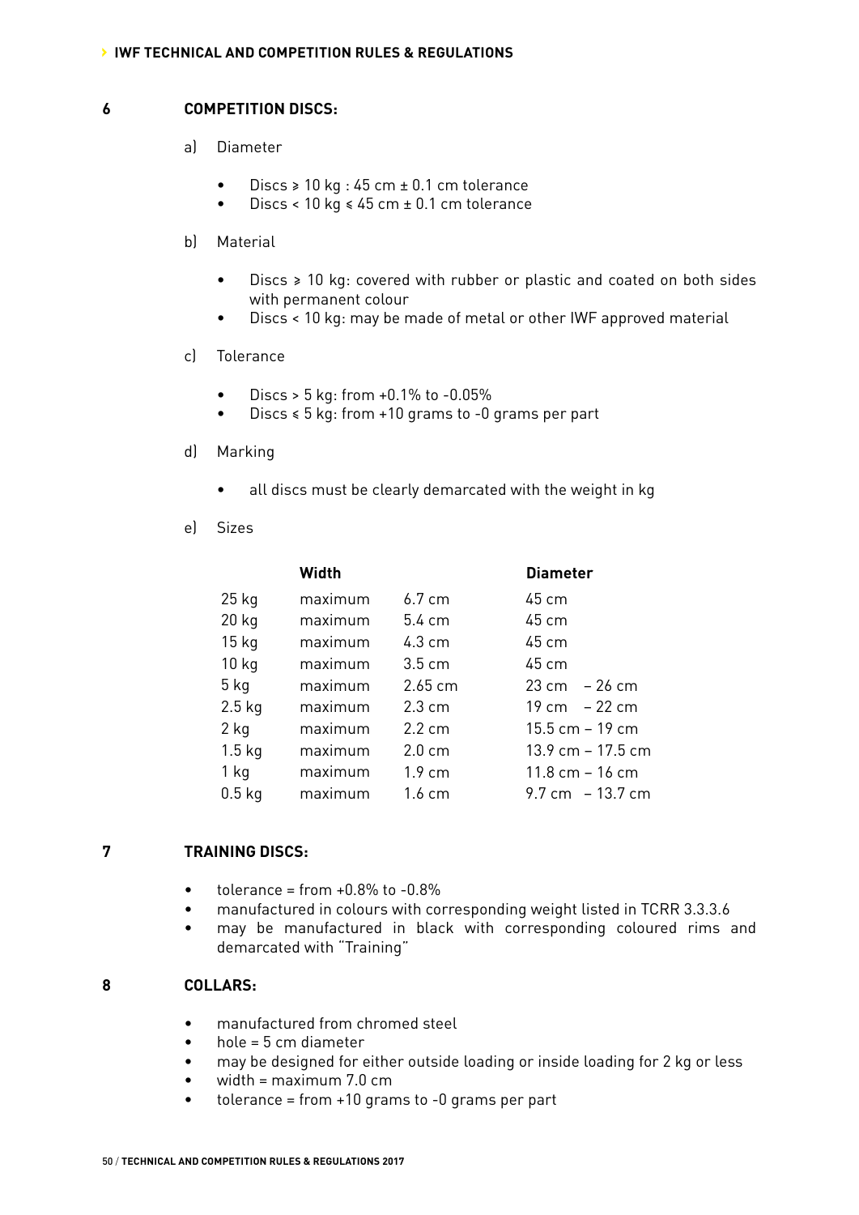## 6 COMPETITION DISCS:

a) Diameter

- Discs ≥ 10 kg : 45 cm ± 0.1 cm tolerance
- Discs < 10 kg ≤ 45 cm ± 0.1 cm tolerance

b) Material

- Discs ≥ 10 kg: covered with rubber or plastic and coated on both sides with permanent colour
- Discs < 10 kg: may be made of metal or other IWF approved material

c) Tolerance

- Discs > 5 kg: from +0.1% to -0.05%
- Discs ≤ 5 kg: from +10 grams to -0 grams per part

d) Marking

- all discs must be clearly demarcated with the weight in kg

e) Sizes

| | Width | | Diameter |
|---|---|---|---|
| 25 kg | maximum | 6.7 cm | 45 cm |
| 20 kg | maximum | 5.4 cm | 45 cm |
| 15 kg | maximum | 4.3 cm | 45 cm |
| 10 kg | maximum | 3.5 cm | 45 cm |
| 5 kg | maximum | 2.65 cm | 23 cm – 26 cm |
| 2.5 kg | maximum | 2.3 cm | 19 cm – 22 cm |
| 2 kg | maximum | 2.2 cm | 15.5 cm – 19 cm |
| 1.5 kg | maximum | 2.0 cm | 13.9 cm – 17.5 cm |
| 1 kg | maximum | 1.9 cm | 11.8 cm – 16 cm |
| 0.5 kg | maximum | 1.6 cm | 9.7 cm – 13.7 cm |

## 7 TRAINING DISCS:

- tolerance = from +0.8% to -0.8%
- manufactured in colours with corresponding weight listed in TCRR 3.3.3.6
- may be manufactured in black with corresponding coloured rims and demarcated with "Training"

## 8 COLLARS:

- manufactured from chromed steel
- hole = 5 cm diameter
- may be designed for either outside loading or inside loading for 2 kg or less
- width = maximum 7.0 cm
- tolerance = from +10 grams to -0 grams per part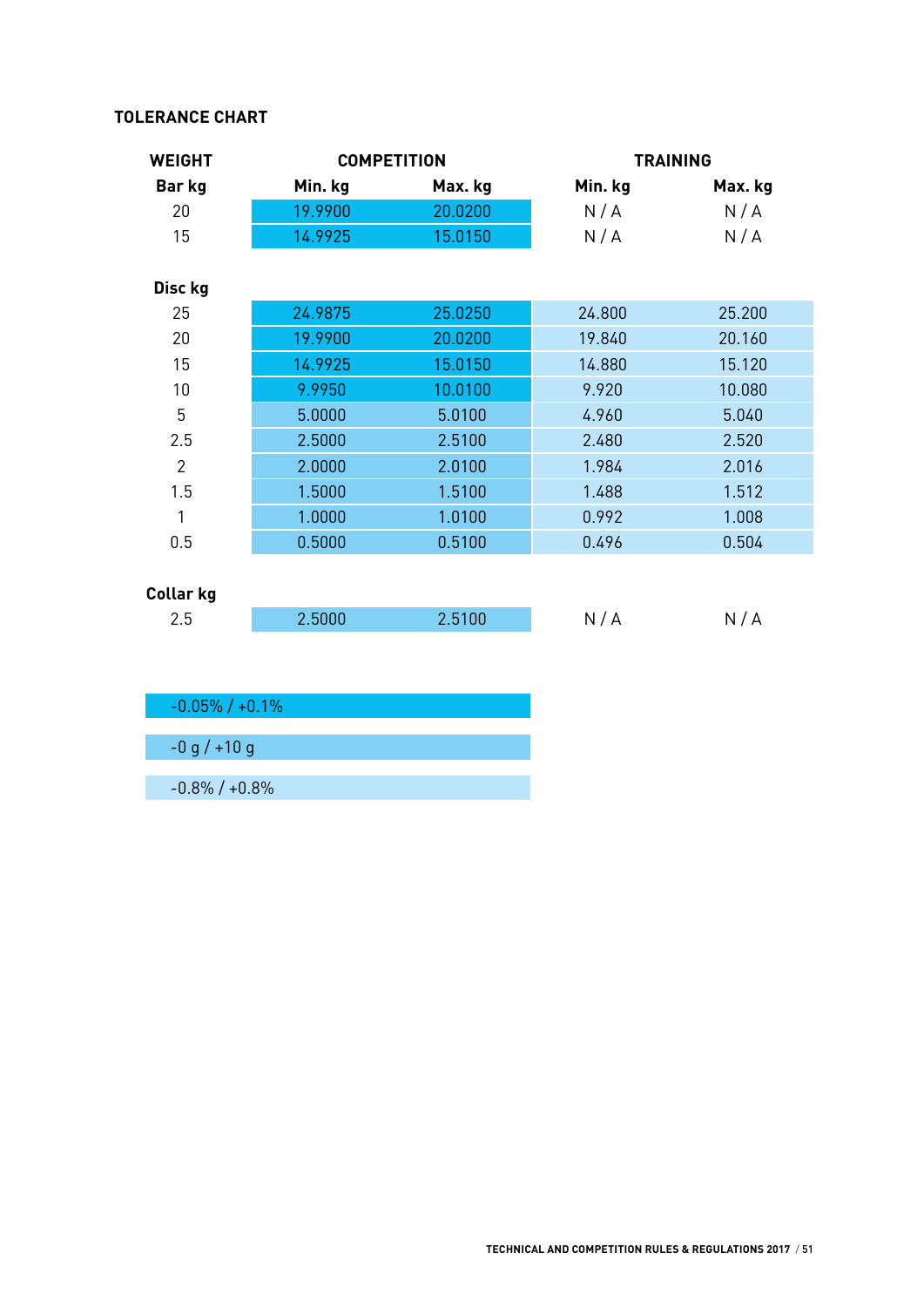### TOLERANCE CHART

| WEIGHT | COMPETITION | | TRAINING | |
|---|---|---|---|---|
| Bar kg | Min. kg | Max. kg | Min. kg | Max. kg |
| 20 | 19.9900 | 20.0200 | N / A | N / A |
| 15 | 14.9925 | 15.0150 | N / A | N / A |
| Disc kg | | | | |
| 25 | 24.9875 | 25.0250 | 24.800 | 25.200 |
| 20 | 19.9900 | 20.0200 | 19.840 | 20.160 |
| 15 | 14.9925 | 15.0150 | 14.880 | 15.120 |
| 10 | 9.9950 | 10.0100 | 9.920 | 10.080 |
| 5 | 5.0000 | 5.0100 | 4.960 | 5.040 |
| 2.5 | 2.5000 | 2.5100 | 2.480 | 2.520 |
| 2 | 2.0000 | 2.0100 | 1.984 | 2.016 |
| 1.5 | 1.5000 | 1.5100 | 1.488 | 1.512 |
| 1 | 1.0000 | 1.0100 | 0.992 | 1.008 |
| 0.5 | 0.5000 | 0.5100 | 0.496 | 0.504 |
| Collar kg | | | | |
| 2.5 | 2.5000 | 2.5100 | N / A | N / A |

-0.05% / +0.1%

-0 g / +10 g

-0.8% / +0.8%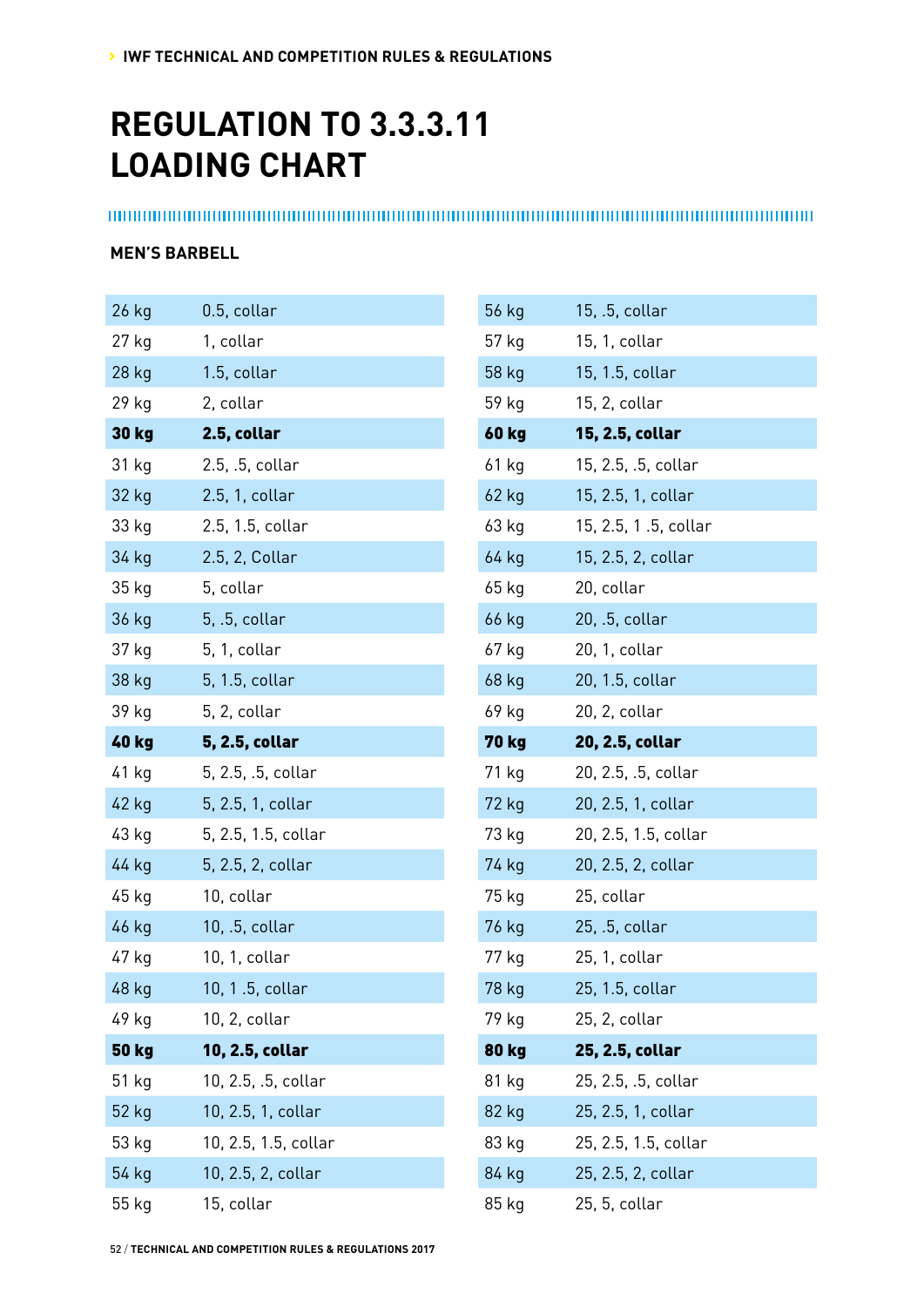# REGULATION TO 3.3.3.11 LOADING CHART

**MEN'S BARBELL**

| | | | |
|---|---|---|---|
| 26 kg | 0.5, collar | 56 kg | 15, .5, collar |
| 27 kg | 1, collar | 57 kg | 15, 1, collar |
| 28 kg | 1.5, collar | 58 kg | 15, 1.5, collar |
| 29 kg | 2, collar | 59 kg | 15, 2, collar |
| **30 kg** | **2.5, collar** | **60 kg** | **15, 2.5, collar** |
| 31 kg | 2.5, .5, collar | 61 kg | 15, 2.5, .5, collar |
| 32 kg | 2.5, 1, collar | 62 kg | 15, 2.5, 1, collar |
| 33 kg | 2.5, 1.5, collar | 63 kg | 15, 2.5, 1 .5, collar |
| 34 kg | 2.5, 2, Collar | 64 kg | 15, 2.5, 2, collar |
| 35 kg | 5, collar | 65 kg | 20, collar |
| 36 kg | 5, .5, collar | 66 kg | 20, .5, collar |
| 37 kg | 5, 1, collar | 67 kg | 20, 1, collar |
| 38 kg | 5, 1.5, collar | 68 kg | 20, 1.5, collar |
| 39 kg | 5, 2, collar | 69 kg | 20, 2, collar |
| **40 kg** | **5, 2.5, collar** | **70 kg** | **20, 2.5, collar** |
| 41 kg | 5, 2.5, .5, collar | 71 kg | 20, 2.5, .5, collar |
| 42 kg | 5, 2.5, 1, collar | 72 kg | 20, 2.5, 1, collar |
| 43 kg | 5, 2.5, 1.5, collar | 73 kg | 20, 2.5, 1.5, collar |
| 44 kg | 5, 2.5, 2, collar | 74 kg | 20, 2.5, 2, collar |
| 45 kg | 10, collar | 75 kg | 25, collar |
| 46 kg | 10, .5, collar | 76 kg | 25, .5, collar |
| 47 kg | 10, 1, collar | 77 kg | 25, 1, collar |
| 48 kg | 10, 1 .5, collar | 78 kg | 25, 1.5, collar |
| 49 kg | 10, 2, collar | 79 kg | 25, 2, collar |
| **50 kg** | **10, 2.5, collar** | **80 kg** | **25, 2.5, collar** |
| 51 kg | 10, 2.5, .5, collar | 81 kg | 25, 2.5, .5, collar |
| 52 kg | 10, 2.5, 1, collar | 82 kg | 25, 2.5, 1, collar |
| 53 kg | 10, 2.5, 1.5, collar | 83 kg | 25, 2.5, 1.5, collar |
| 54 kg | 10, 2.5, 2, collar | 84 kg | 25, 2.5, 2, collar |
| 55 kg | 15, collar | 85 kg | 25, 5, collar |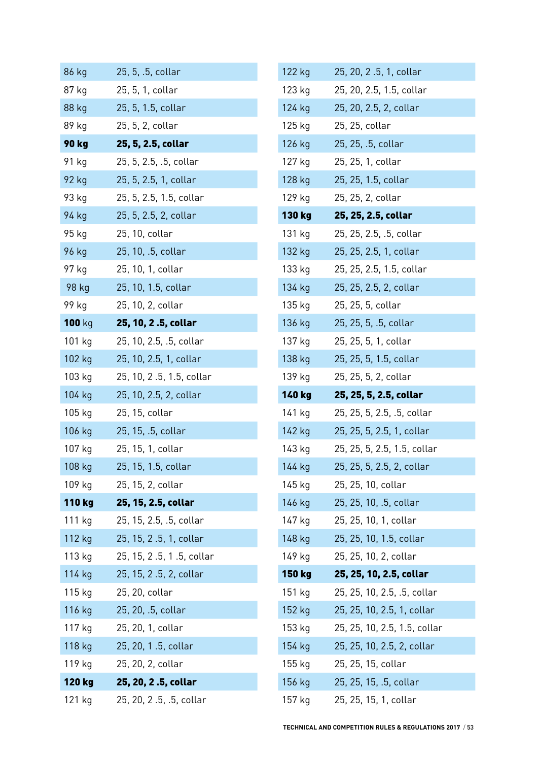| | |
|---|---|
| 86 kg | 25, 5, .5, collar |
| 87 kg | 25, 5, 1, collar |
| 88 kg | 25, 5, 1.5, collar |
| 89 kg | 25, 5, 2, collar |
| **90 kg** | **25, 5, 2.5, collar** |
| 91 kg | 25, 5, 2.5, .5, collar |
| 92 kg | 25, 5, 2.5, 1, collar |
| 93 kg | 25, 5, 2.5, 1.5, collar |
| 94 kg | 25, 5, 2.5, 2, collar |
| 95 kg | 25, 10, collar |
| 96 kg | 25, 10, .5, collar |
| 97 kg | 25, 10, 1, collar |
| 98 kg | 25, 10, 1.5, collar |
| 99 kg | 25, 10, 2, collar |
| **100** kg | **25, 10, 2 .5, collar** |
| 101 kg | 25, 10, 2.5, .5, collar |
| 102 kg | 25, 10, 2.5, 1, collar |
| 103 kg | 25, 10, 2 .5, 1.5, collar |
| 104 kg | 25, 10, 2.5, 2, collar |
| 105 kg | 25, 15, collar |
| 106 kg | 25, 15, .5, collar |
| 107 kg | 25, 15, 1, collar |
| 108 kg | 25, 15, 1.5, collar |
| 109 kg | 25, 15, 2, collar |
| **110 kg** | **25, 15, 2.5, collar** |
| 111 kg | 25, 15, 2.5, .5, collar |
| 112 kg | 25, 15, 2 .5, 1, collar |
| 113 kg | 25, 15, 2 .5, 1 .5, collar |
| 114 kg | 25, 15, 2 .5, 2, collar |
| 115 kg | 25, 20, collar |
| 116 kg | 25, 20, .5, collar |
| 117 kg | 25, 20, 1, collar |
| 118 kg | 25, 20, 1 .5, collar |
| 119 kg | 25, 20, 2, collar |
| **120 kg** | **25, 20, 2 .5, collar** |
| 121 kg | 25, 20, 2 .5, .5, collar |
| 122 kg | 25, 20, 2 .5, 1, collar |
| 123 kg | 25, 20, 2.5, 1.5, collar |
| 124 kg | 25, 20, 2.5, 2, collar |
| 125 kg | 25, 25, collar |
| 126 kg | 25, 25, .5, collar |
| 127 kg | 25, 25, 1, collar |
| 128 kg | 25, 25, 1.5, collar |
| 129 kg | 25, 25, 2, collar |
| **130 kg** | **25, 25, 2.5, collar** |
| 131 kg | 25, 25, 2.5, .5, collar |
| 132 kg | 25, 25, 2.5, 1, collar |
| 133 kg | 25, 25, 2.5, 1.5, collar |
| 134 kg | 25, 25, 2.5, 2, collar |
| 135 kg | 25, 25, 5, collar |
| 136 kg | 25, 25, 5, .5, collar |
| 137 kg | 25, 25, 5, 1, collar |
| 138 kg | 25, 25, 5, 1.5, collar |
| 139 kg | 25, 25, 5, 2, collar |
| **140 kg** | **25, 25, 5, 2.5, collar** |
| 141 kg | 25, 25, 5, 2.5, .5, collar |
| 142 kg | 25, 25, 5, 2.5, 1, collar |
| 143 kg | 25, 25, 5, 2.5, 1.5, collar |
| 144 kg | 25, 25, 5, 2.5, 2, collar |
| 145 kg | 25, 25, 10, collar |
| 146 kg | 25, 25, 10, .5, collar |
| 147 kg | 25, 25, 10, 1, collar |
| 148 kg | 25, 25, 10, 1.5, collar |
| 149 kg | 25, 25, 10, 2, collar |
| **150 kg** | **25, 25, 10, 2.5, collar** |
| 151 kg | 25, 25, 10, 2.5, .5, collar |
| 152 kg | 25, 25, 10, 2.5, 1, collar |
| 153 kg | 25, 25, 10, 2.5, 1.5, collar |
| 154 kg | 25, 25, 10, 2.5, 2, collar |
| 155 kg | 25, 25, 15, collar |
| 156 kg | 25, 25, 15, .5, collar |
| 157 kg | 25, 25, 15, 1, collar |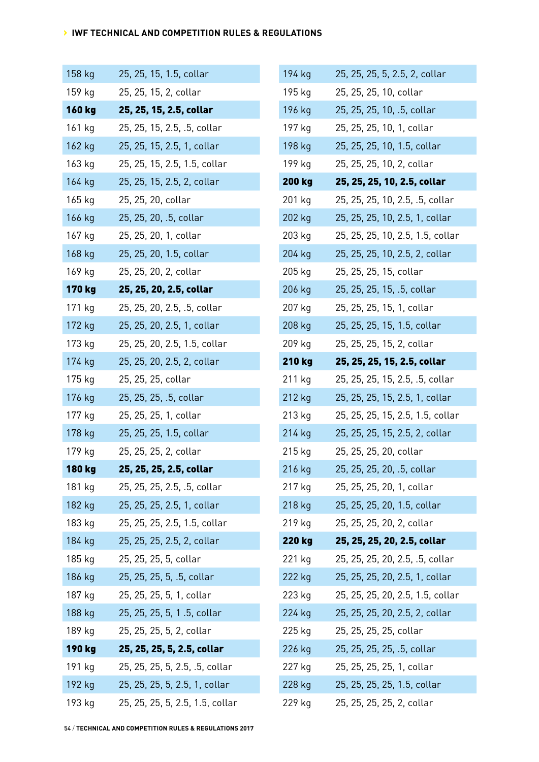| | |
|---|---|
| 158 kg | 25, 25, 15, 1.5, collar |
| 159 kg | 25, 25, 15, 2, collar |
| **160 kg** | **25, 25, 15, 2.5, collar** |
| 161 kg | 25, 25, 15, 2.5, .5, collar |
| 162 kg | 25, 25, 15, 2.5, 1, collar |
| 163 kg | 25, 25, 15, 2.5, 1.5, collar |
| 164 kg | 25, 25, 15, 2.5, 2, collar |
| 165 kg | 25, 25, 20, collar |
| 166 kg | 25, 25, 20, .5, collar |
| 167 kg | 25, 25, 20, 1, collar |
| 168 kg | 25, 25, 20, 1.5, collar |
| 169 kg | 25, 25, 20, 2, collar |
| **170 kg** | **25, 25, 20, 2.5, collar** |
| 171 kg | 25, 25, 20, 2.5, .5, collar |
| 172 kg | 25, 25, 20, 2.5, 1, collar |
| 173 kg | 25, 25, 20, 2.5, 1.5, collar |
| 174 kg | 25, 25, 20, 2.5, 2, collar |
| 175 kg | 25, 25, 25, collar |
| 176 kg | 25, 25, 25, .5, collar |
| 177 kg | 25, 25, 25, 1, collar |
| 178 kg | 25, 25, 25, 1.5, collar |
| 179 kg | 25, 25, 25, 2, collar |
| **180 kg** | **25, 25, 25, 2.5, collar** |
| 181 kg | 25, 25, 25, 2.5, .5, collar |
| 182 kg | 25, 25, 25, 2.5, 1, collar |
| 183 kg | 25, 25, 25, 2.5, 1.5, collar |
| 184 kg | 25, 25, 25, 2.5, 2, collar |
| 185 kg | 25, 25, 25, 5, collar |
| 186 kg | 25, 25, 25, 5, .5, collar |
| 187 kg | 25, 25, 25, 5, 1, collar |
| 188 kg | 25, 25, 25, 5, 1 .5, collar |
| 189 kg | 25, 25, 25, 5, 2, collar |
| **190 kg** | **25, 25, 25, 5, 2.5, collar** |
| 191 kg | 25, 25, 25, 5, 2.5, .5, collar |
| 192 kg | 25, 25, 25, 5, 2.5, 1, collar |
| 193 kg | 25, 25, 25, 5, 2.5, 1.5, collar |
| 194 kg | 25, 25, 25, 5, 2.5, 2, collar |
| 195 kg | 25, 25, 25, 10, collar |
| 196 kg | 25, 25, 25, 10, .5, collar |
| 197 kg | 25, 25, 25, 10, 1, collar |
| 198 kg | 25, 25, 25, 10, 1.5, collar |
| 199 kg | 25, 25, 25, 10, 2, collar |
| **200 kg** | **25, 25, 25, 10, 2.5, collar** |
| 201 kg | 25, 25, 25, 10, 2.5, .5, collar |
| 202 kg | 25, 25, 25, 10, 2.5, 1, collar |
| 203 kg | 25, 25, 25, 10, 2.5, 1.5, collar |
| 204 kg | 25, 25, 25, 10, 2.5, 2, collar |
| 205 kg | 25, 25, 25, 15, collar |
| 206 kg | 25, 25, 25, 15, .5, collar |
| 207 kg | 25, 25, 25, 15, 1, collar |
| 208 kg | 25, 25, 25, 15, 1.5, collar |
| 209 kg | 25, 25, 25, 15, 2, collar |
| **210 kg** | **25, 25, 25, 15, 2.5, collar** |
| 211 kg | 25, 25, 25, 15, 2.5, .5, collar |
| 212 kg | 25, 25, 25, 15, 2.5, 1, collar |
| 213 kg | 25, 25, 25, 15, 2.5, 1.5, collar |
| 214 kg | 25, 25, 25, 15, 2.5, 2, collar |
| 215 kg | 25, 25, 25, 20, collar |
| 216 kg | 25, 25, 25, 20, .5, collar |
| 217 kg | 25, 25, 25, 20, 1, collar |
| 218 kg | 25, 25, 25, 20, 1.5, collar |
| 219 kg | 25, 25, 25, 20, 2, collar |
| **220 kg** | **25, 25, 25, 20, 2.5, collar** |
| 221 kg | 25, 25, 25, 20, 2.5, .5, collar |
| 222 kg | 25, 25, 25, 20, 2.5, 1, collar |
| 223 kg | 25, 25, 25, 20, 2.5, 1.5, collar |
| 224 kg | 25, 25, 25, 20, 2.5, 2, collar |
| 225 kg | 25, 25, 25, 25, collar |
| 226 kg | 25, 25, 25, 25, .5, collar |
| 227 kg | 25, 25, 25, 25, 1, collar |
| 228 kg | 25, 25, 25, 25, 1.5, collar |
| 229 kg | 25, 25, 25, 25, 2, collar |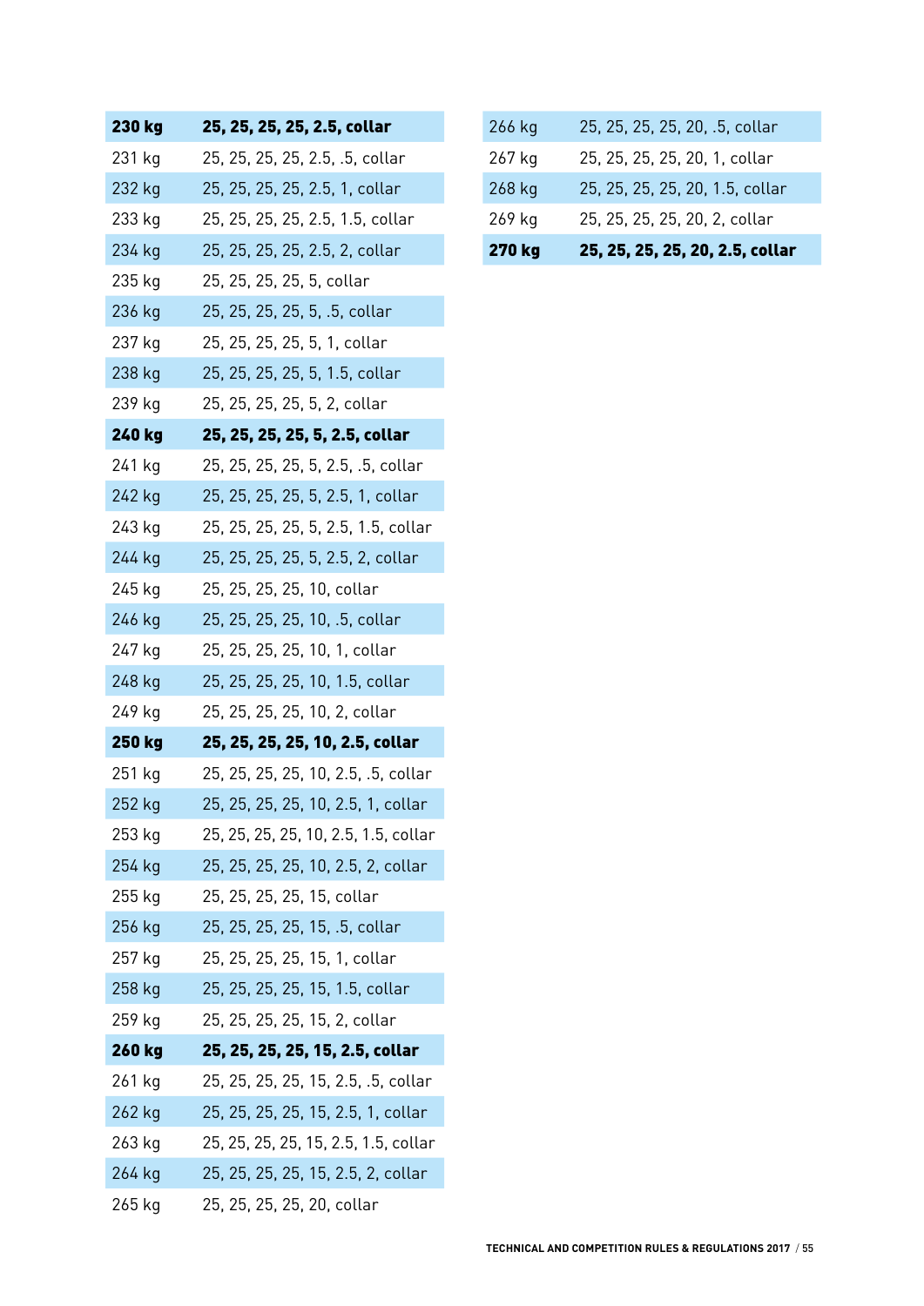| | |
|---|---|
| **230 kg** | **25, 25, 25, 25, 2.5, collar** |
| 231 kg | 25, 25, 25, 25, 2.5, .5, collar |
| 232 kg | 25, 25, 25, 25, 2.5, 1, collar |
| 233 kg | 25, 25, 25, 25, 2.5, 1.5, collar |
| 234 kg | 25, 25, 25, 25, 2.5, 2, collar |
| 235 kg | 25, 25, 25, 25, 5, collar |
| 236 kg | 25, 25, 25, 25, 5, .5, collar |
| 237 kg | 25, 25, 25, 25, 5, 1, collar |
| 238 kg | 25, 25, 25, 25, 5, 1.5, collar |
| 239 kg | 25, 25, 25, 25, 5, 2, collar |
| **240 kg** | **25, 25, 25, 25, 5, 2.5, collar** |
| 241 kg | 25, 25, 25, 25, 5, 2.5, .5, collar |
| 242 kg | 25, 25, 25, 25, 5, 2.5, 1, collar |
| 243 kg | 25, 25, 25, 25, 5, 2.5, 1.5, collar |
| 244 kg | 25, 25, 25, 25, 5, 2.5, 2, collar |
| 245 kg | 25, 25, 25, 25, 10, collar |
| 246 kg | 25, 25, 25, 25, 10, .5, collar |
| 247 kg | 25, 25, 25, 25, 10, 1, collar |
| 248 kg | 25, 25, 25, 25, 10, 1.5, collar |
| 249 kg | 25, 25, 25, 25, 10, 2, collar |
| **250 kg** | **25, 25, 25, 25, 10, 2.5, collar** |
| 251 kg | 25, 25, 25, 25, 10, 2.5, .5, collar |
| 252 kg | 25, 25, 25, 25, 10, 2.5, 1, collar |
| 253 kg | 25, 25, 25, 25, 10, 2.5, 1.5, collar |
| 254 kg | 25, 25, 25, 25, 10, 2.5, 2, collar |
| 255 kg | 25, 25, 25, 25, 15, collar |
| 256 kg | 25, 25, 25, 25, 15, .5, collar |
| 257 kg | 25, 25, 25, 25, 15, 1, collar |
| 258 kg | 25, 25, 25, 25, 15, 1.5, collar |
| 259 kg | 25, 25, 25, 25, 15, 2, collar |
| **260 kg** | **25, 25, 25, 25, 15, 2.5, collar** |
| 261 kg | 25, 25, 25, 25, 15, 2.5, .5, collar |
| 262 kg | 25, 25, 25, 25, 15, 2.5, 1, collar |
| 263 kg | 25, 25, 25, 25, 15, 2.5, 1.5, collar |
| 264 kg | 25, 25, 25, 25, 15, 2.5, 2, collar |
| 265 kg | 25, 25, 25, 25, 20, collar |
| 266 kg | 25, 25, 25, 25, 20, .5, collar |
| 267 kg | 25, 25, 25, 25, 20, 1, collar |
| 268 kg | 25, 25, 25, 25, 20, 1.5, collar |
| 269 kg | 25, 25, 25, 25, 20, 2, collar |
| **270 kg** | **25, 25, 25, 25, 20, 2.5, collar** |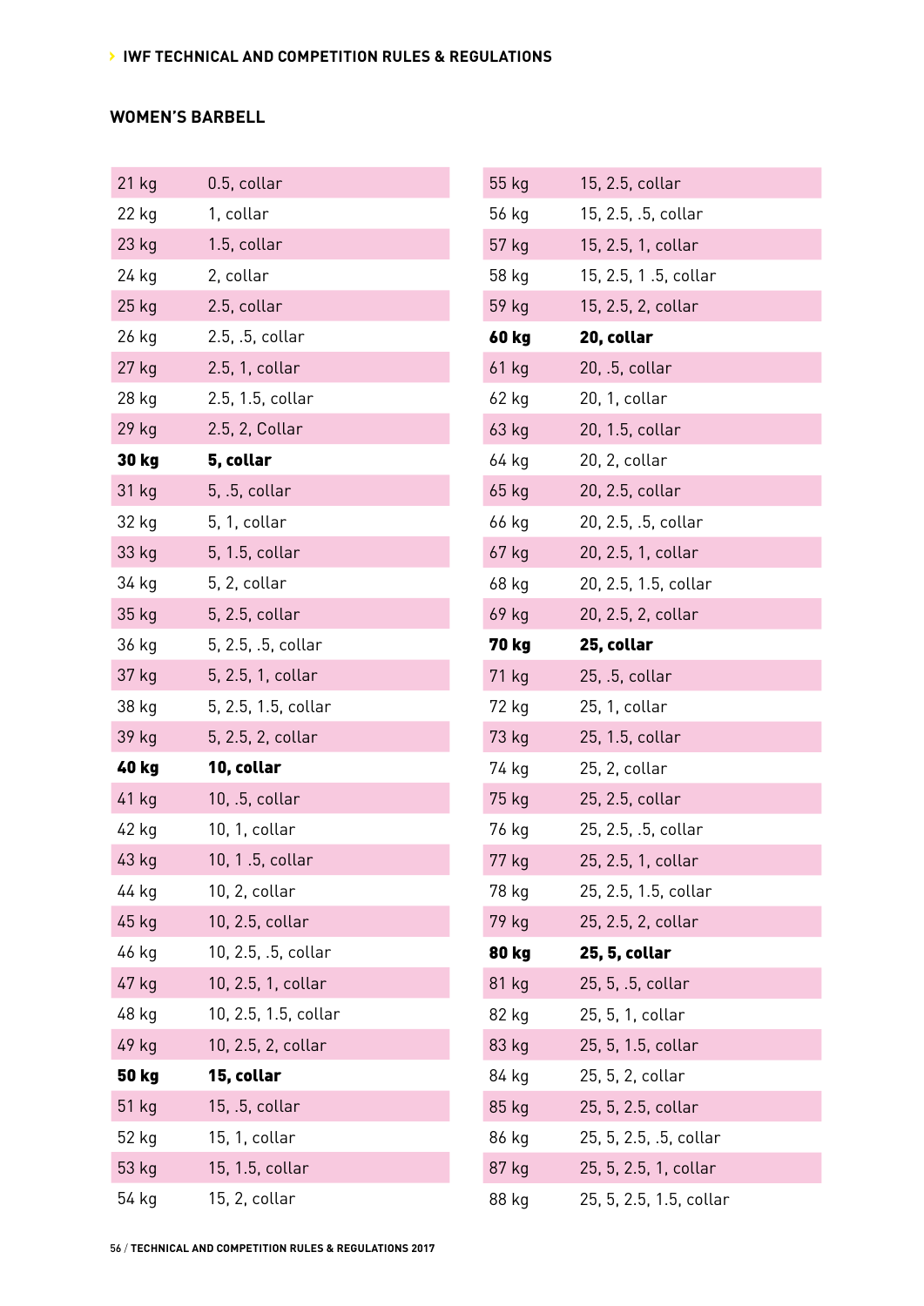## WOMEN'S BARBELL

| | |
|---|---|
| 21 kg | 0.5, collar |
| 22 kg | 1, collar |
| 23 kg | 1.5, collar |
| 24 kg | 2, collar |
| 25 kg | 2.5, collar |
| 26 kg | 2.5, .5, collar |
| 27 kg | 2.5, 1, collar |
| 28 kg | 2.5, 1.5, collar |
| 29 kg | 2.5, 2, Collar |
| **30 kg** | **5, collar** |
| 31 kg | 5, .5, collar |
| 32 kg | 5, 1, collar |
| 33 kg | 5, 1.5, collar |
| 34 kg | 5, 2, collar |
| 35 kg | 5, 2.5, collar |
| 36 kg | 5, 2.5, .5, collar |
| 37 kg | 5, 2.5, 1, collar |
| 38 kg | 5, 2.5, 1.5, collar |
| 39 kg | 5, 2.5, 2, collar |
| **40 kg** | **10, collar** |
| 41 kg | 10, .5, collar |
| 42 kg | 10, 1, collar |
| 43 kg | 10, 1 .5, collar |
| 44 kg | 10, 2, collar |
| 45 kg | 10, 2.5, collar |
| 46 kg | 10, 2.5, .5, collar |
| 47 kg | 10, 2.5, 1, collar |
| 48 kg | 10, 2.5, 1.5, collar |
| 49 kg | 10, 2.5, 2, collar |
| **50 kg** | **15, collar** |
| 51 kg | 15, .5, collar |
| 52 kg | 15, 1, collar |
| 53 kg | 15, 1.5, collar |
| 54 kg | 15, 2, collar |
| 55 kg | 15, 2.5, collar |
| 56 kg | 15, 2.5, .5, collar |
| 57 kg | 15, 2.5, 1, collar |
| 58 kg | 15, 2.5, 1 .5, collar |
| 59 kg | 15, 2.5, 2, collar |
| **60 kg** | **20, collar** |
| 61 kg | 20, .5, collar |
| 62 kg | 20, 1, collar |
| 63 kg | 20, 1.5, collar |
| 64 kg | 20, 2, collar |
| 65 kg | 20, 2.5, collar |
| 66 kg | 20, 2.5, .5, collar |
| 67 kg | 20, 2.5, 1, collar |
| 68 kg | 20, 2.5, 1.5, collar |
| 69 kg | 20, 2.5, 2, collar |
| **70 kg** | **25, collar** |
| 71 kg | 25, .5, collar |
| 72 kg | 25, 1, collar |
| 73 kg | 25, 1.5, collar |
| 74 kg | 25, 2, collar |
| 75 kg | 25, 2.5, collar |
| 76 kg | 25, 2.5, .5, collar |
| 77 kg | 25, 2.5, 1, collar |
| 78 kg | 25, 2.5, 1.5, collar |
| 79 kg | 25, 2.5, 2, collar |
| **80 kg** | **25, 5, collar** |
| 81 kg | 25, 5, .5, collar |
| 82 kg | 25, 5, 1, collar |
| 83 kg | 25, 5, 1.5, collar |
| 84 kg | 25, 5, 2, collar |
| 85 kg | 25, 5, 2.5, collar |
| 86 kg | 25, 5, 2.5, .5, collar |
| 87 kg | 25, 5, 2.5, 1, collar |
| 88 kg | 25, 5, 2.5, 1.5, collar |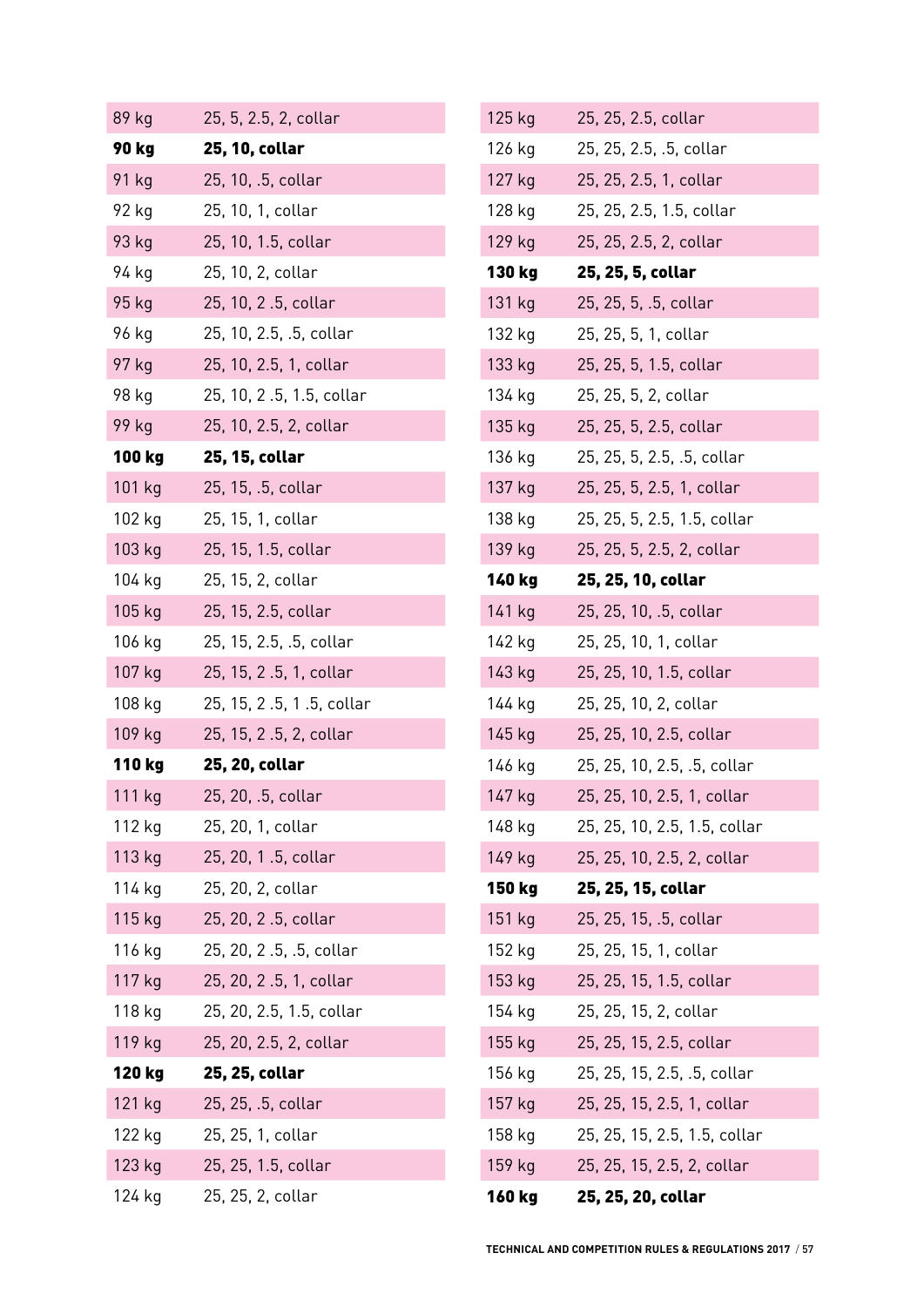| | |
|---|---|
| 89 kg | 25, 5, 2.5, 2, collar |
| **90 kg** | **25, 10, collar** |
| 91 kg | 25, 10, .5, collar |
| 92 kg | 25, 10, 1, collar |
| 93 kg | 25, 10, 1.5, collar |
| 94 kg | 25, 10, 2, collar |
| 95 kg | 25, 10, 2 .5, collar |
| 96 kg | 25, 10, 2.5, .5, collar |
| 97 kg | 25, 10, 2.5, 1, collar |
| 98 kg | 25, 10, 2 .5, 1.5, collar |
| 99 kg | 25, 10, 2.5, 2, collar |
| **100 kg** | **25, 15, collar** |
| 101 kg | 25, 15, .5, collar |
| 102 kg | 25, 15, 1, collar |
| 103 kg | 25, 15, 1.5, collar |
| 104 kg | 25, 15, 2, collar |
| 105 kg | 25, 15, 2.5, collar |
| 106 kg | 25, 15, 2.5, .5, collar |
| 107 kg | 25, 15, 2 .5, 1, collar |
| 108 kg | 25, 15, 2 .5, 1 .5, collar |
| 109 kg | 25, 15, 2 .5, 2, collar |
| **110 kg** | **25, 20, collar** |
| 111 kg | 25, 20, .5, collar |
| 112 kg | 25, 20, 1, collar |
| 113 kg | 25, 20, 1 .5, collar |
| 114 kg | 25, 20, 2, collar |
| 115 kg | 25, 20, 2 .5, collar |
| 116 kg | 25, 20, 2 .5, .5, collar |
| 117 kg | 25, 20, 2 .5, 1, collar |
| 118 kg | 25, 20, 2.5, 1.5, collar |
| 119 kg | 25, 20, 2.5, 2, collar |
| **120 kg** | **25, 25, collar** |
| 121 kg | 25, 25, .5, collar |
| 122 kg | 25, 25, 1, collar |
| 123 kg | 25, 25, 1.5, collar |
| 124 kg | 25, 25, 2, collar |
| 125 kg | 25, 25, 2.5, collar |
| 126 kg | 25, 25, 2.5, .5, collar |
| 127 kg | 25, 25, 2.5, 1, collar |
| 128 kg | 25, 25, 2.5, 1.5, collar |
| 129 kg | 25, 25, 2.5, 2, collar |
| **130 kg** | **25, 25, 5, collar** |
| 131 kg | 25, 25, 5, .5, collar |
| 132 kg | 25, 25, 5, 1, collar |
| 133 kg | 25, 25, 5, 1.5, collar |
| 134 kg | 25, 25, 5, 2, collar |
| 135 kg | 25, 25, 5, 2.5, collar |
| 136 kg | 25, 25, 5, 2.5, .5, collar |
| 137 kg | 25, 25, 5, 2.5, 1, collar |
| 138 kg | 25, 25, 5, 2.5, 1.5, collar |
| 139 kg | 25, 25, 5, 2.5, 2, collar |
| **140 kg** | **25, 25, 10, collar** |
| 141 kg | 25, 25, 10, .5, collar |
| 142 kg | 25, 25, 10, 1, collar |
| 143 kg | 25, 25, 10, 1.5, collar |
| 144 kg | 25, 25, 10, 2, collar |
| 145 kg | 25, 25, 10, 2.5, collar |
| 146 kg | 25, 25, 10, 2.5, .5, collar |
| 147 kg | 25, 25, 10, 2.5, 1, collar |
| 148 kg | 25, 25, 10, 2.5, 1.5, collar |
| 149 kg | 25, 25, 10, 2.5, 2, collar |
| **150 kg** | **25, 25, 15, collar** |
| 151 kg | 25, 25, 15, .5, collar |
| 152 kg | 25, 25, 15, 1, collar |
| 153 kg | 25, 25, 15, 1.5, collar |
| 154 kg | 25, 25, 15, 2, collar |
| 155 kg | 25, 25, 15, 2.5, collar |
| 156 kg | 25, 25, 15, 2.5, .5, collar |
| 157 kg | 25, 25, 15, 2.5, 1, collar |
| 158 kg | 25, 25, 15, 2.5, 1.5, collar |
| 159 kg | 25, 25, 15, 2.5, 2, collar |
| **160 kg** | **25, 25, 20, collar** |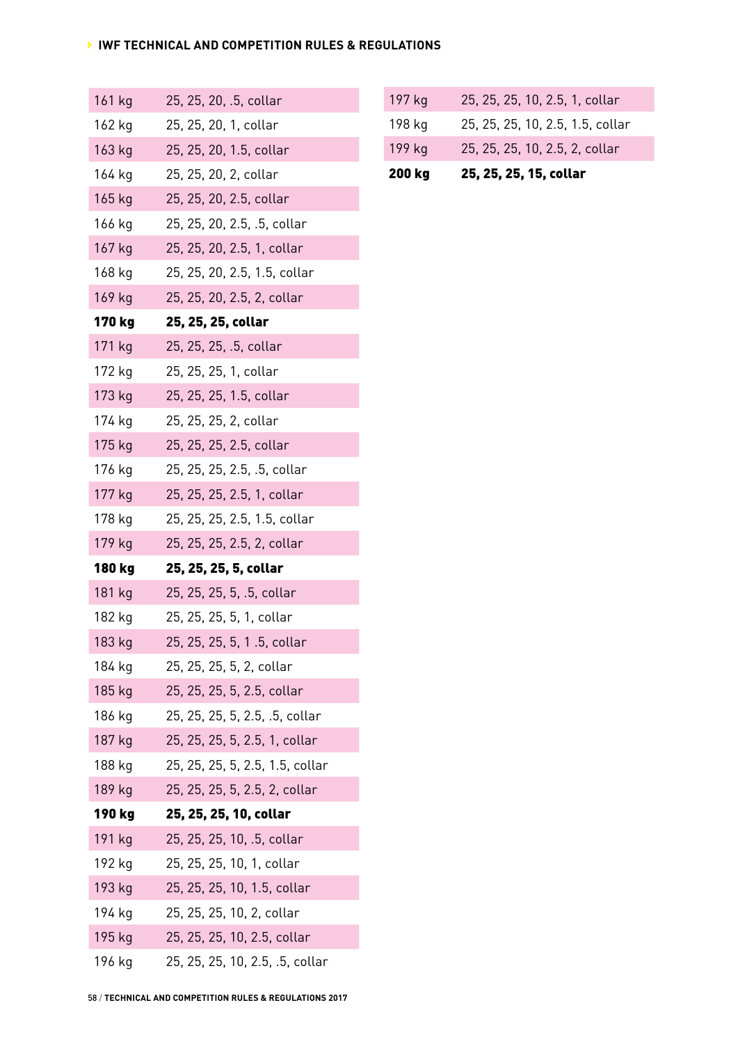| | |
|---|---|
| 161 kg | 25, 25, 20, .5, collar |
| 162 kg | 25, 25, 20, 1, collar |
| 163 kg | 25, 25, 20, 1.5, collar |
| 164 kg | 25, 25, 20, 2, collar |
| 165 kg | 25, 25, 20, 2.5, collar |
| 166 kg | 25, 25, 20, 2.5, .5, collar |
| 167 kg | 25, 25, 20, 2.5, 1, collar |
| 168 kg | 25, 25, 20, 2.5, 1.5, collar |
| 169 kg | 25, 25, 20, 2.5, 2, collar |
| **170 kg** | **25, 25, 25, collar** |
| 171 kg | 25, 25, 25, .5, collar |
| 172 kg | 25, 25, 25, 1, collar |
| 173 kg | 25, 25, 25, 1.5, collar |
| 174 kg | 25, 25, 25, 2, collar |
| 175 kg | 25, 25, 25, 2.5, collar |
| 176 kg | 25, 25, 25, 2.5, .5, collar |
| 177 kg | 25, 25, 25, 2.5, 1, collar |
| 178 kg | 25, 25, 25, 2.5, 1.5, collar |
| 179 kg | 25, 25, 25, 2.5, 2, collar |
| **180 kg** | **25, 25, 25, 5, collar** |
| 181 kg | 25, 25, 25, 5, .5, collar |
| 182 kg | 25, 25, 25, 5, 1, collar |
| 183 kg | 25, 25, 25, 5, 1 .5, collar |
| 184 kg | 25, 25, 25, 5, 2, collar |
| 185 kg | 25, 25, 25, 5, 2.5, collar |
| 186 kg | 25, 25, 25, 5, 2.5, .5, collar |
| 187 kg | 25, 25, 25, 5, 2.5, 1, collar |
| 188 kg | 25, 25, 25, 5, 2.5, 1.5, collar |
| 189 kg | 25, 25, 25, 5, 2.5, 2, collar |
| **190 kg** | **25, 25, 25, 10, collar** |
| 191 kg | 25, 25, 25, 10, .5, collar |
| 192 kg | 25, 25, 25, 10, 1, collar |
| 193 kg | 25, 25, 25, 10, 1.5, collar |
| 194 kg | 25, 25, 25, 10, 2, collar |
| 195 kg | 25, 25, 25, 10, 2.5, collar |
| 196 kg | 25, 25, 25, 10, 2.5, .5, collar |
| 197 kg | 25, 25, 25, 10, 2.5, 1, collar |
| 198 kg | 25, 25, 25, 10, 2.5, 1.5, collar |
| 199 kg | 25, 25, 25, 10, 2.5, 2, collar |
| **200 kg** | **25, 25, 25, 15, collar** |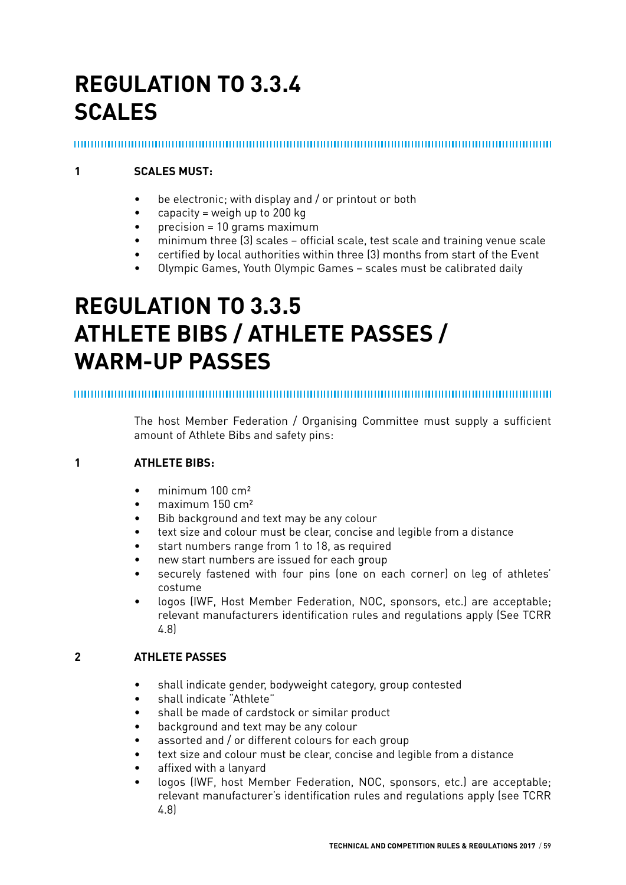# REGULATION TO 3.3.4
# SCALES

**1 SCALES MUST:**

- be electronic; with display and / or printout or both
- capacity = weigh up to 200 kg
- precision = 10 grams maximum
- minimum three (3) scales – official scale, test scale and training venue scale
- certified by local authorities within three (3) months from start of the Event
- Olympic Games, Youth Olympic Games – scales must be calibrated daily

# REGULATION TO 3.3.5
# ATHLETE BIBS / ATHLETE PASSES / WARM-UP PASSES

The host Member Federation / Organising Committee must supply a sufficient amount of Athlete Bibs and safety pins:

**1 ATHLETE BIBS:**

- minimum 100 cm²
- maximum 150 cm²
- Bib background and text may be any colour
- text size and colour must be clear, concise and legible from a distance
- start numbers range from 1 to 18, as required
- new start numbers are issued for each group
- securely fastened with four pins (one on each corner) on leg of athletes' costume
- logos (IWF, Host Member Federation, NOC, sponsors, etc.) are acceptable; relevant manufacturers identification rules and regulations apply (See TCRR 4.8)

**2 ATHLETE PASSES**

- shall indicate gender, bodyweight category, group contested
- shall indicate "Athlete"
- shall be made of cardstock or similar product
- background and text may be any colour
- assorted and / or different colours for each group
- text size and colour must be clear, concise and legible from a distance
- affixed with a lanyard
- logos (IWF, host Member Federation, NOC, sponsors, etc.) are acceptable; relevant manufacturer's identification rules and regulations apply (see TCRR 4.8)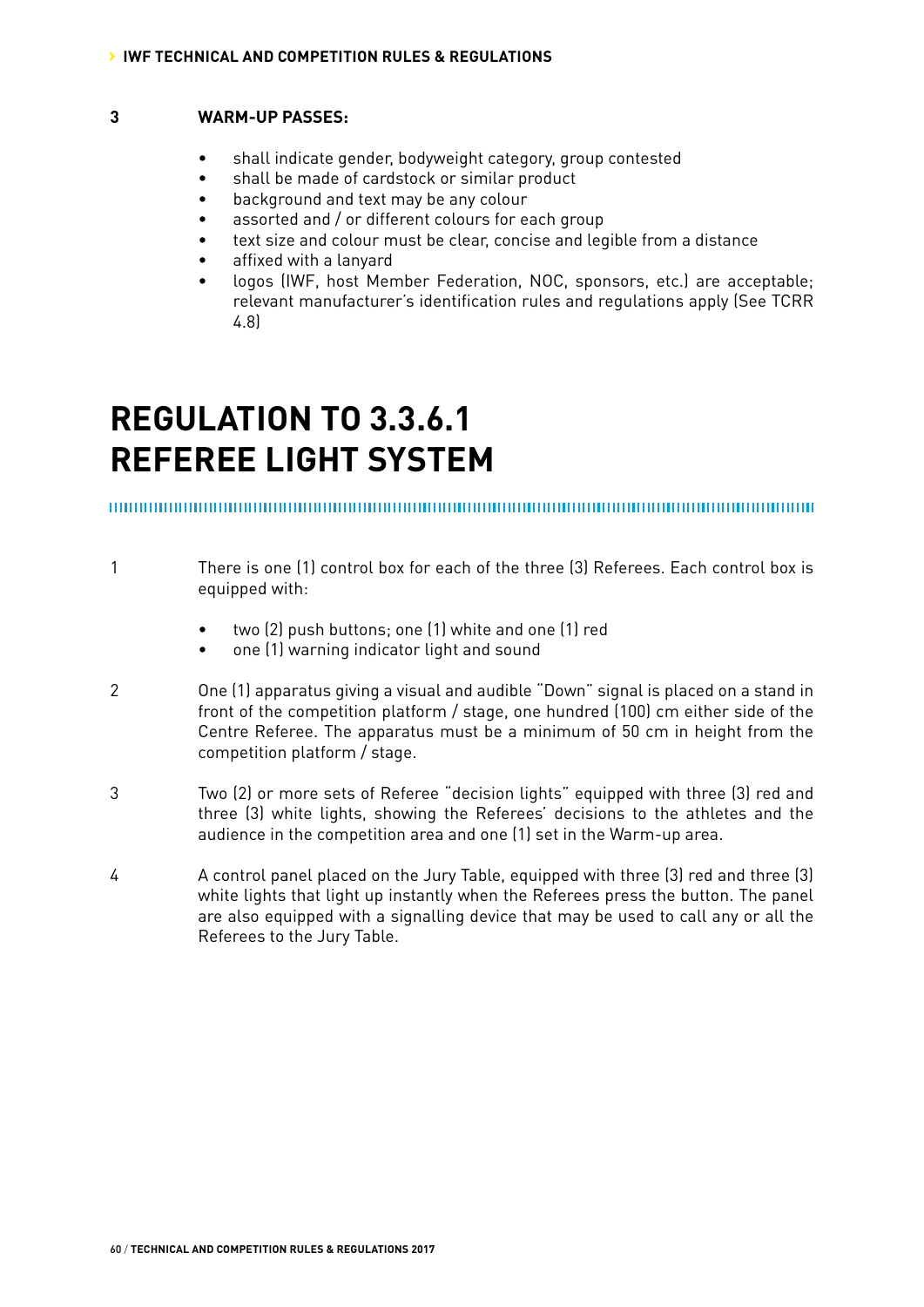**3 WARM-UP PASSES:**

- shall indicate gender, bodyweight category, group contested
- shall be made of cardstock or similar product
- background and text may be any colour
- assorted and / or different colours for each group
- text size and colour must be clear, concise and legible from a distance
- affixed with a lanyard
- logos (IWF, host Member Federation, NOC, sponsors, etc.) are acceptable; relevant manufacturer's identification rules and regulations apply (See TCRR 4.8)

# REGULATION TO 3.3.6.1 REFEREE LIGHT SYSTEM

1 There is one (1) control box for each of the three (3) Referees. Each control box is equipped with:

- two (2) push buttons; one (1) white and one (1) red
- one (1) warning indicator light and sound

2 One (1) apparatus giving a visual and audible "Down" signal is placed on a stand in front of the competition platform / stage, one hundred (100) cm either side of the Centre Referee. The apparatus must be a minimum of 50 cm in height from the competition platform / stage.

3 Two (2) or more sets of Referee "decision lights" equipped with three (3) red and three (3) white lights, showing the Referees' decisions to the athletes and the audience in the competition area and one (1) set in the Warm-up area.

4 A control panel placed on the Jury Table, equipped with three (3) red and three (3) white lights that light up instantly when the Referees press the button. The panel are also equipped with a signalling device that may be used to call any or all the Referees to the Jury Table.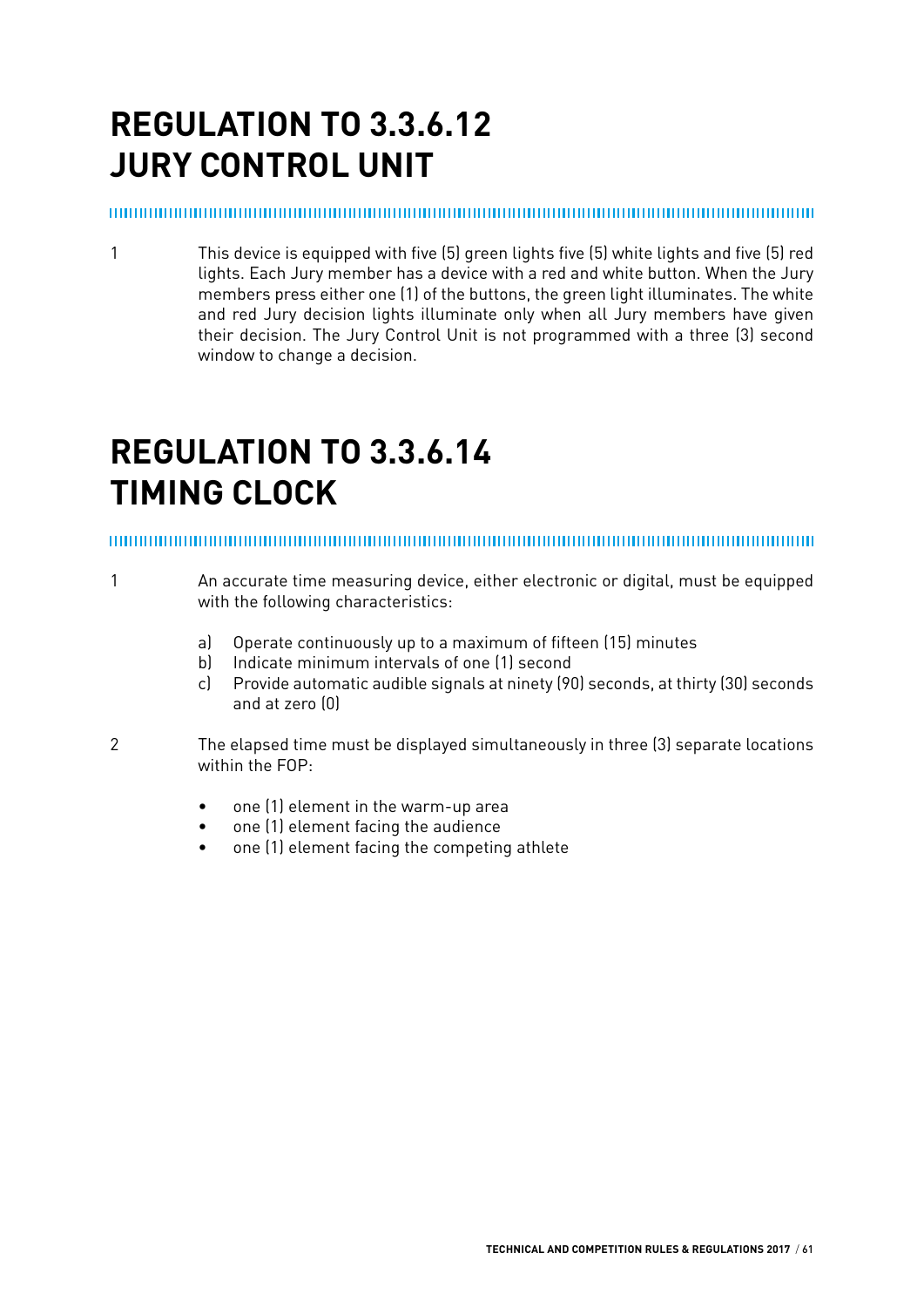# REGULATION TO 3.3.6.12
# JURY CONTROL UNIT

1 This device is equipped with five (5) green lights five (5) white lights and five (5) red lights. Each Jury member has a device with a red and white button. When the Jury members press either one (1) of the buttons, the green light illuminates. The white and red Jury decision lights illuminate only when all Jury members have given their decision. The Jury Control Unit is not programmed with a three (3) second window to change a decision.

# REGULATION TO 3.3.6.14
# TIMING CLOCK

1 An accurate time measuring device, either electronic or digital, must be equipped with the following characteristics:

a) Operate continuously up to a maximum of fifteen (15) minutes
b) Indicate minimum intervals of one (1) second
c) Provide automatic audible signals at ninety (90) seconds, at thirty (30) seconds and at zero (0)

2 The elapsed time must be displayed simultaneously in three (3) separate locations within the FOP:

- one (1) element in the warm-up area
- one (1) element facing the audience
- one (1) element facing the competing athlete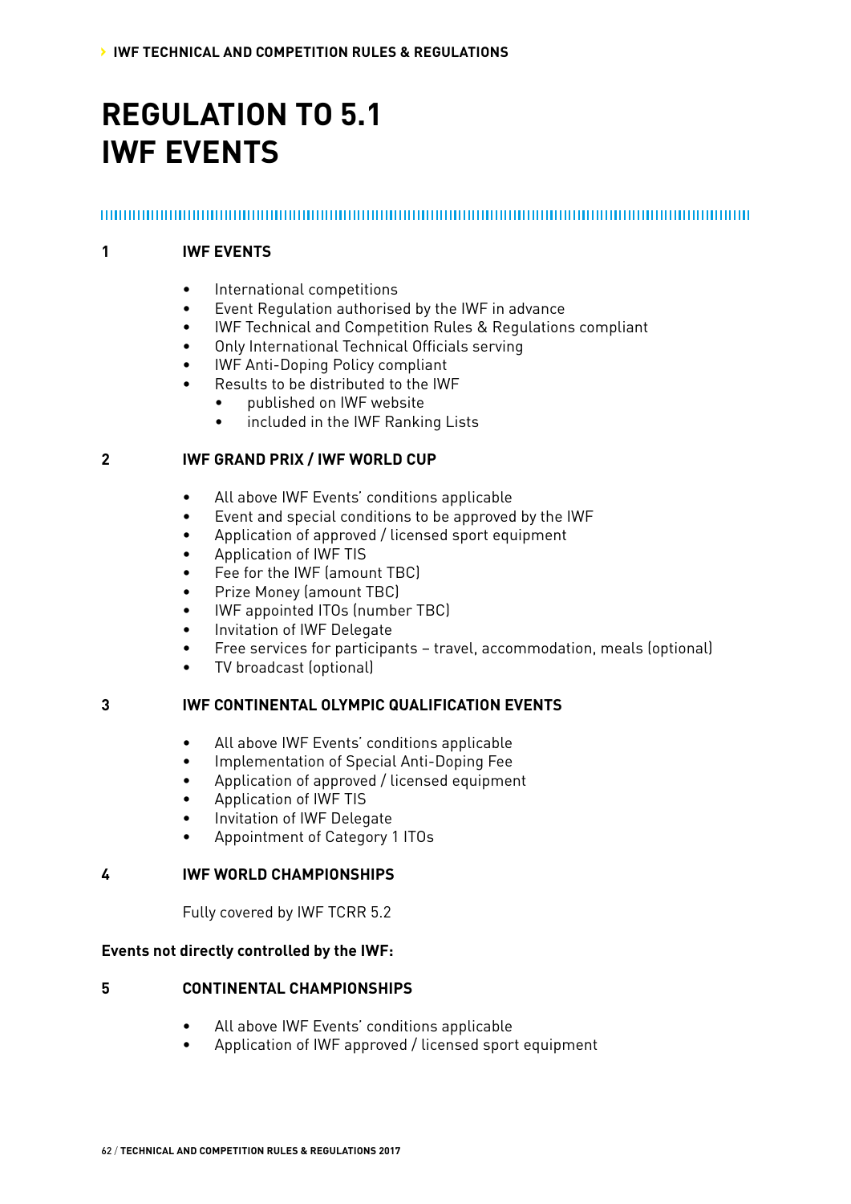# REGULATION TO 5.1 IWF EVENTS

## 1 IWF EVENTS

- International competitions
- Event Regulation authorised by the IWF in advance
- IWF Technical and Competition Rules & Regulations compliant
- Only International Technical Officials serving
- IWF Anti-Doping Policy compliant
- Results to be distributed to the IWF
  - published on IWF website
  - included in the IWF Ranking Lists

## 2 IWF GRAND PRIX / IWF WORLD CUP

- All above IWF Events' conditions applicable
- Event and special conditions to be approved by the IWF
- Application of approved / licensed sport equipment
- Application of IWF TIS
- Fee for the IWF (amount TBC)
- Prize Money (amount TBC)
- IWF appointed ITOs (number TBC)
- Invitation of IWF Delegate
- Free services for participants – travel, accommodation, meals (optional)
- TV broadcast (optional)

## 3 IWF CONTINENTAL OLYMPIC QUALIFICATION EVENTS

- All above IWF Events' conditions applicable
- Implementation of Special Anti-Doping Fee
- Application of approved / licensed equipment
- Application of IWF TIS
- Invitation of IWF Delegate
- Appointment of Category 1 ITOs

## 4 IWF WORLD CHAMPIONSHIPS

Fully covered by IWF TCRR 5.2

**Events not directly controlled by the IWF:**

## 5 CONTINENTAL CHAMPIONSHIPS

- All above IWF Events' conditions applicable
- Application of IWF approved / licensed sport equipment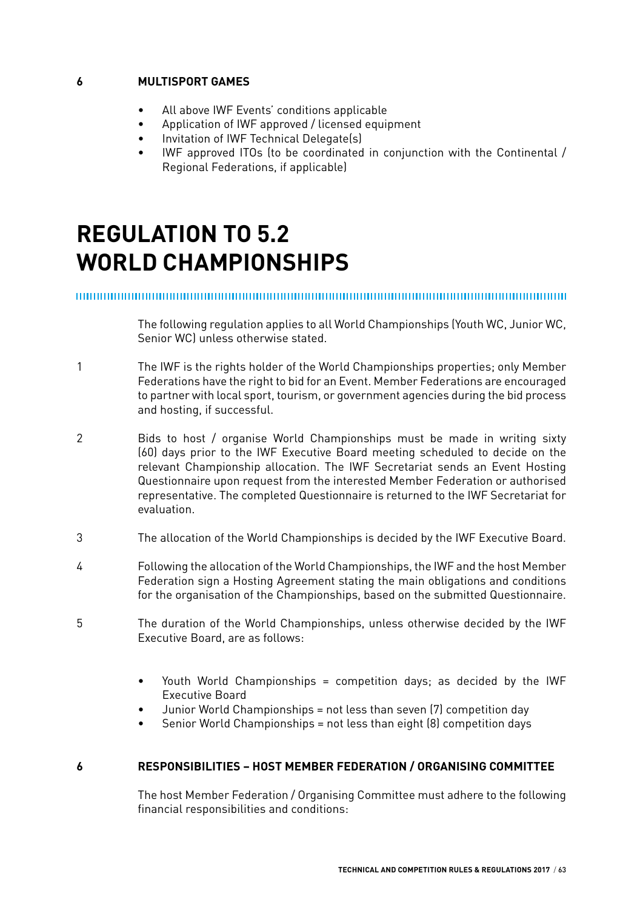**6 MULTISPORT GAMES**

- All above IWF Events' conditions applicable
- Application of IWF approved / licensed equipment
- Invitation of IWF Technical Delegate(s)
- IWF approved ITOs (to be coordinated in conjunction with the Continental / Regional Federations, if applicable)

# REGULATION TO 5.2 WORLD CHAMPIONSHIPS

The following regulation applies to all World Championships (Youth WC, Junior WC, Senior WC) unless otherwise stated.

1 The IWF is the rights holder of the World Championships properties; only Member Federations have the right to bid for an Event. Member Federations are encouraged to partner with local sport, tourism, or government agencies during the bid process and hosting, if successful.

2 Bids to host / organise World Championships must be made in writing sixty (60) days prior to the IWF Executive Board meeting scheduled to decide on the relevant Championship allocation. The IWF Secretariat sends an Event Hosting Questionnaire upon request from the interested Member Federation or authorised representative. The completed Questionnaire is returned to the IWF Secretariat for evaluation.

3 The allocation of the World Championships is decided by the IWF Executive Board.

4 Following the allocation of the World Championships, the IWF and the host Member Federation sign a Hosting Agreement stating the main obligations and conditions for the organisation of the Championships, based on the submitted Questionnaire.

5 The duration of the World Championships, unless otherwise decided by the IWF Executive Board, are as follows:

- Youth World Championships = competition days; as decided by the IWF Executive Board
- Junior World Championships = not less than seven (7) competition day
- Senior World Championships = not less than eight (8) competition days

**6 RESPONSIBILITIES – HOST MEMBER FEDERATION / ORGANISING COMMITTEE**

The host Member Federation / Organising Committee must adhere to the following financial responsibilities and conditions: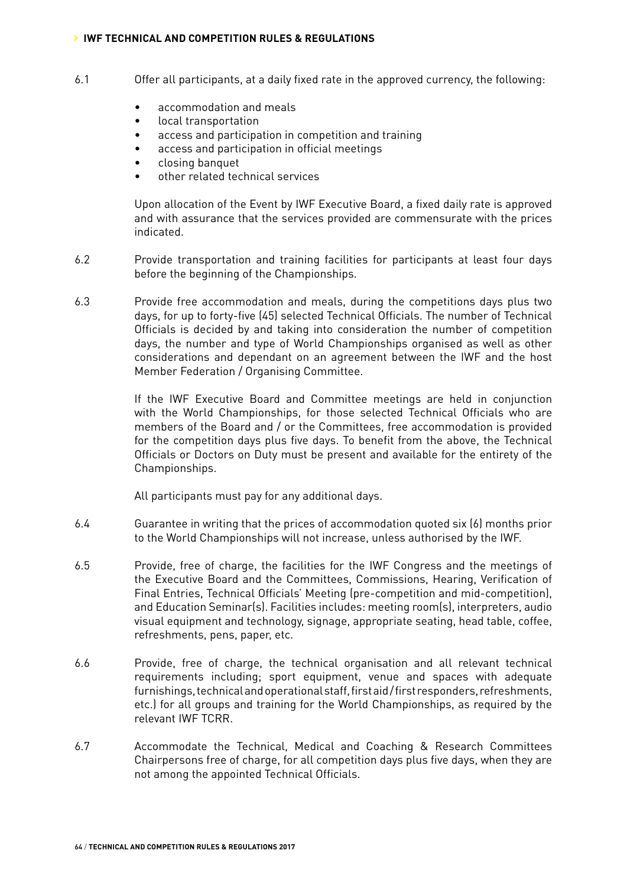6.1 Offer all participants, at a daily fixed rate in the approved currency, the following:

- accommodation and meals
- local transportation
- access and participation in competition and training
- access and participation in official meetings
- closing banquet
- other related technical services

Upon allocation of the Event by IWF Executive Board, a fixed daily rate is approved and with assurance that the services provided are commensurate with the prices indicated.

6.2 Provide transportation and training facilities for participants at least four days before the beginning of the Championships.

6.3 Provide free accommodation and meals, during the competitions days plus two days, for up to forty-five (45) selected Technical Officials. The number of Technical Officials is decided by and taking into consideration the number of competition days, the number and type of World Championships organised as well as other considerations and dependant on an agreement between the IWF and the host Member Federation / Organising Committee.

If the IWF Executive Board and Committee meetings are held in conjunction with the World Championships, for those selected Technical Officials who are members of the Board and / or the Committees, free accommodation is provided for the competition days plus five days. To benefit from the above, the Technical Officials or Doctors on Duty must be present and available for the entirety of the Championships.

All participants must pay for any additional days.

6.4 Guarantee in writing that the prices of accommodation quoted six (6) months prior to the World Championships will not increase, unless authorised by the IWF.

6.5 Provide, free of charge, the facilities for the IWF Congress and the meetings of the Executive Board and the Committees, Commissions, Hearing, Verification of Final Entries, Technical Officials' Meeting (pre-competition and mid-competition), and Education Seminar(s). Facilities includes: meeting room(s), interpreters, audio visual equipment and technology, signage, appropriate seating, head table, coffee, refreshments, pens, paper, etc.

6.6 Provide, free of charge, the technical organisation and all relevant technical requirements including; sport equipment, venue and spaces with adequate furnishings, technical and operational staff, first aid / first responders, refreshments, etc.) for all groups and training for the World Championships, as required by the relevant IWF TCRR.

6.7 Accommodate the Technical, Medical and Coaching & Research Committees Chairpersons free of charge, for all competition days plus five days, when they are not among the appointed Technical Officials.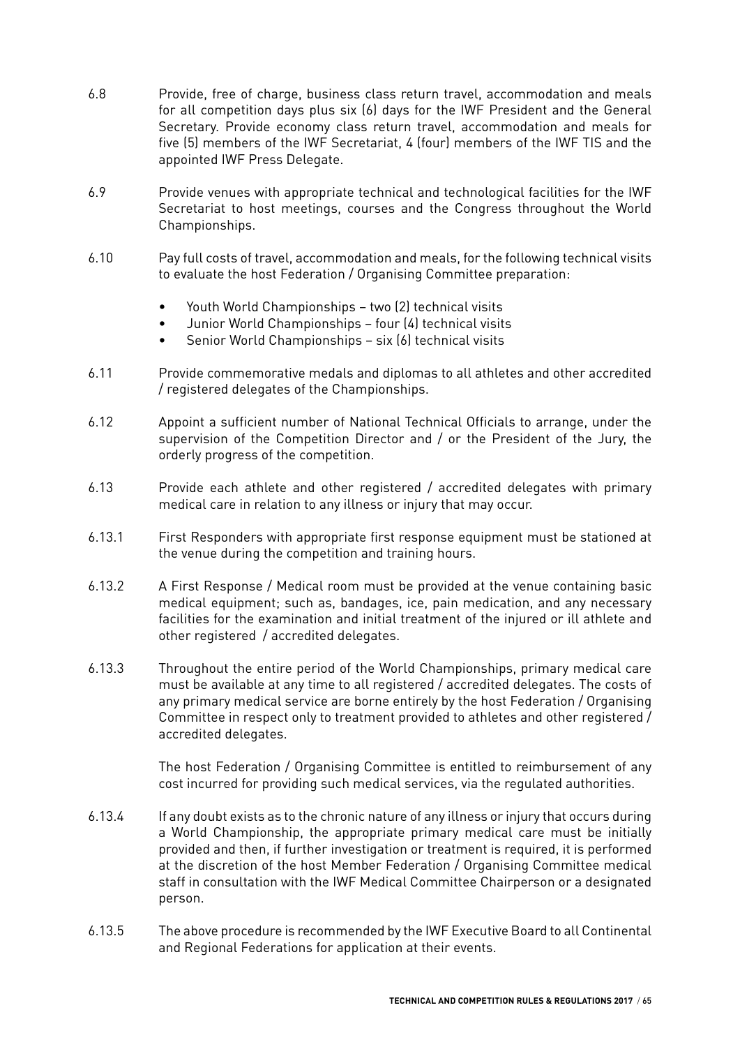6.8 Provide, free of charge, business class return travel, accommodation and meals for all competition days plus six (6) days for the IWF President and the General Secretary. Provide economy class return travel, accommodation and meals for five (5) members of the IWF Secretariat, 4 (four) members of the IWF TIS and the appointed IWF Press Delegate.

6.9 Provide venues with appropriate technical and technological facilities for the IWF Secretariat to host meetings, courses and the Congress throughout the World Championships.

6.10 Pay full costs of travel, accommodation and meals, for the following technical visits to evaluate the host Federation / Organising Committee preparation:

- Youth World Championships – two (2) technical visits
- Junior World Championships – four (4) technical visits
- Senior World Championships – six (6) technical visits

6.11 Provide commemorative medals and diplomas to all athletes and other accredited / registered delegates of the Championships.

6.12 Appoint a sufficient number of National Technical Officials to arrange, under the supervision of the Competition Director and / or the President of the Jury, the orderly progress of the competition.

6.13 Provide each athlete and other registered / accredited delegates with primary medical care in relation to any illness or injury that may occur.

6.13.1 First Responders with appropriate first response equipment must be stationed at the venue during the competition and training hours.

6.13.2 A First Response / Medical room must be provided at the venue containing basic medical equipment; such as, bandages, ice, pain medication, and any necessary facilities for the examination and initial treatment of the injured or ill athlete and other registered / accredited delegates.

6.13.3 Throughout the entire period of the World Championships, primary medical care must be available at any time to all registered / accredited delegates. The costs of any primary medical service are borne entirely by the host Federation / Organising Committee in respect only to treatment provided to athletes and other registered / accredited delegates.

The host Federation / Organising Committee is entitled to reimbursement of any cost incurred for providing such medical services, via the regulated authorities.

6.13.4 If any doubt exists as to the chronic nature of any illness or injury that occurs during a World Championship, the appropriate primary medical care must be initially provided and then, if further investigation or treatment is required, it is performed at the discretion of the host Member Federation / Organising Committee medical staff in consultation with the IWF Medical Committee Chairperson or a designated person.

6.13.5 The above procedure is recommended by the IWF Executive Board to all Continental and Regional Federations for application at their events.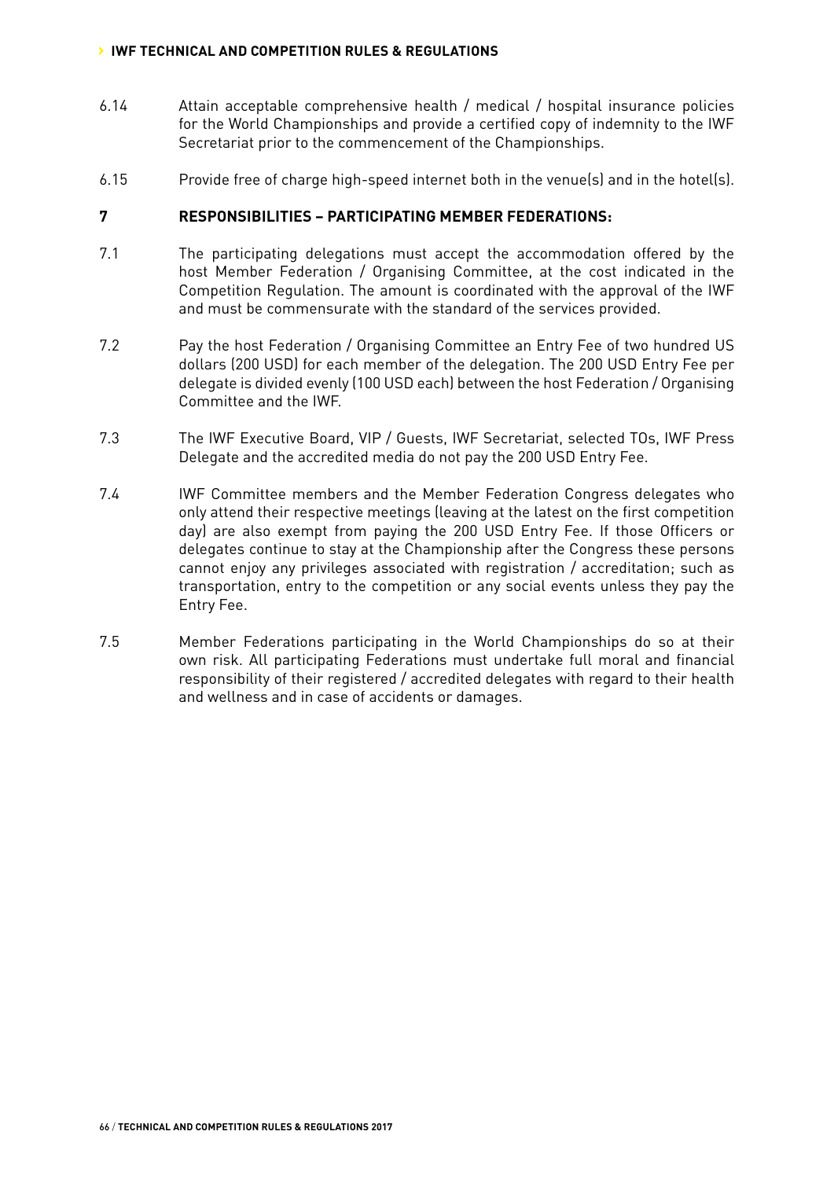6.14 Attain acceptable comprehensive health / medical / hospital insurance policies for the World Championships and provide a certified copy of indemnity to the IWF Secretariat prior to the commencement of the Championships.

6.15 Provide free of charge high-speed internet both in the venue(s) and in the hotel(s).

## 7 RESPONSIBILITIES – PARTICIPATING MEMBER FEDERATIONS:

7.1 The participating delegations must accept the accommodation offered by the host Member Federation / Organising Committee, at the cost indicated in the Competition Regulation. The amount is coordinated with the approval of the IWF and must be commensurate with the standard of the services provided.

7.2 Pay the host Federation / Organising Committee an Entry Fee of two hundred US dollars (200 USD) for each member of the delegation. The 200 USD Entry Fee per delegate is divided evenly (100 USD each) between the host Federation / Organising Committee and the IWF.

7.3 The IWF Executive Board, VIP / Guests, IWF Secretariat, selected TOs, IWF Press Delegate and the accredited media do not pay the 200 USD Entry Fee.

7.4 IWF Committee members and the Member Federation Congress delegates who only attend their respective meetings (leaving at the latest on the first competition day) are also exempt from paying the 200 USD Entry Fee. If those Officers or delegates continue to stay at the Championship after the Congress these persons cannot enjoy any privileges associated with registration / accreditation; such as transportation, entry to the competition or any social events unless they pay the Entry Fee.

7.5 Member Federations participating in the World Championships do so at their own risk. All participating Federations must undertake full moral and financial responsibility of their registered / accredited delegates with regard to their health and wellness and in case of accidents or damages.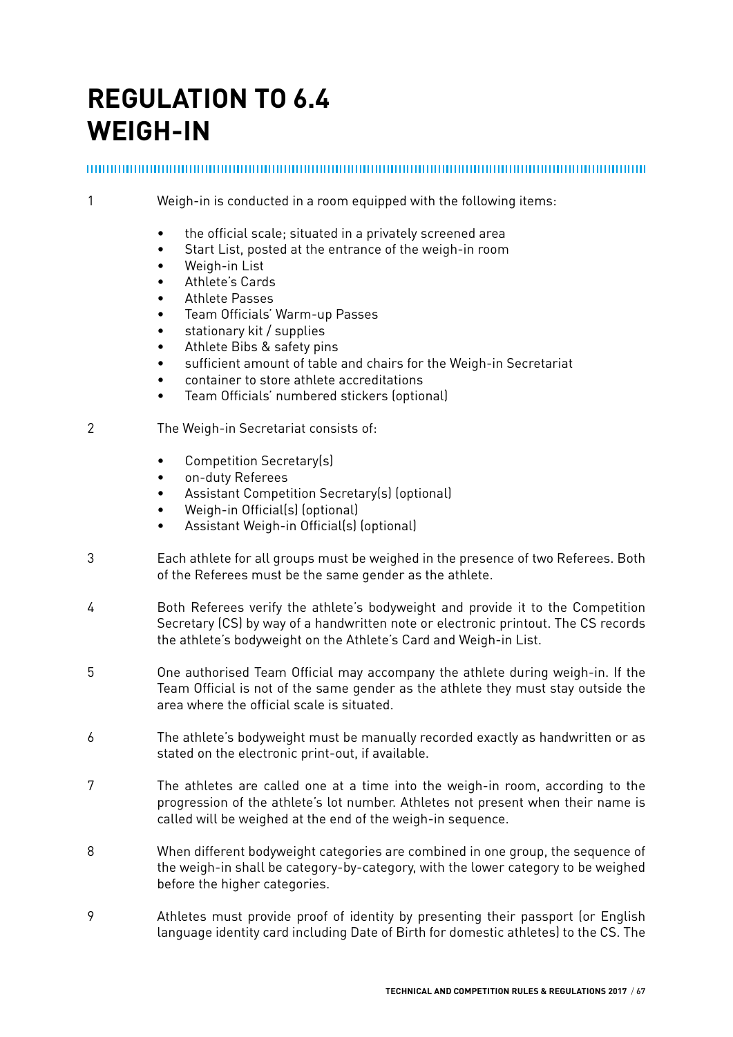# REGULATION TO 6.4 WEIGH-IN

1 Weigh-in is conducted in a room equipped with the following items:

- the official scale; situated in a privately screened area
- Start List, posted at the entrance of the weigh-in room
- Weigh-in List
- Athlete's Cards
- Athlete Passes
- Team Officials' Warm-up Passes
- stationary kit / supplies
- Athlete Bibs & safety pins
- sufficient amount of table and chairs for the Weigh-in Secretariat
- container to store athlete accreditations
- Team Officials' numbered stickers (optional)

2 The Weigh-in Secretariat consists of:

- Competition Secretary(s)
- on-duty Referees
- Assistant Competition Secretary(s) (optional)
- Weigh-in Official(s) (optional)
- Assistant Weigh-in Official(s) (optional)

3 Each athlete for all groups must be weighed in the presence of two Referees. Both of the Referees must be the same gender as the athlete.

4 Both Referees verify the athlete's bodyweight and provide it to the Competition Secretary (CS) by way of a handwritten note or electronic printout. The CS records the athlete's bodyweight on the Athlete's Card and Weigh-in List.

5 One authorised Team Official may accompany the athlete during weigh-in. If the Team Official is not of the same gender as the athlete they must stay outside the area where the official scale is situated.

6 The athlete's bodyweight must be manually recorded exactly as handwritten or as stated on the electronic print-out, if available.

7 The athletes are called one at a time into the weigh-in room, according to the progression of the athlete's lot number. Athletes not present when their name is called will be weighed at the end of the weigh-in sequence.

8 When different bodyweight categories are combined in one group, the sequence of the weigh-in shall be category-by-category, with the lower category to be weighed before the higher categories.

9 Athletes must provide proof of identity by presenting their passport (or English language identity card including Date of Birth for domestic athletes) to the CS. The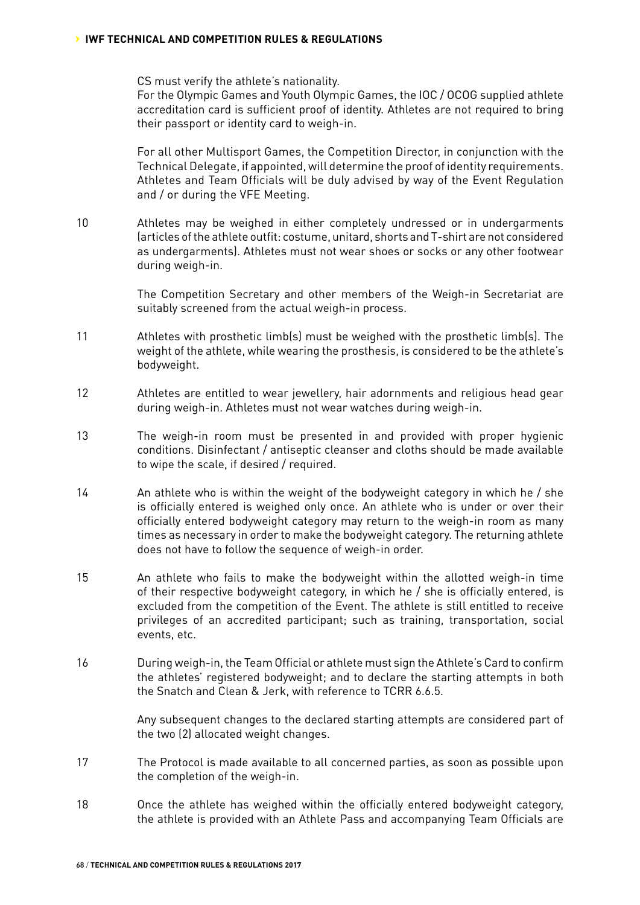CS must verify the athlete's nationality.
For the Olympic Games and Youth Olympic Games, the IOC / OCOG supplied athlete accreditation card is sufficient proof of identity. Athletes are not required to bring their passport or identity card to weigh-in.

For all other Multisport Games, the Competition Director, in conjunction with the Technical Delegate, if appointed, will determine the proof of identity requirements. Athletes and Team Officials will be duly advised by way of the Event Regulation and / or during the VFE Meeting.

10 Athletes may be weighed in either completely undressed or in undergarments (articles of the athlete outfit: costume, unitard, shorts and T-shirt are not considered as undergarments). Athletes must not wear shoes or socks or any other footwear during weigh-in.

The Competition Secretary and other members of the Weigh-in Secretariat are suitably screened from the actual weigh-in process.

11 Athletes with prosthetic limb(s) must be weighed with the prosthetic limb(s). The weight of the athlete, while wearing the prosthesis, is considered to be the athlete's bodyweight.

12 Athletes are entitled to wear jewellery, hair adornments and religious head gear during weigh-in. Athletes must not wear watches during weigh-in.

13 The weigh-in room must be presented in and provided with proper hygienic conditions. Disinfectant / antiseptic cleanser and cloths should be made available to wipe the scale, if desired / required.

14 An athlete who is within the weight of the bodyweight category in which he / she is officially entered is weighed only once. An athlete who is under or over their officially entered bodyweight category may return to the weigh-in room as many times as necessary in order to make the bodyweight category. The returning athlete does not have to follow the sequence of weigh-in order.

15 An athlete who fails to make the bodyweight within the allotted weigh-in time of their respective bodyweight category, in which he / she is officially entered, is excluded from the competition of the Event. The athlete is still entitled to receive privileges of an accredited participant; such as training, transportation, social events, etc.

16 During weigh-in, the Team Official or athlete must sign the Athlete's Card to confirm the athletes' registered bodyweight; and to declare the starting attempts in both the Snatch and Clean & Jerk, with reference to TCRR 6.6.5.

Any subsequent changes to the declared starting attempts are considered part of the two (2) allocated weight changes.

17 The Protocol is made available to all concerned parties, as soon as possible upon the completion of the weigh-in.

18 Once the athlete has weighed within the officially entered bodyweight category, the athlete is provided with an Athlete Pass and accompanying Team Officials are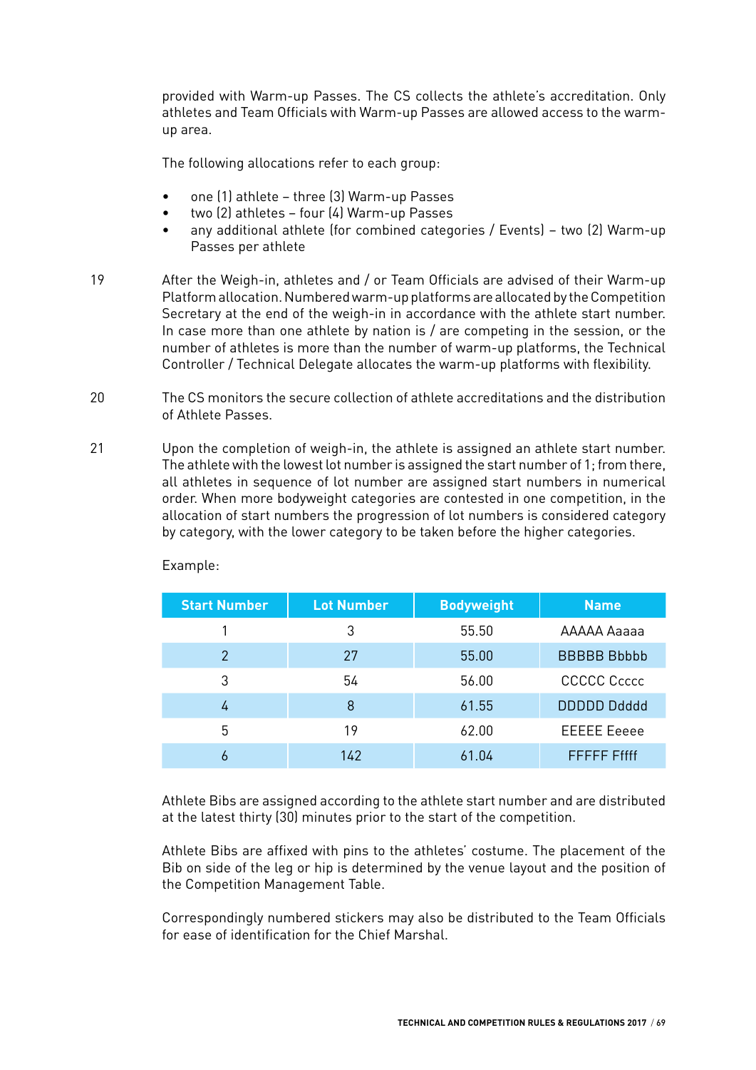provided with Warm-up Passes. The CS collects the athlete's accreditation. Only athletes and Team Officials with Warm-up Passes are allowed access to the warm-up area.

The following allocations refer to each group:

- one (1) athlete – three (3) Warm-up Passes
- two (2) athletes – four (4) Warm-up Passes
- any additional athlete (for combined categories / Events) – two (2) Warm-up Passes per athlete

19 After the Weigh-in, athletes and / or Team Officials are advised of their Warm-up Platform allocation. Numbered warm-up platforms are allocated by the Competition Secretary at the end of the weigh-in in accordance with the athlete start number. In case more than one athlete by nation is / are competing in the session, or the number of athletes is more than the number of warm-up platforms, the Technical Controller / Technical Delegate allocates the warm-up platforms with flexibility.

20 The CS monitors the secure collection of athlete accreditations and the distribution of Athlete Passes.

21 Upon the completion of weigh-in, the athlete is assigned an athlete start number. The athlete with the lowest lot number is assigned the start number of 1; from there, all athletes in sequence of lot number are assigned start numbers in numerical order. When more bodyweight categories are contested in one competition, in the allocation of start numbers the progression of lot numbers is considered category by category, with the lower category to be taken before the higher categories.

Example:

| Start Number | Lot Number | Bodyweight | Name |
|---|---|---|---|
| 1 | 3 | 55.50 | AAAAA Aaaaa |
| 2 | 27 | 55.00 | BBBBB Bbbbb |
| 3 | 54 | 56.00 | CCCCC Ccccc |
| 4 | 8 | 61.55 | DDDDD Ddddd |
| 5 | 19 | 62.00 | EEEEE Eeeee |
| 6 | 142 | 61.04 | FFFFF Ffff |

Athlete Bibs are assigned according to the athlete start number and are distributed at the latest thirty (30) minutes prior to the start of the competition.

Athlete Bibs are affixed with pins to the athletes' costume. The placement of the Bib on side of the leg or hip is determined by the venue layout and the position of the Competition Management Table.

Correspondingly numbered stickers may also be distributed to the Team Officials for ease of identification for the Chief Marshal.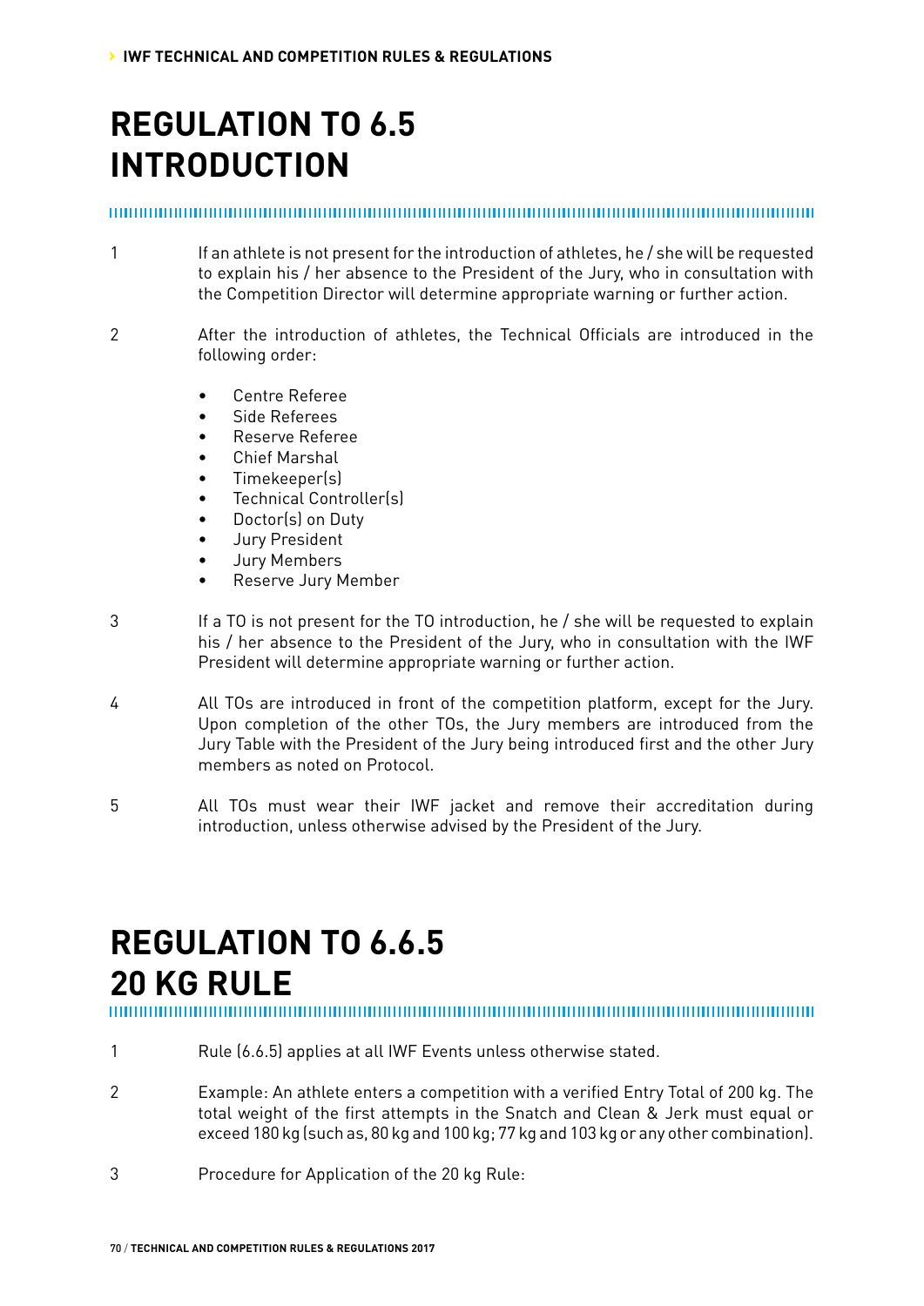# REGULATION TO 6.5 INTRODUCTION

1 If an athlete is not present for the introduction of athletes, he / she will be requested to explain his / her absence to the President of the Jury, who in consultation with the Competition Director will determine appropriate warning or further action.

2 After the introduction of athletes, the Technical Officials are introduced in the following order:

- Centre Referee
- Side Referees
- Reserve Referee
- Chief Marshal
- Timekeeper(s)
- Technical Controller(s)
- Doctor(s) on Duty
- Jury President
- Jury Members
- Reserve Jury Member

3 If a TO is not present for the TO introduction, he / she will be requested to explain his / her absence to the President of the Jury, who in consultation with the IWF President will determine appropriate warning or further action.

4 All TOs are introduced in front of the competition platform, except for the Jury. Upon completion of the other TOs, the Jury members are introduced from the Jury Table with the President of the Jury being introduced first and the other Jury members as noted on Protocol.

5 All TOs must wear their IWF jacket and remove their accreditation during introduction, unless otherwise advised by the President of the Jury.

# REGULATION TO 6.6.5 20 KG RULE

1 Rule (6.6.5) applies at all IWF Events unless otherwise stated.

2 Example: An athlete enters a competition with a verified Entry Total of 200 kg. The total weight of the first attempts in the Snatch and Clean & Jerk must equal or exceed 180 kg (such as, 80 kg and 100 kg; 77 kg and 103 kg or any other combination).

3 Procedure for Application of the 20 kg Rule: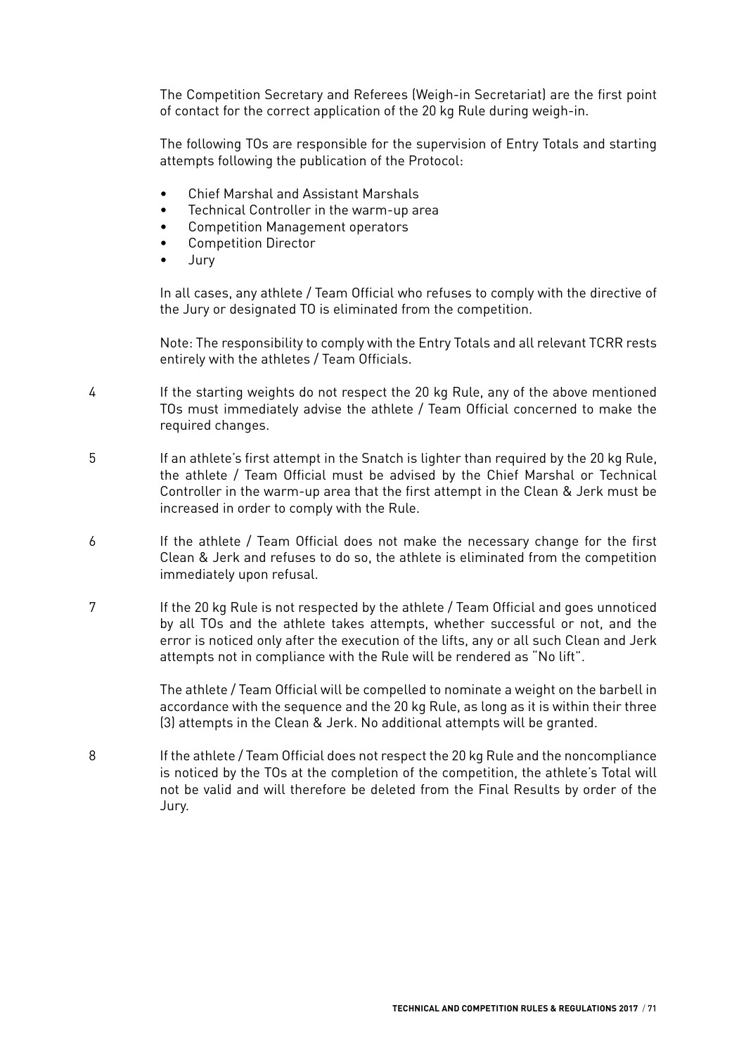The Competition Secretary and Referees (Weigh-in Secretariat) are the first point of contact for the correct application of the 20 kg Rule during weigh-in.

The following TOs are responsible for the supervision of Entry Totals and starting attempts following the publication of the Protocol:

- Chief Marshal and Assistant Marshals
- Technical Controller in the warm-up area
- Competition Management operators
- Competition Director
- Jury

In all cases, any athlete / Team Official who refuses to comply with the directive of the Jury or designated TO is eliminated from the competition.

Note: The responsibility to comply with the Entry Totals and all relevant TCRR rests entirely with the athletes / Team Officials.

4 If the starting weights do not respect the 20 kg Rule, any of the above mentioned TOs must immediately advise the athlete / Team Official concerned to make the required changes.

5 If an athlete's first attempt in the Snatch is lighter than required by the 20 kg Rule, the athlete / Team Official must be advised by the Chief Marshal or Technical Controller in the warm-up area that the first attempt in the Clean & Jerk must be increased in order to comply with the Rule.

6 If the athlete / Team Official does not make the necessary change for the first Clean & Jerk and refuses to do so, the athlete is eliminated from the competition immediately upon refusal.

7 If the 20 kg Rule is not respected by the athlete / Team Official and goes unnoticed by all TOs and the athlete takes attempts, whether successful or not, and the error is noticed only after the execution of the lifts, any or all such Clean and Jerk attempts not in compliance with the Rule will be rendered as "No lift".

The athlete / Team Official will be compelled to nominate a weight on the barbell in accordance with the sequence and the 20 kg Rule, as long as it is within their three (3) attempts in the Clean & Jerk. No additional attempts will be granted.

8 If the athlete / Team Official does not respect the 20 kg Rule and the noncompliance is noticed by the TOs at the completion of the competition, the athlete's Total will not be valid and will therefore be deleted from the Final Results by order of the Jury.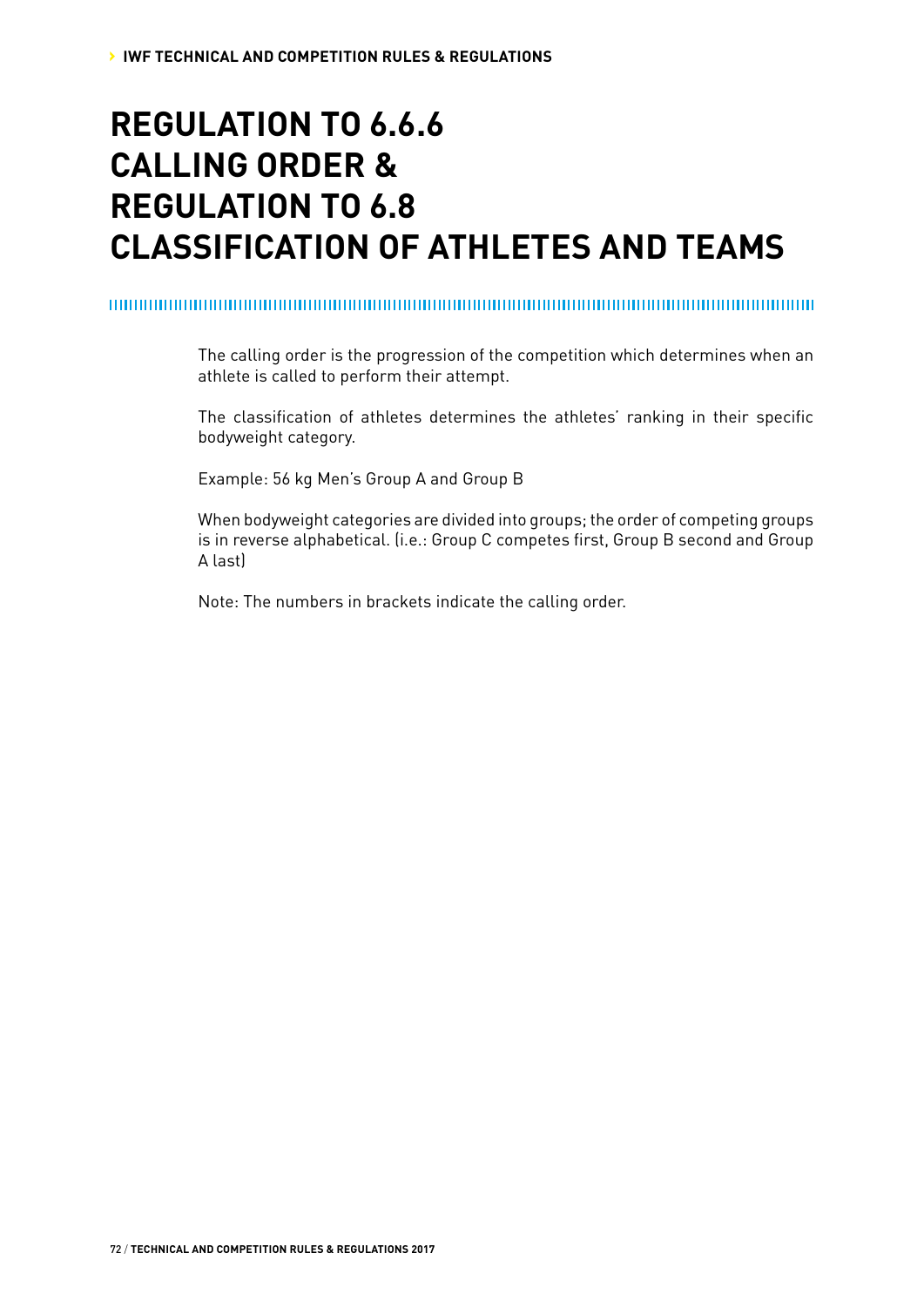# REGULATION TO 6.6.6 CALLING ORDER & REGULATION TO 6.8 CLASSIFICATION OF ATHLETES AND TEAMS

The calling order is the progression of the competition which determines when an athlete is called to perform their attempt.

The classification of athletes determines the athletes' ranking in their specific bodyweight category.

Example: 56 kg Men's Group A and Group B

When bodyweight categories are divided into groups; the order of competing groups is in reverse alphabetical. (i.e.: Group C competes first, Group B second and Group A last)

Note: The numbers in brackets indicate the calling order.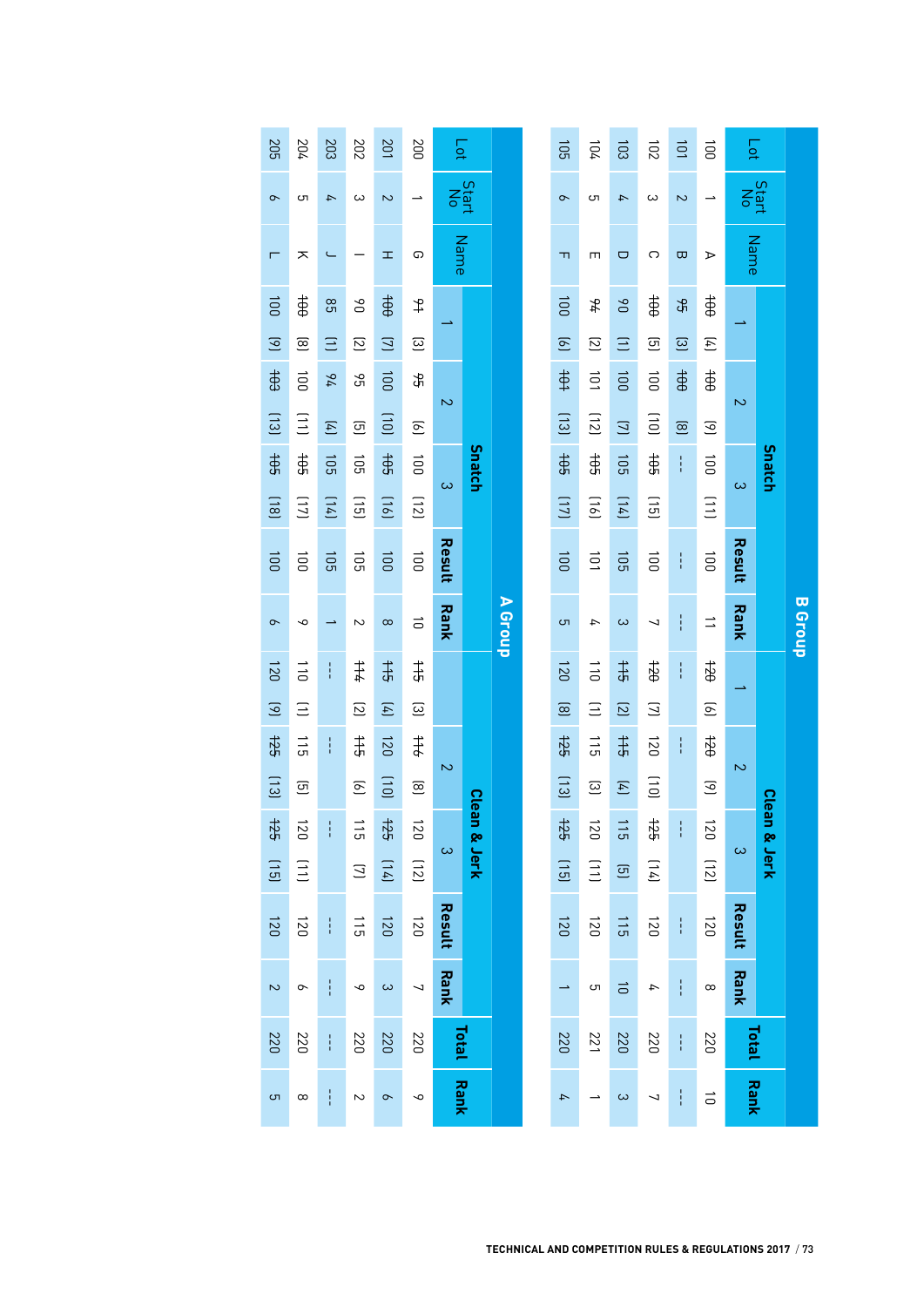## B Group

| Lot | Start No | Name | Snatch 1 | | Snatch 2 | | Snatch 3 | | Snatch Result | Snatch Rank | Clean & Jerk 1 | | Clean & Jerk 2 | | Clean & Jerk 3 | | Clean & Jerk Result | Clean & Jerk Rank | Total | Rank |
|---|---|---|---|---|---|---|---|---|---|---|---|---|---|---|---|---|---|---|---|---|
| 100 | 1 | A | ~~100~~ | (4) | ~~100~~ | (9) | 100 | (11) | 100 | 11 | ~~120~~ | (6) | ~~120~~ | (9) | 120 | (12) | 120 | 8 | 220 | 10 |
| 101 | 2 | B | ~~95~~ | (3) | ~~100~~ | (8) | --- | | --- | --- | --- | | --- | | --- | | --- | --- | --- | --- |
| 102 | 3 | C | ~~100~~ | (5) | 100 | (10) | ~~105~~ | (15) | 100 | 7 | ~~120~~ | (7) | 120 | (10) | ~~125~~ | (14) | 120 | 4 | 220 | 7 |
| 103 | 4 | D | 90 | (1) | 100 | (7) | 105 | (14) | 105 | 3 | ~~115~~ | (2) | ~~115~~ | (4) | 115 | (5) | 115 | 10 | 220 | 3 |
| 104 | 5 | E | ~~94~~ | (2) | 101 | (12) | ~~105~~ | (16) | 101 | 4 | 110 | (1) | 115 | (3) | 120 | (11) | 120 | 5 | 221 | 1 |
| 105 | 6 | F | 100 | (6) | ~~101~~ | (13) | ~~105~~ | (17) | 100 | 5 | 120 | (8) | ~~125~~ | (13) | ~~125~~ | (15) | 120 | 1 | 220 | 4 |

## A Group

| Lot | Start No | Name | Snatch 1 | | Snatch 2 | | Snatch 3 | | Snatch Result | Snatch Rank | Clean & Jerk 1 | | Clean & Jerk 2 | | Clean & Jerk 3 | | Clean & Jerk Result | Clean & Jerk Rank | Total | Rank |
|---|---|---|---|---|---|---|---|---|---|---|---|---|---|---|---|---|---|---|---|---|
| 200 | 1 | G | ~~94~~ | (3) | ~~95~~ | (6) | 100 | (12) | 100 | 10 | ~~115~~ | (3) | ~~116~~ | (8) | 120 | (12) | 120 | 7 | 220 | 9 |
| 201 | 2 | H | ~~100~~ | (7) | 100 | (10) | ~~105~~ | (16) | 100 | 8 | ~~115~~ | (4) | 120 | (10) | ~~125~~ | (14) | 120 | 3 | 220 | 6 |
| 202 | 3 | I | 90 | (2) | 95 | (5) | 105 | (15) | 105 | 2 | ~~114~~ | (2) | ~~115~~ | (6) | 115 | (7) | 115 | 9 | 220 | 2 |
| 203 | 4 | J | 85 | (1) | ~~94~~ | (4) | 105 | (14) | 105 | 1 | --- | | --- | | --- | | --- | --- | --- | --- |
| 204 | 5 | K | ~~100~~ | (8) | 100 | (11) | ~~105~~ | (17) | 100 | 9 | 110 | (1) | 115 | (5) | 120 | (11) | 120 | 6 | 220 | 8 |
| 205 | 6 | L | 100 | (9) | ~~103~~ | (13) | ~~105~~ | (18) | 100 | 6 | 120 | (9) | ~~125~~ | (13) | ~~125~~ | (15) | 120 | 2 | 220 | 5 |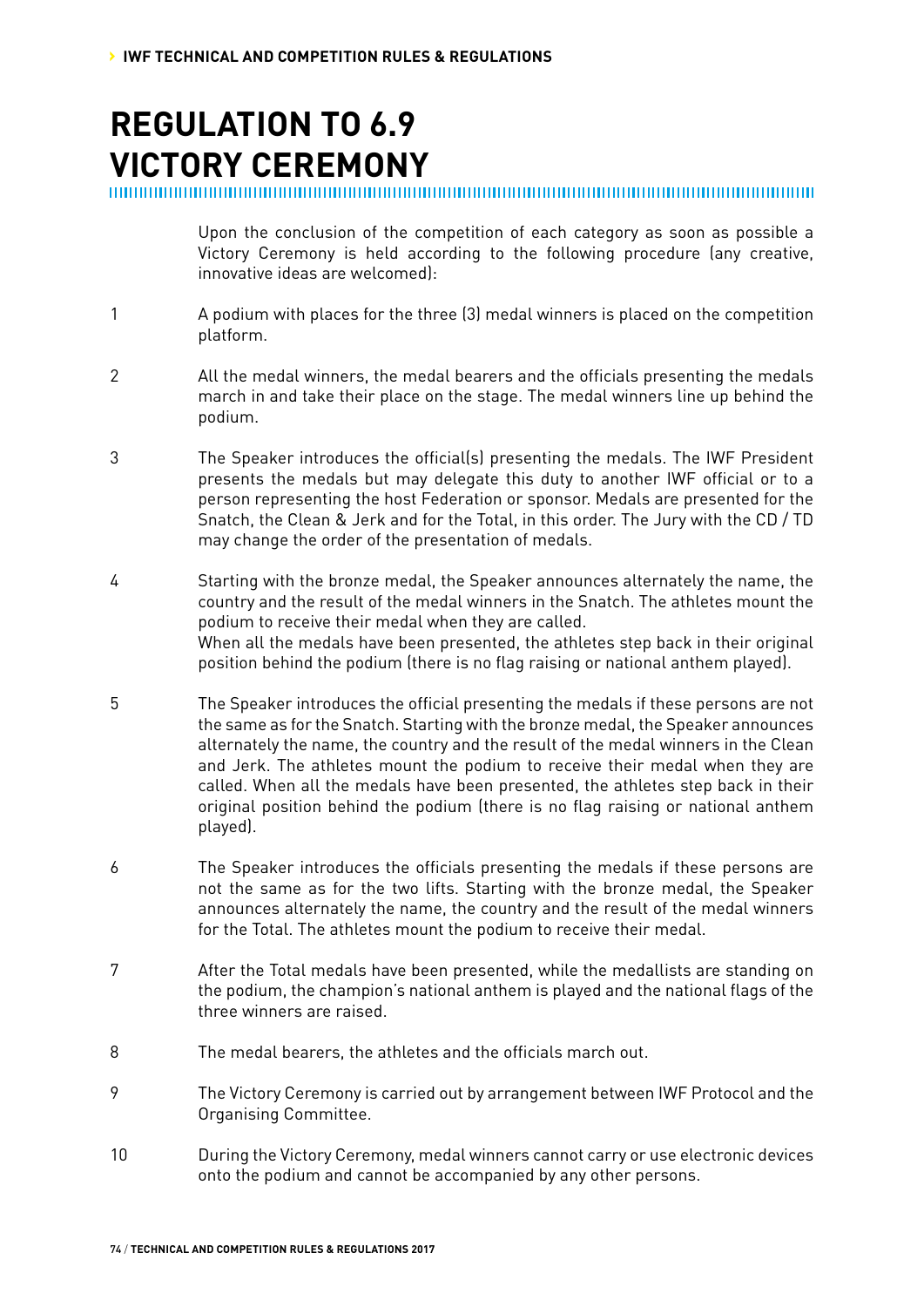# REGULATION TO 6.9 VICTORY CEREMONY

Upon the conclusion of the competition of each category as soon as possible a Victory Ceremony is held according to the following procedure (any creative, innovative ideas are welcomed):

1. A podium with places for the three (3) medal winners is placed on the competition platform.

2. All the medal winners, the medal bearers and the officials presenting the medals march in and take their place on the stage. The medal winners line up behind the podium.

3. The Speaker introduces the official(s) presenting the medals. The IWF President presents the medals but may delegate this duty to another IWF official or to a person representing the host Federation or sponsor. Medals are presented for the Snatch, the Clean & Jerk and for the Total, in this order. The Jury with the CD / TD may change the order of the presentation of medals.

4. Starting with the bronze medal, the Speaker announces alternately the name, the country and the result of the medal winners in the Snatch. The athletes mount the podium to receive their medal when they are called.
   When all the medals have been presented, the athletes step back in their original position behind the podium (there is no flag raising or national anthem played).

5. The Speaker introduces the official presenting the medals if these persons are not the same as for the Snatch. Starting with the bronze medal, the Speaker announces alternately the name, the country and the result of the medal winners in the Clean and Jerk. The athletes mount the podium to receive their medal when they are called. When all the medals have been presented, the athletes step back in their original position behind the podium (there is no flag raising or national anthem played).

6. The Speaker introduces the officials presenting the medals if these persons are not the same as for the two lifts. Starting with the bronze medal, the Speaker announces alternately the name, the country and the result of the medal winners for the Total. The athletes mount the podium to receive their medal.

7. After the Total medals have been presented, while the medallists are standing on the podium, the champion's national anthem is played and the national flags of the three winners are raised.

8. The medal bearers, the athletes and the officials march out.

9. The Victory Ceremony is carried out by arrangement between IWF Protocol and the Organising Committee.

10. During the Victory Ceremony, medal winners cannot carry or use electronic devices onto the podium and cannot be accompanied by any other persons.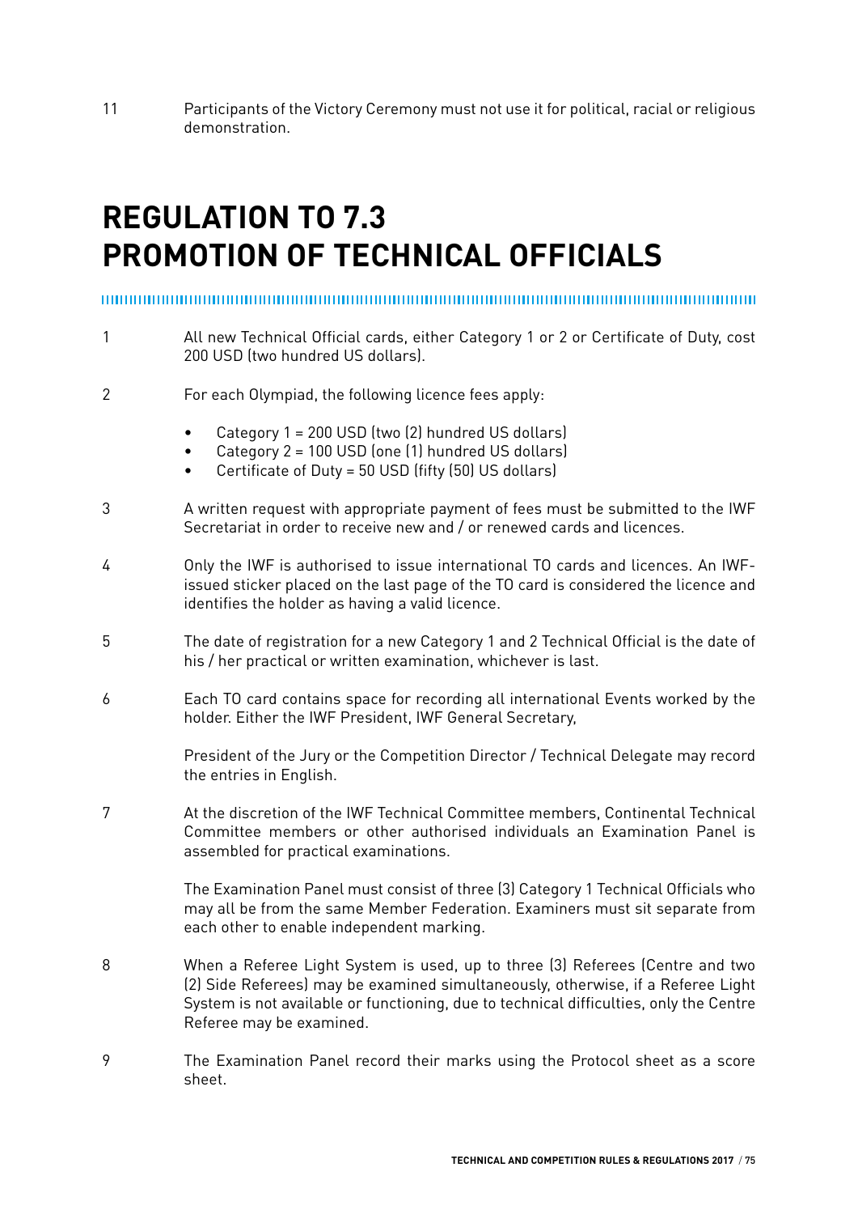11 Participants of the Victory Ceremony must not use it for political, racial or religious demonstration.

# REGULATION TO 7.3 PROMOTION OF TECHNICAL OFFICIALS

1 All new Technical Official cards, either Category 1 or 2 or Certificate of Duty, cost 200 USD (two hundred US dollars).

2 For each Olympiad, the following licence fees apply:

- Category 1 = 200 USD (two (2) hundred US dollars)
- Category 2 = 100 USD (one (1) hundred US dollars)
- Certificate of Duty = 50 USD (fifty (50) US dollars)

3 A written request with appropriate payment of fees must be submitted to the IWF Secretariat in order to receive new and / or renewed cards and licences.

4 Only the IWF is authorised to issue international TO cards and licences. An IWF-issued sticker placed on the last page of the TO card is considered the licence and identifies the holder as having a valid licence.

5 The date of registration for a new Category 1 and 2 Technical Official is the date of his / her practical or written examination, whichever is last.

6 Each TO card contains space for recording all international Events worked by the holder. Either the IWF President, IWF General Secretary,

President of the Jury or the Competition Director / Technical Delegate may record the entries in English.

7 At the discretion of the IWF Technical Committee members, Continental Technical Committee members or other authorised individuals an Examination Panel is assembled for practical examinations.

The Examination Panel must consist of three (3) Category 1 Technical Officials who may all be from the same Member Federation. Examiners must sit separate from each other to enable independent marking.

8 When a Referee Light System is used, up to three (3) Referees (Centre and two (2) Side Referees) may be examined simultaneously, otherwise, if a Referee Light System is not available or functioning, due to technical difficulties, only the Centre Referee may be examined.

9 The Examination Panel record their marks using the Protocol sheet as a score sheet.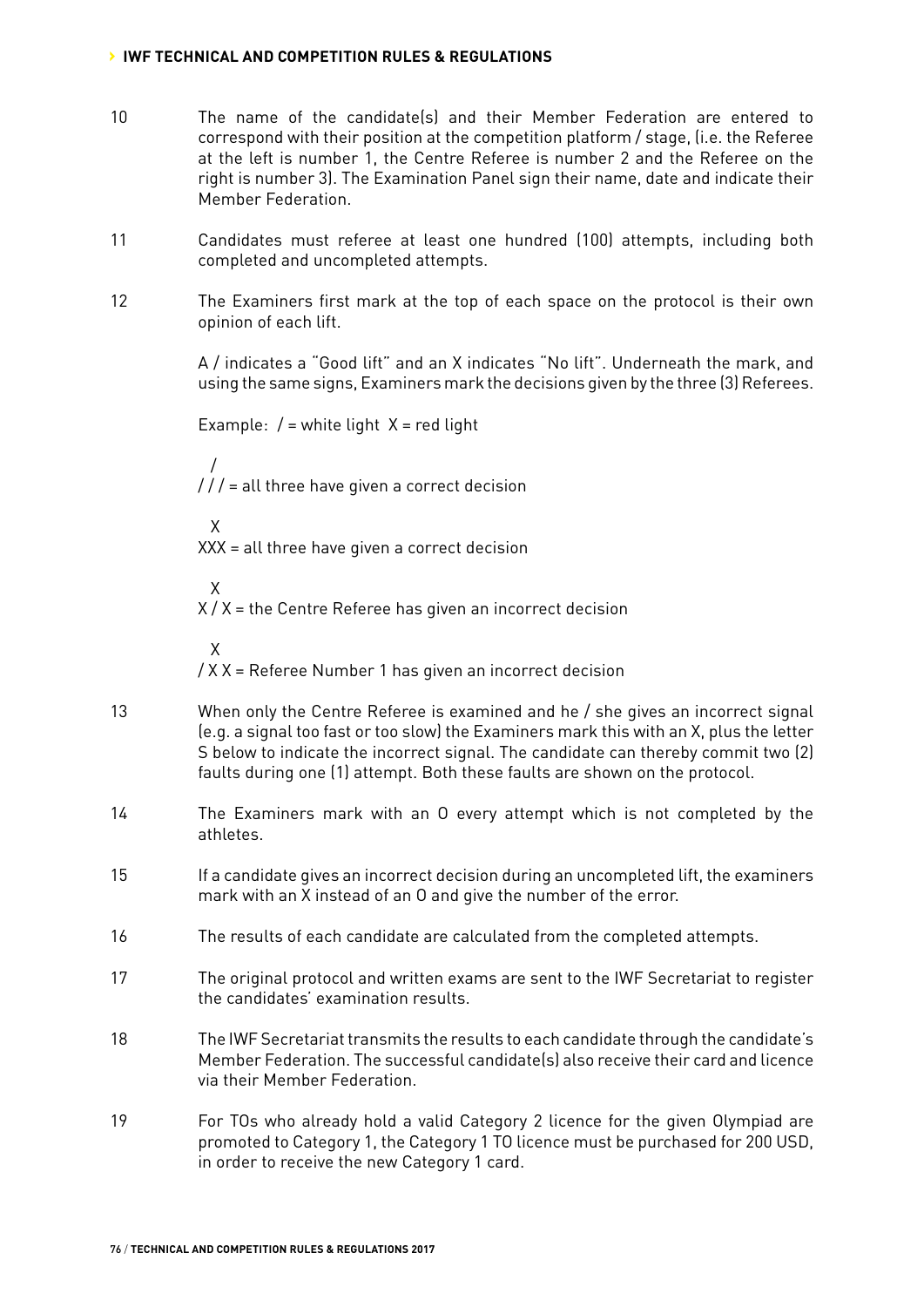10 The name of the candidate(s) and their Member Federation are entered to correspond with their position at the competition platform / stage, (i.e. the Referee at the left is number 1, the Centre Referee is number 2 and the Referee on the right is number 3). The Examination Panel sign their name, date and indicate their Member Federation.

11 Candidates must referee at least one hundred (100) attempts, including both completed and uncompleted attempts.

12 The Examiners first mark at the top of each space on the protocol is their own opinion of each lift.

A / indicates a "Good lift" and an X indicates "No lift". Underneath the mark, and using the same signs, Examiners mark the decisions given by the three (3) Referees.

Example: / = white light X = red light

/
/ / / = all three have given a correct decision

X
XXX = all three have given a correct decision

X
X / X = the Centre Referee has given an incorrect decision

X
/ X X = Referee Number 1 has given an incorrect decision

13 When only the Centre Referee is examined and he / she gives an incorrect signal (e.g. a signal too fast or too slow) the Examiners mark this with an X, plus the letter S below to indicate the incorrect signal. The candidate can thereby commit two (2) faults during one (1) attempt. Both these faults are shown on the protocol.

14 The Examiners mark with an O every attempt which is not completed by the athletes.

15 If a candidate gives an incorrect decision during an uncompleted lift, the examiners mark with an X instead of an O and give the number of the error.

16 The results of each candidate are calculated from the completed attempts.

17 The original protocol and written exams are sent to the IWF Secretariat to register the candidates' examination results.

18 The IWF Secretariat transmits the results to each candidate through the candidate's Member Federation. The successful candidate(s) also receive their card and licence via their Member Federation.

19 For TOs who already hold a valid Category 2 licence for the given Olympiad are promoted to Category 1, the Category 1 TO licence must be purchased for 200 USD, in order to receive the new Category 1 card.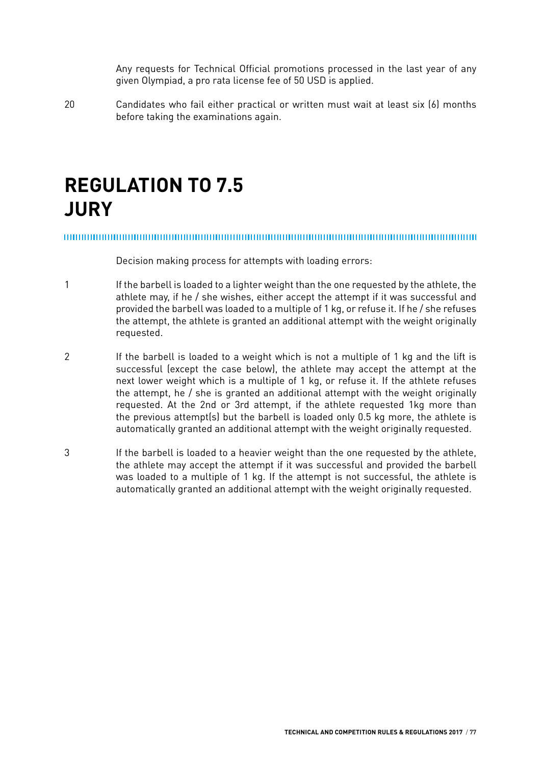Any requests for Technical Official promotions processed in the last year of any given Olympiad, a pro rata license fee of 50 USD is applied.

20 Candidates who fail either practical or written must wait at least six (6) months before taking the examinations again.

# REGULATION TO 7.5 JURY

Decision making process for attempts with loading errors:

1 If the barbell is loaded to a lighter weight than the one requested by the athlete, the athlete may, if he / she wishes, either accept the attempt if it was successful and provided the barbell was loaded to a multiple of 1 kg, or refuse it. If he / she refuses the attempt, the athlete is granted an additional attempt with the weight originally requested.

2 If the barbell is loaded to a weight which is not a multiple of 1 kg and the lift is successful (except the case below), the athlete may accept the attempt at the next lower weight which is a multiple of 1 kg, or refuse it. If the athlete refuses the attempt, he / she is granted an additional attempt with the weight originally requested. At the 2nd or 3rd attempt, if the athlete requested 1kg more than the previous attempt(s) but the barbell is loaded only 0.5 kg more, the athlete is automatically granted an additional attempt with the weight originally requested.

3 If the barbell is loaded to a heavier weight than the one requested by the athlete, the athlete may accept the attempt if it was successful and provided the barbell was loaded to a multiple of 1 kg. If the attempt is not successful, the athlete is automatically granted an additional attempt with the weight originally requested.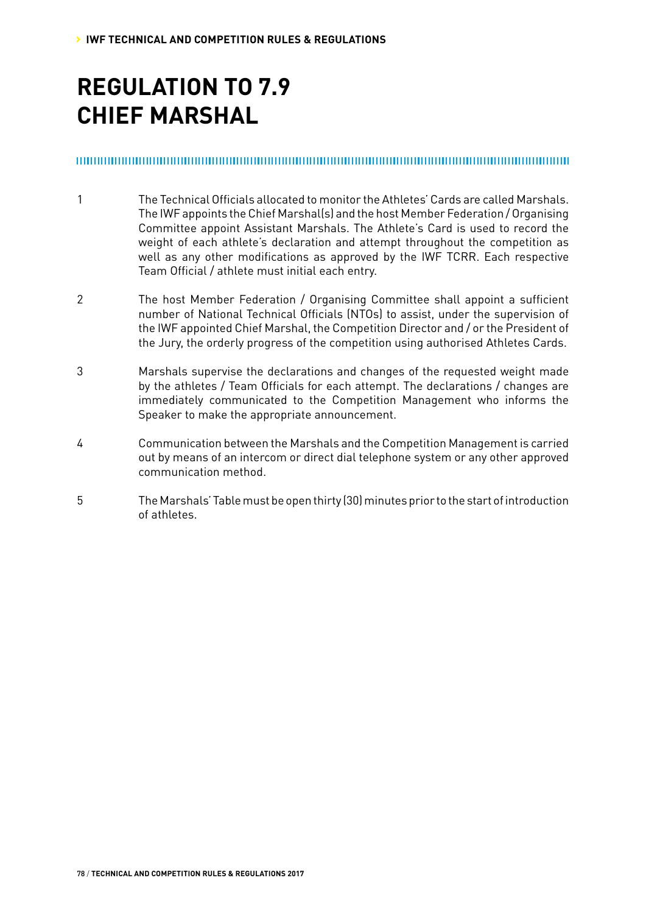# REGULATION TO 7.9 CHIEF MARSHAL

1. The Technical Officials allocated to monitor the Athletes' Cards are called Marshals. The IWF appoints the Chief Marshal(s) and the host Member Federation / Organising Committee appoint Assistant Marshals. The Athlete's Card is used to record the weight of each athlete's declaration and attempt throughout the competition as well as any other modifications as approved by the IWF TCRR. Each respective Team Official / athlete must initial each entry.

2. The host Member Federation / Organising Committee shall appoint a sufficient number of National Technical Officials (NTOs) to assist, under the supervision of the IWF appointed Chief Marshal, the Competition Director and / or the President of the Jury, the orderly progress of the competition using authorised Athletes Cards.

3. Marshals supervise the declarations and changes of the requested weight made by the athletes / Team Officials for each attempt. The declarations / changes are immediately communicated to the Competition Management who informs the Speaker to make the appropriate announcement.

4. Communication between the Marshals and the Competition Management is carried out by means of an intercom or direct dial telephone system or any other approved communication method.

5. The Marshals' Table must be open thirty (30) minutes prior to the start of introduction of athletes.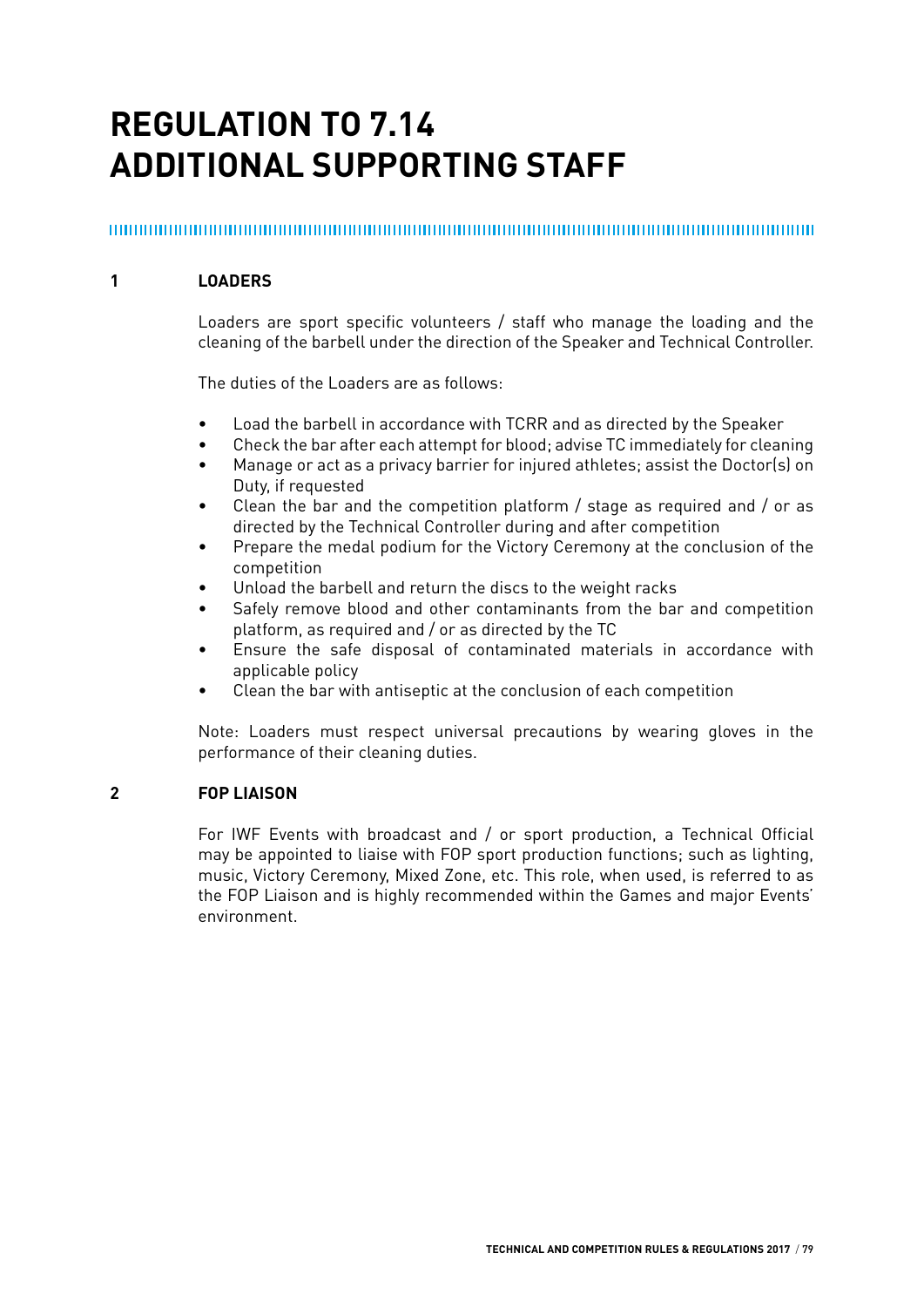# REGULATION TO 7.14 ADDITIONAL SUPPORTING STAFF

## 1 LOADERS

Loaders are sport specific volunteers / staff who manage the loading and the cleaning of the barbell under the direction of the Speaker and Technical Controller.

The duties of the Loaders are as follows:

- Load the barbell in accordance with TCRR and as directed by the Speaker
- Check the bar after each attempt for blood; advise TC immediately for cleaning
- Manage or act as a privacy barrier for injured athletes; assist the Doctor(s) on Duty, if requested
- Clean the bar and the competition platform / stage as required and / or as directed by the Technical Controller during and after competition
- Prepare the medal podium for the Victory Ceremony at the conclusion of the competition
- Unload the barbell and return the discs to the weight racks
- Safely remove blood and other contaminants from the bar and competition platform, as required and / or as directed by the TC
- Ensure the safe disposal of contaminated materials in accordance with applicable policy
- Clean the bar with antiseptic at the conclusion of each competition

Note: Loaders must respect universal precautions by wearing gloves in the performance of their cleaning duties.

## 2 FOP LIAISON

For IWF Events with broadcast and / or sport production, a Technical Official may be appointed to liaise with FOP sport production functions; such as lighting, music, Victory Ceremony, Mixed Zone, etc. This role, when used, is referred to as the FOP Liaison and is highly recommended within the Games and major Events' environment.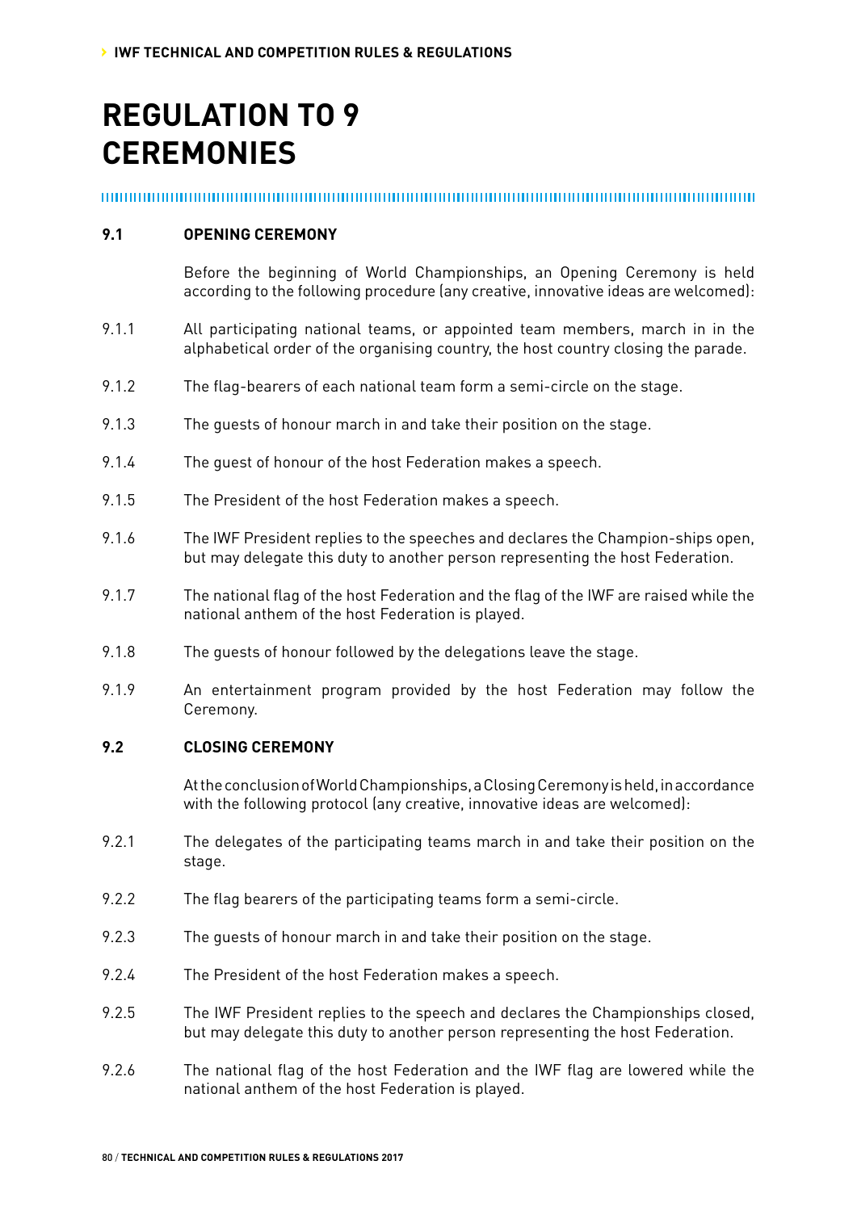# REGULATION TO 9 CEREMONIES

## 9.1 OPENING CEREMONY

Before the beginning of World Championships, an Opening Ceremony is held according to the following procedure (any creative, innovative ideas are welcomed):

9.1.1 All participating national teams, or appointed team members, march in in the alphabetical order of the organising country, the host country closing the parade.

9.1.2 The flag-bearers of each national team form a semi-circle on the stage.

9.1.3 The guests of honour march in and take their position on the stage.

9.1.4 The guest of honour of the host Federation makes a speech.

9.1.5 The President of the host Federation makes a speech.

9.1.6 The IWF President replies to the speeches and declares the Champion-ships open, but may delegate this duty to another person representing the host Federation.

9.1.7 The national flag of the host Federation and the flag of the IWF are raised while the national anthem of the host Federation is played.

9.1.8 The guests of honour followed by the delegations leave the stage.

9.1.9 An entertainment program provided by the host Federation may follow the Ceremony.

## 9.2 CLOSING CEREMONY

At the conclusion of World Championships, a Closing Ceremony is held, in accordance with the following protocol (any creative, innovative ideas are welcomed):

9.2.1 The delegates of the participating teams march in and take their position on the stage.

9.2.2 The flag bearers of the participating teams form a semi-circle.

9.2.3 The guests of honour march in and take their position on the stage.

9.2.4 The President of the host Federation makes a speech.

9.2.5 The IWF President replies to the speech and declares the Championships closed, but may delegate this duty to another person representing the host Federation.

9.2.6 The national flag of the host Federation and the IWF flag are lowered while the national anthem of the host Federation is played.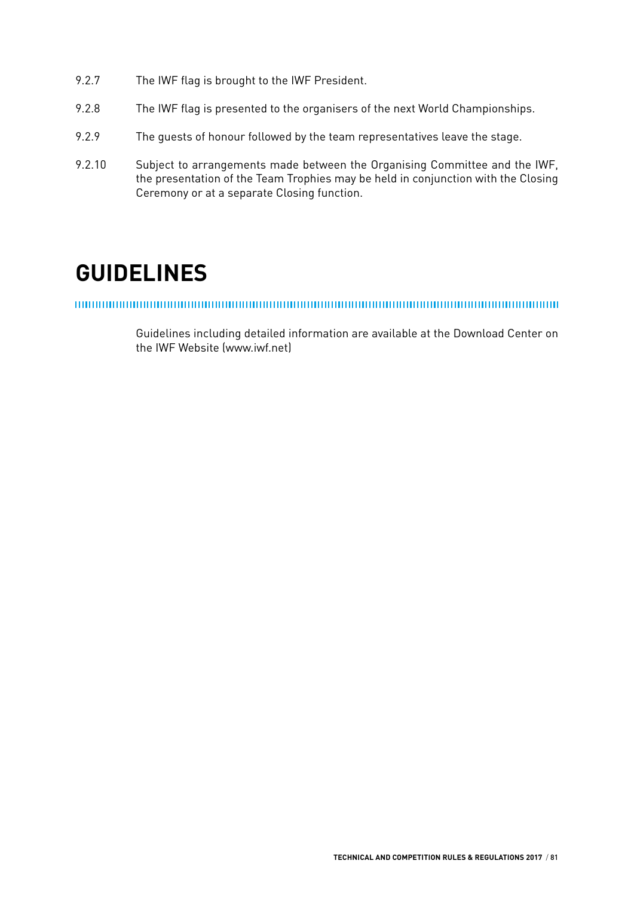9.2.7 The IWF flag is brought to the IWF President.

9.2.8 The IWF flag is presented to the organisers of the next World Championships.

9.2.9 The guests of honour followed by the team representatives leave the stage.

9.2.10 Subject to arrangements made between the Organising Committee and the IWF, the presentation of the Team Trophies may be held in conjunction with the Closing Ceremony or at a separate Closing function.

# GUIDELINES

Guidelines including detailed information are available at the Download Center on the IWF Website (www.iwf.net)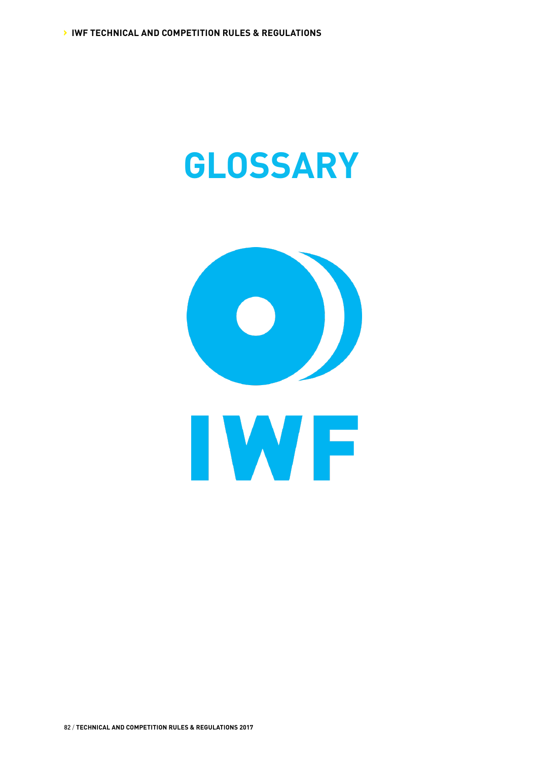# GLOSSARY

IWF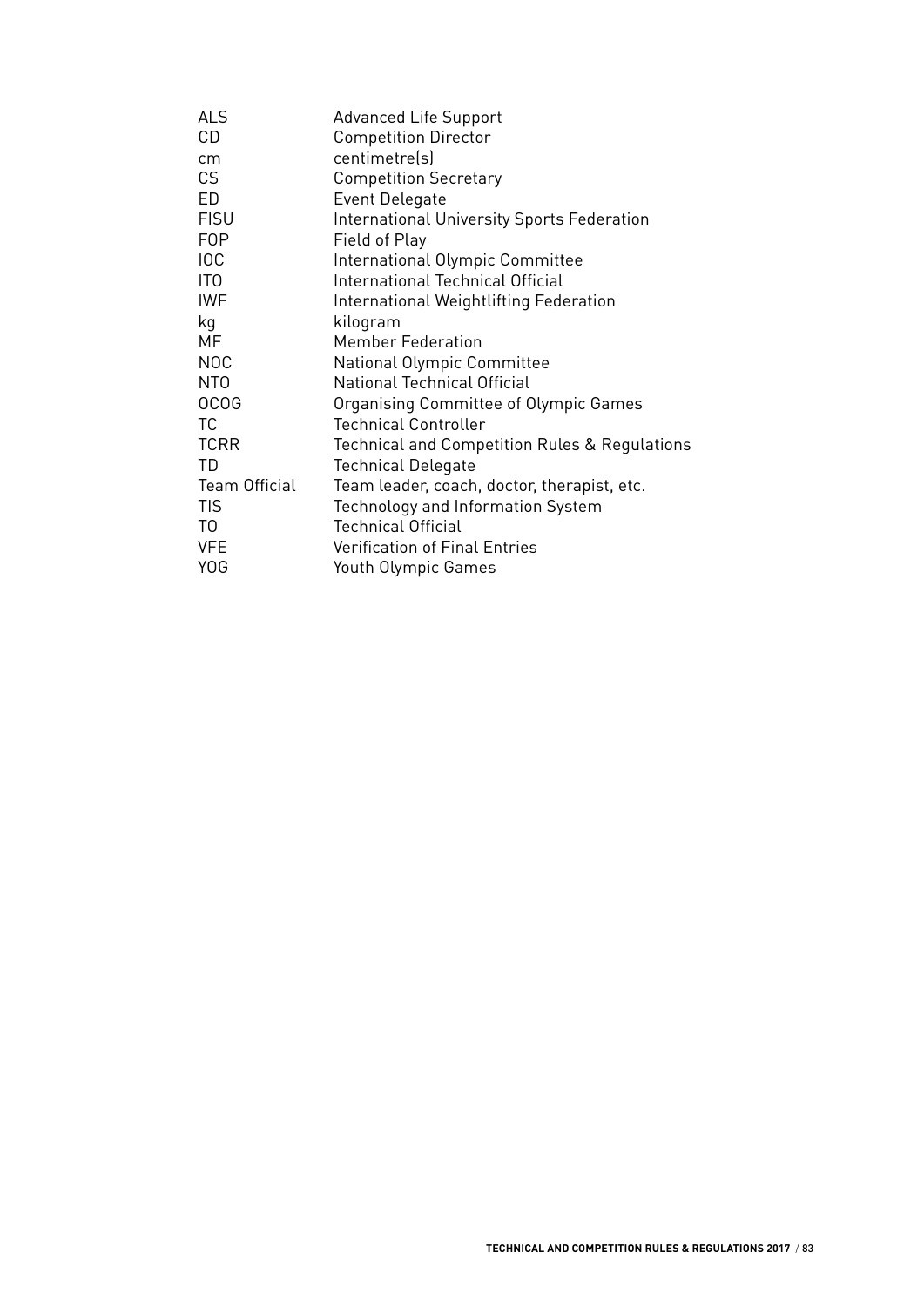| | |
|---|---|
| ALS | Advanced Life Support |
| CD | Competition Director |
| cm | centimetre(s) |
| CS | Competition Secretary |
| ED | Event Delegate |
| FISU | International University Sports Federation |
| FOP | Field of Play |
| IOC | International Olympic Committee |
| ITO | International Technical Official |
| IWF | International Weightlifting Federation |
| kg | kilogram |
| MF | Member Federation |
| NOC | National Olympic Committee |
| NTO | National Technical Official |
| OCOG | Organising Committee of Olympic Games |
| TC | Technical Controller |
| TCRR | Technical and Competition Rules & Regulations |
| TD | Technical Delegate |
| Team Official | Team leader, coach, doctor, therapist, etc. |
| TIS | Technology and Information System |
| TO | Technical Official |
| VFE | Verification of Final Entries |
| YOG | Youth Olympic Games |